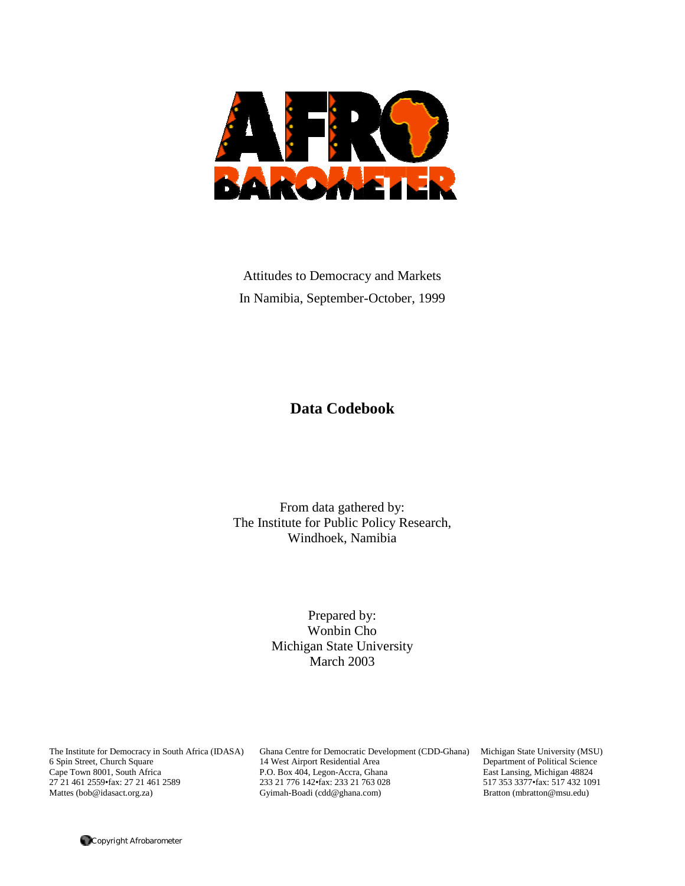AFRO BAROMETER

Attitudes to Democracy and Markets
In Namibia, September-October, 1999

# Data Codebook

From data gathered by:
The Institute for Public Policy Research,
Windhoek, Namibia

Prepared by:
Wonbin Cho
Michigan State University
March 2003

The Institute for Democracy in South Africa (IDASA)
6 Spin Street, Church Square
Cape Town 8001, South Africa
27 21 461 2559•fax: 27 21 461 2589
Mattes (bob@idasact.org.za)

Ghana Centre for Democratic Development (CDD-Ghana)
14 West Airport Residential Area
P.O. Box 404, Legon-Accra, Ghana
233 21 776 142•fax: 233 21 763 028
Gyimah-Boadi (cdd@ghana.com)

Michigan State University (MSU)
Department of Political Science
East Lansing, Michigan 48824
517 353 3377•fax: 517 432 1091
Bratton (mbratton@msu.edu)

Copyright Afrobarometer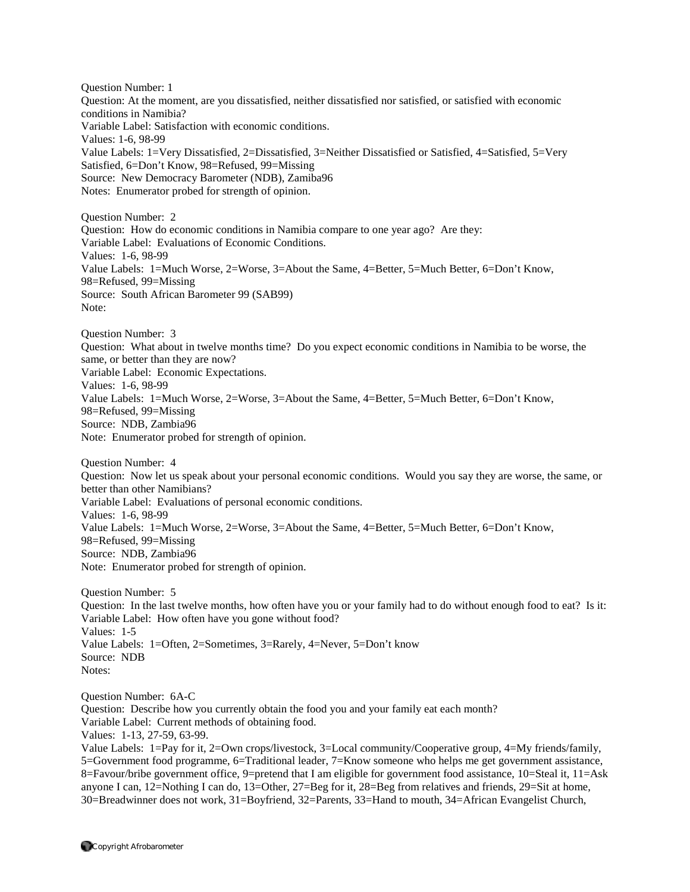Question Number: 1
Question: At the moment, are you dissatisfied, neither dissatisfied nor satisfied, or satisfied with economic conditions in Namibia?
Variable Label: Satisfaction with economic conditions.
Values: 1-6, 98-99
Value Labels: 1=Very Dissatisfied, 2=Dissatisfied, 3=Neither Dissatisfied or Satisfied, 4=Satisfied, 5=Very Satisfied, 6=Don't Know, 98=Refused, 99=Missing
Source: New Democracy Barometer (NDB), Zamiba96
Notes: Enumerator probed for strength of opinion.

Question Number: 2
Question: How do economic conditions in Namibia compare to one year ago? Are they:
Variable Label: Evaluations of Economic Conditions.
Values: 1-6, 98-99
Value Labels: 1=Much Worse, 2=Worse, 3=About the Same, 4=Better, 5=Much Better, 6=Don't Know, 98=Refused, 99=Missing
Source: South African Barometer 99 (SAB99)
Note:

Question Number: 3
Question: What about in twelve months time? Do you expect economic conditions in Namibia to be worse, the same, or better than they are now?
Variable Label: Economic Expectations.
Values: 1-6, 98-99
Value Labels: 1=Much Worse, 2=Worse, 3=About the Same, 4=Better, 5=Much Better, 6=Don't Know, 98=Refused, 99=Missing
Source: NDB, Zambia96
Note: Enumerator probed for strength of opinion.

Question Number: 4
Question: Now let us speak about your personal economic conditions. Would you say they are worse, the same, or better than other Namibians?
Variable Label: Evaluations of personal economic conditions.
Values: 1-6, 98-99
Value Labels: 1=Much Worse, 2=Worse, 3=About the Same, 4=Better, 5=Much Better, 6=Don't Know, 98=Refused, 99=Missing
Source: NDB, Zambia96
Note: Enumerator probed for strength of opinion.

Question Number: 5
Question: In the last twelve months, how often have you or your family had to do without enough food to eat? Is it:
Variable Label: How often have you gone without food?
Values: 1-5
Value Labels: 1=Often, 2=Sometimes, 3=Rarely, 4=Never, 5=Don't know
Source: NDB
Notes:

Question Number: 6A-C
Question: Describe how you currently obtain the food you and your family eat each month?
Variable Label: Current methods of obtaining food.
Values: 1-13, 27-59, 63-99.
Value Labels: 1=Pay for it, 2=Own crops/livestock, 3=Local community/Cooperative group, 4=My friends/family, 5=Government food programme, 6=Traditional leader, 7=Know someone who helps me get government assistance, 8=Favour/bribe government office, 9=pretend that I am eligible for government food assistance, 10=Steal it, 11=Ask anyone I can, 12=Nothing I can do, 13=Other, 27=Beg for it, 28=Beg from relatives and friends, 29=Sit at home, 30=Breadwinner does not work, 31=Boyfriend, 32=Parents, 33=Hand to mouth, 34=African Evangelist Church,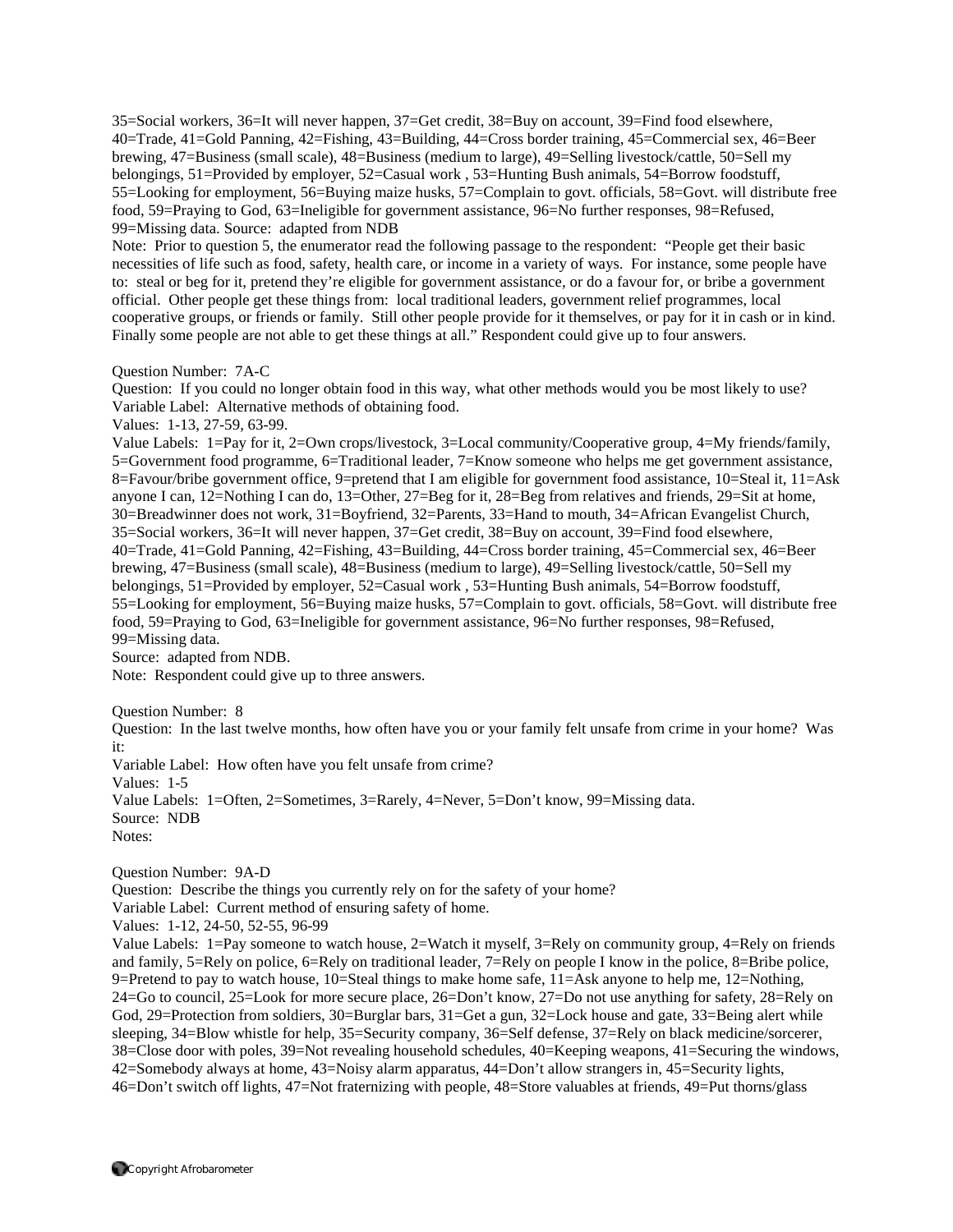35=Social workers, 36=It will never happen, 37=Get credit, 38=Buy on account, 39=Find food elsewhere, 40=Trade, 41=Gold Panning, 42=Fishing, 43=Building, 44=Cross border training, 45=Commercial sex, 46=Beer brewing, 47=Business (small scale), 48=Business (medium to large), 49=Selling livestock/cattle, 50=Sell my belongings, 51=Provided by employer, 52=Casual work , 53=Hunting Bush animals, 54=Borrow foodstuff, 55=Looking for employment, 56=Buying maize husks, 57=Complain to govt. officials, 58=Govt. will distribute free food, 59=Praying to God, 63=Ineligible for government assistance, 96=No further responses, 98=Refused, 99=Missing data. Source: adapted from NDB

Note: Prior to question 5, the enumerator read the following passage to the respondent: "People get their basic necessities of life such as food, safety, health care, or income in a variety of ways. For instance, some people have to: steal or beg for it, pretend they're eligible for government assistance, or do a favour for, or bribe a government official. Other people get these things from: local traditional leaders, government relief programmes, local cooperative groups, or friends or family. Still other people provide for it themselves, or pay for it in cash or in kind. Finally some people are not able to get these things at all." Respondent could give up to four answers.

Question Number: 7A-C

Question: If you could no longer obtain food in this way, what other methods would you be most likely to use?

Variable Label: Alternative methods of obtaining food.

Values: 1-13, 27-59, 63-99.

Value Labels: 1=Pay for it, 2=Own crops/livestock, 3=Local community/Cooperative group, 4=My friends/family, 5=Government food programme, 6=Traditional leader, 7=Know someone who helps me get government assistance, 8=Favour/bribe government office, 9=pretend that I am eligible for government food assistance, 10=Steal it, 11=Ask anyone I can, 12=Nothing I can do, 13=Other, 27=Beg for it, 28=Beg from relatives and friends, 29=Sit at home, 30=Breadwinner does not work, 31=Boyfriend, 32=Parents, 33=Hand to mouth, 34=African Evangelist Church, 35=Social workers, 36=It will never happen, 37=Get credit, 38=Buy on account, 39=Find food elsewhere, 40=Trade, 41=Gold Panning, 42=Fishing, 43=Building, 44=Cross border training, 45=Commercial sex, 46=Beer brewing, 47=Business (small scale), 48=Business (medium to large), 49=Selling livestock/cattle, 50=Sell my belongings, 51=Provided by employer, 52=Casual work , 53=Hunting Bush animals, 54=Borrow foodstuff, 55=Looking for employment, 56=Buying maize husks, 57=Complain to govt. officials, 58=Govt. will distribute free food, 59=Praying to God, 63=Ineligible for government assistance, 96=No further responses, 98=Refused, 99=Missing data.

Source: adapted from NDB.

Note: Respondent could give up to three answers.

Question Number: 8

Question: In the last twelve months, how often have you or your family felt unsafe from crime in your home? Was it:

Variable Label: How often have you felt unsafe from crime?

Values: 1-5

Value Labels: 1=Often, 2=Sometimes, 3=Rarely, 4=Never, 5=Don't know, 99=Missing data.

Source: NDB

Notes:

Question Number: 9A-D

Question: Describe the things you currently rely on for the safety of your home?

Variable Label: Current method of ensuring safety of home.

Values: 1-12, 24-50, 52-55, 96-99

Value Labels: 1=Pay someone to watch house, 2=Watch it myself, 3=Rely on community group, 4=Rely on friends and family, 5=Rely on police, 6=Rely on traditional leader, 7=Rely on people I know in the police, 8=Bribe police, 9=Pretend to pay to watch house, 10=Steal things to make home safe, 11=Ask anyone to help me, 12=Nothing, 24=Go to council, 25=Look for more secure place, 26=Don't know, 27=Do not use anything for safety, 28=Rely on God, 29=Protection from soldiers, 30=Burglar bars, 31=Get a gun, 32=Lock house and gate, 33=Being alert while sleeping, 34=Blow whistle for help, 35=Security company, 36=Self defense, 37=Rely on black medicine/sorcerer, 38=Close door with poles, 39=Not revealing household schedules, 40=Keeping weapons, 41=Securing the windows, 42=Somebody always at home, 43=Noisy alarm apparatus, 44=Don't allow strangers in, 45=Security lights, 46=Don't switch off lights, 47=Not fraternizing with people, 48=Store valuables at friends, 49=Put thorns/glass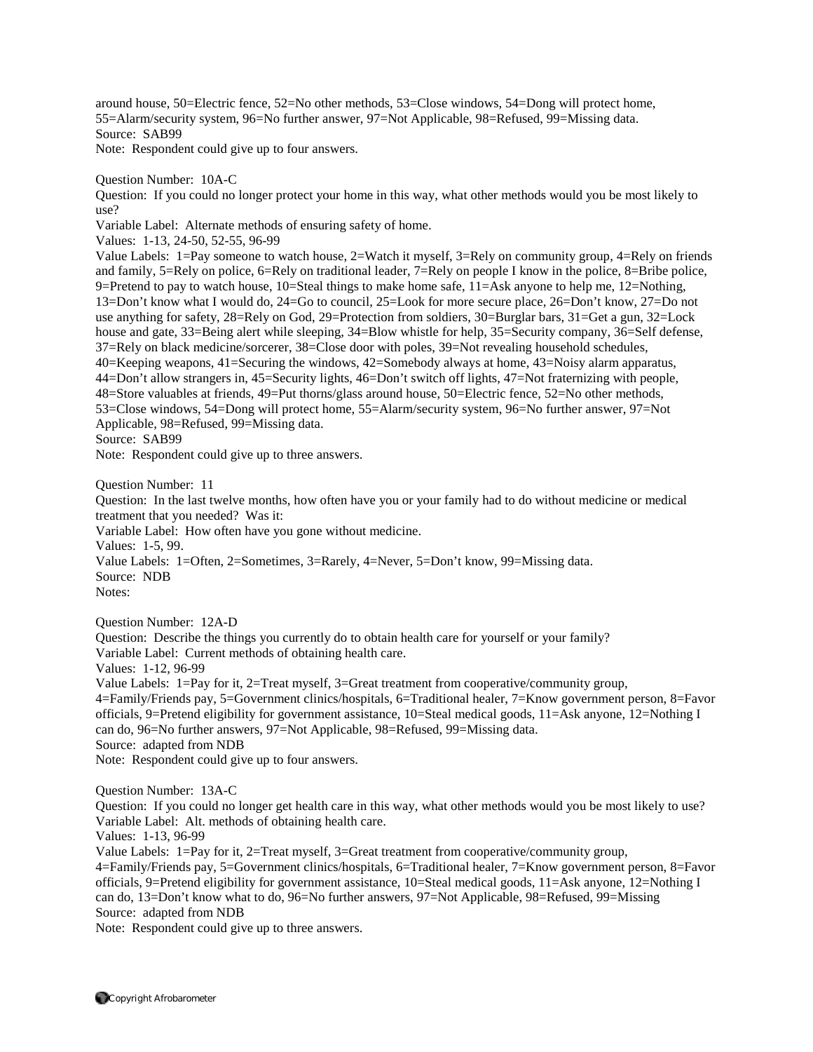around house, 50=Electric fence, 52=No other methods, 53=Close windows, 54=Dong will protect home, 55=Alarm/security system, 96=No further answer, 97=Not Applicable, 98=Refused, 99=Missing data.
Source: SAB99
Note: Respondent could give up to four answers.

Question Number: 10A-C
Question: If you could no longer protect your home in this way, what other methods would you be most likely to use?
Variable Label: Alternate methods of ensuring safety of home.
Values: 1-13, 24-50, 52-55, 96-99
Value Labels: 1=Pay someone to watch house, 2=Watch it myself, 3=Rely on community group, 4=Rely on friends and family, 5=Rely on police, 6=Rely on traditional leader, 7=Rely on people I know in the police, 8=Bribe police, 9=Pretend to pay to watch house, 10=Steal things to make home safe, 11=Ask anyone to help me, 12=Nothing, 13=Don't know what I would do, 24=Go to council, 25=Look for more secure place, 26=Don't know, 27=Do not use anything for safety, 28=Rely on God, 29=Protection from soldiers, 30=Burglar bars, 31=Get a gun, 32=Lock house and gate, 33=Being alert while sleeping, 34=Blow whistle for help, 35=Security company, 36=Self defense, 37=Rely on black medicine/sorcerer, 38=Close door with poles, 39=Not revealing household schedules, 40=Keeping weapons, 41=Securing the windows, 42=Somebody always at home, 43=Noisy alarm apparatus, 44=Don't allow strangers in, 45=Security lights, 46=Don't switch off lights, 47=Not fraternizing with people, 48=Store valuables at friends, 49=Put thorns/glass around house, 50=Electric fence, 52=No other methods, 53=Close windows, 54=Dong will protect home, 55=Alarm/security system, 96=No further answer, 97=Not Applicable, 98=Refused, 99=Missing data.
Source: SAB99
Note: Respondent could give up to three answers.

Question Number: 11
Question: In the last twelve months, how often have you or your family had to do without medicine or medical treatment that you needed? Was it:
Variable Label: How often have you gone without medicine.
Values: 1-5, 99.
Value Labels: 1=Often, 2=Sometimes, 3=Rarely, 4=Never, 5=Don't know, 99=Missing data.
Source: NDB
Notes:

Question Number: 12A-D
Question: Describe the things you currently do to obtain health care for yourself or your family?
Variable Label: Current methods of obtaining health care.
Values: 1-12, 96-99
Value Labels: 1=Pay for it, 2=Treat myself, 3=Great treatment from cooperative/community group, 4=Family/Friends pay, 5=Government clinics/hospitals, 6=Traditional healer, 7=Know government person, 8=Favor officials, 9=Pretend eligibility for government assistance, 10=Steal medical goods, 11=Ask anyone, 12=Nothing I can do, 96=No further answers, 97=Not Applicable, 98=Refused, 99=Missing data.
Source: adapted from NDB
Note: Respondent could give up to four answers.

Question Number: 13A-C
Question: If you could no longer get health care in this way, what other methods would you be most likely to use?
Variable Label: Alt. methods of obtaining health care.
Values: 1-13, 96-99
Value Labels: 1=Pay for it, 2=Treat myself, 3=Great treatment from cooperative/community group, 4=Family/Friends pay, 5=Government clinics/hospitals, 6=Traditional healer, 7=Know government person, 8=Favor officials, 9=Pretend eligibility for government assistance, 10=Steal medical goods, 11=Ask anyone, 12=Nothing I can do, 13=Don't know what to do, 96=No further answers, 97=Not Applicable, 98=Refused, 99=Missing
Source: adapted from NDB
Note: Respondent could give up to three answers.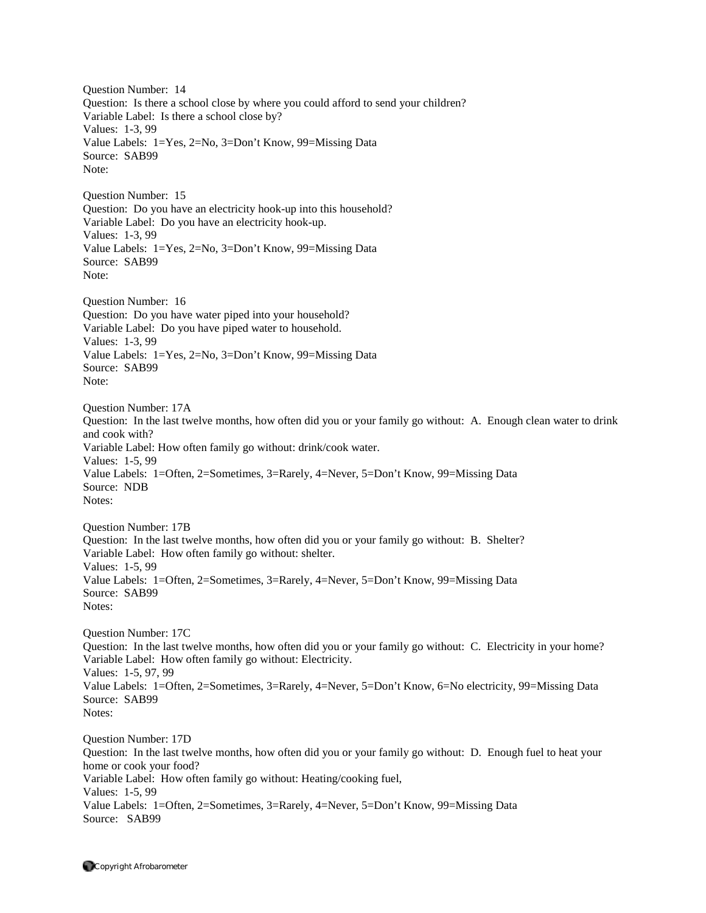Question Number: 14
Question: Is there a school close by where you could afford to send your children?
Variable Label: Is there a school close by?
Values: 1-3, 99
Value Labels: 1=Yes, 2=No, 3=Don't Know, 99=Missing Data
Source: SAB99
Note:

Question Number: 15
Question: Do you have an electricity hook-up into this household?
Variable Label: Do you have an electricity hook-up.
Values: 1-3, 99
Value Labels: 1=Yes, 2=No, 3=Don't Know, 99=Missing Data
Source: SAB99
Note:

Question Number: 16
Question: Do you have water piped into your household?
Variable Label: Do you have piped water to household.
Values: 1-3, 99
Value Labels: 1=Yes, 2=No, 3=Don't Know, 99=Missing Data
Source: SAB99
Note:

Question Number: 17A
Question: In the last twelve months, how often did you or your family go without: A. Enough clean water to drink and cook with?
Variable Label: How often family go without: drink/cook water.
Values: 1-5, 99
Value Labels: 1=Often, 2=Sometimes, 3=Rarely, 4=Never, 5=Don't Know, 99=Missing Data
Source: NDB
Notes:

Question Number: 17B
Question: In the last twelve months, how often did you or your family go without: B. Shelter?
Variable Label: How often family go without: shelter.
Values: 1-5, 99
Value Labels: 1=Often, 2=Sometimes, 3=Rarely, 4=Never, 5=Don't Know, 99=Missing Data
Source: SAB99
Notes:

Question Number: 17C
Question: In the last twelve months, how often did you or your family go without: C. Electricity in your home?
Variable Label: How often family go without: Electricity.
Values: 1-5, 97, 99
Value Labels: 1=Often, 2=Sometimes, 3=Rarely, 4=Never, 5=Don't Know, 6=No electricity, 99=Missing Data
Source: SAB99
Notes:

Question Number: 17D
Question: In the last twelve months, how often did you or your family go without: D. Enough fuel to heat your home or cook your food?
Variable Label: How often family go without: Heating/cooking fuel,
Values: 1-5, 99
Value Labels: 1=Often, 2=Sometimes, 3=Rarely, 4=Never, 5=Don't Know, 99=Missing Data
Source: SAB99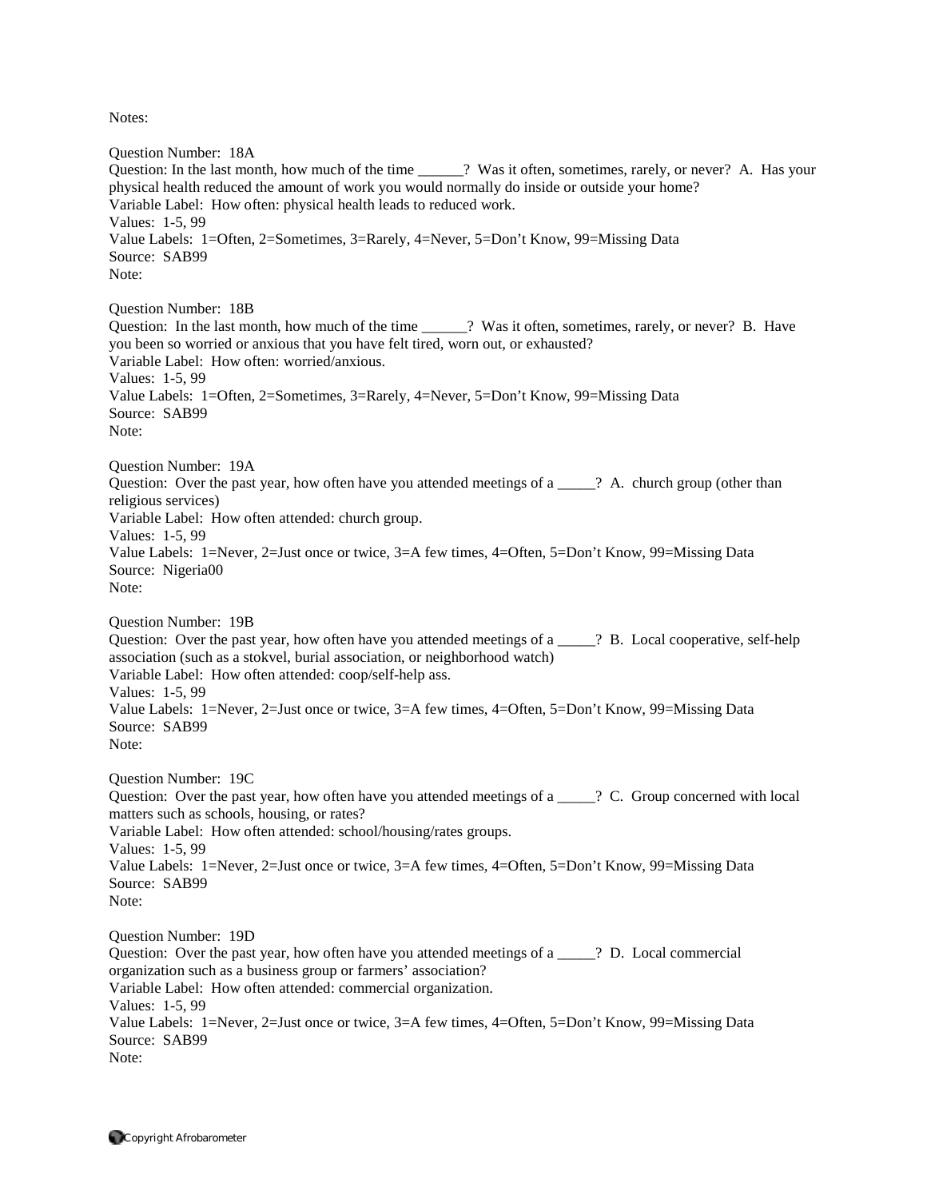Notes:

Question Number: 18A
Question: In the last month, how much of the time ______? Was it often, sometimes, rarely, or never? A. Has your physical health reduced the amount of work you would normally do inside or outside your home?
Variable Label: How often: physical health leads to reduced work.
Values: 1-5, 99
Value Labels: 1=Often, 2=Sometimes, 3=Rarely, 4=Never, 5=Don't Know, 99=Missing Data
Source: SAB99
Note:

Question Number: 18B
Question: In the last month, how much of the time ______? Was it often, sometimes, rarely, or never? B. Have you been so worried or anxious that you have felt tired, worn out, or exhausted?
Variable Label: How often: worried/anxious.
Values: 1-5, 99
Value Labels: 1=Often, 2=Sometimes, 3=Rarely, 4=Never, 5=Don't Know, 99=Missing Data
Source: SAB99
Note:

Question Number: 19A
Question: Over the past year, how often have you attended meetings of a _____? A. church group (other than religious services)
Variable Label: How often attended: church group.
Values: 1-5, 99
Value Labels: 1=Never, 2=Just once or twice, 3=A few times, 4=Often, 5=Don't Know, 99=Missing Data
Source: Nigeria00
Note:

Question Number: 19B
Question: Over the past year, how often have you attended meetings of a _____? B. Local cooperative, self-help association (such as a stokvel, burial association, or neighborhood watch)
Variable Label: How often attended: coop/self-help ass.
Values: 1-5, 99
Value Labels: 1=Never, 2=Just once or twice, 3=A few times, 4=Often, 5=Don't Know, 99=Missing Data
Source: SAB99
Note:

Question Number: 19C
Question: Over the past year, how often have you attended meetings of a _____? C. Group concerned with local matters such as schools, housing, or rates?
Variable Label: How often attended: school/housing/rates groups.
Values: 1-5, 99
Value Labels: 1=Never, 2=Just once or twice, 3=A few times, 4=Often, 5=Don't Know, 99=Missing Data
Source: SAB99
Note:

Question Number: 19D
Question: Over the past year, how often have you attended meetings of a _____? D. Local commercial organization such as a business group or farmers' association?
Variable Label: How often attended: commercial organization.
Values: 1-5, 99
Value Labels: 1=Never, 2=Just once or twice, 3=A few times, 4=Often, 5=Don't Know, 99=Missing Data
Source: SAB99
Note: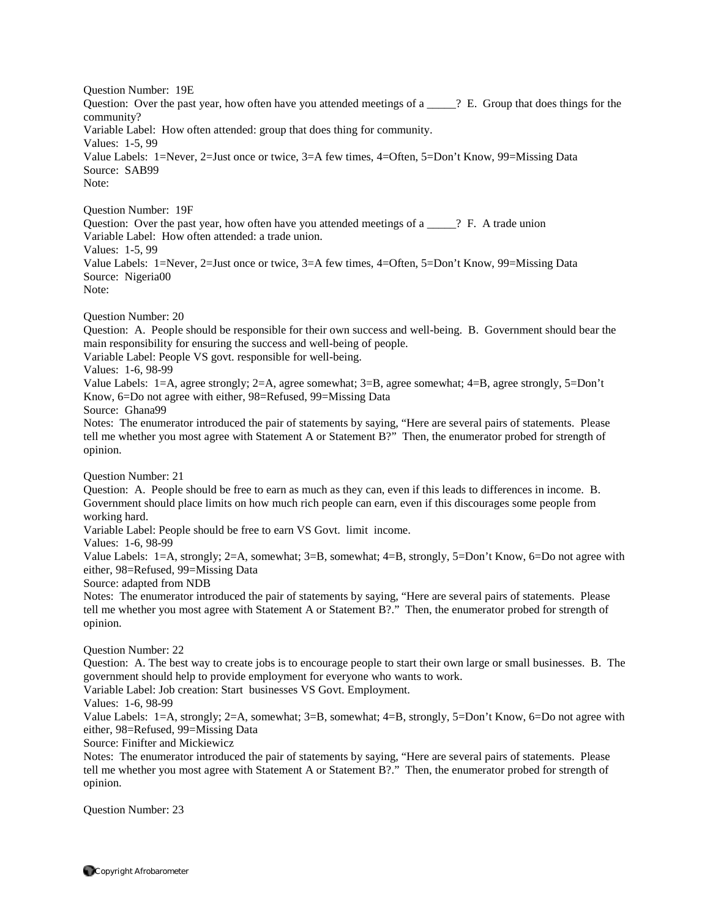Question Number: 19E
Question: Over the past year, how often have you attended meetings of a _____? E. Group that does things for the community?
Variable Label: How often attended: group that does thing for community.
Values: 1-5, 99
Value Labels: 1=Never, 2=Just once or twice, 3=A few times, 4=Often, 5=Don't Know, 99=Missing Data
Source: SAB99
Note:

Question Number: 19F
Question: Over the past year, how often have you attended meetings of a _____? F. A trade union
Variable Label: How often attended: a trade union.
Values: 1-5, 99
Value Labels: 1=Never, 2=Just once or twice, 3=A few times, 4=Often, 5=Don't Know, 99=Missing Data
Source: Nigeria00
Note:

Question Number: 20
Question: A. People should be responsible for their own success and well-being. B. Government should bear the main responsibility for ensuring the success and well-being of people.
Variable Label: People VS govt. responsible for well-being.
Values: 1-6, 98-99
Value Labels: 1=A, agree strongly; 2=A, agree somewhat; 3=B, agree somewhat; 4=B, agree strongly, 5=Don't Know, 6=Do not agree with either, 98=Refused, 99=Missing Data
Source: Ghana99
Notes: The enumerator introduced the pair of statements by saying, "Here are several pairs of statements. Please tell me whether you most agree with Statement A or Statement B?" Then, the enumerator probed for strength of opinion.

Question Number: 21
Question: A. People should be free to earn as much as they can, even if this leads to differences in income. B. Government should place limits on how much rich people can earn, even if this discourages some people from working hard.
Variable Label: People should be free to earn VS Govt. limit income.
Values: 1-6, 98-99
Value Labels: 1=A, strongly; 2=A, somewhat; 3=B, somewhat; 4=B, strongly, 5=Don't Know, 6=Do not agree with either, 98=Refused, 99=Missing Data
Source: adapted from NDB
Notes: The enumerator introduced the pair of statements by saying, "Here are several pairs of statements. Please tell me whether you most agree with Statement A or Statement B?." Then, the enumerator probed for strength of opinion.

Question Number: 22
Question: A. The best way to create jobs is to encourage people to start their own large or small businesses. B. The government should help to provide employment for everyone who wants to work.
Variable Label: Job creation: Start businesses VS Govt. Employment.
Values: 1-6, 98-99
Value Labels: 1=A, strongly; 2=A, somewhat; 3=B, somewhat; 4=B, strongly, 5=Don't Know, 6=Do not agree with either, 98=Refused, 99=Missing Data
Source: Finifter and Mickiewicz
Notes: The enumerator introduced the pair of statements by saying, "Here are several pairs of statements. Please tell me whether you most agree with Statement A or Statement B?." Then, the enumerator probed for strength of opinion.

Question Number: 23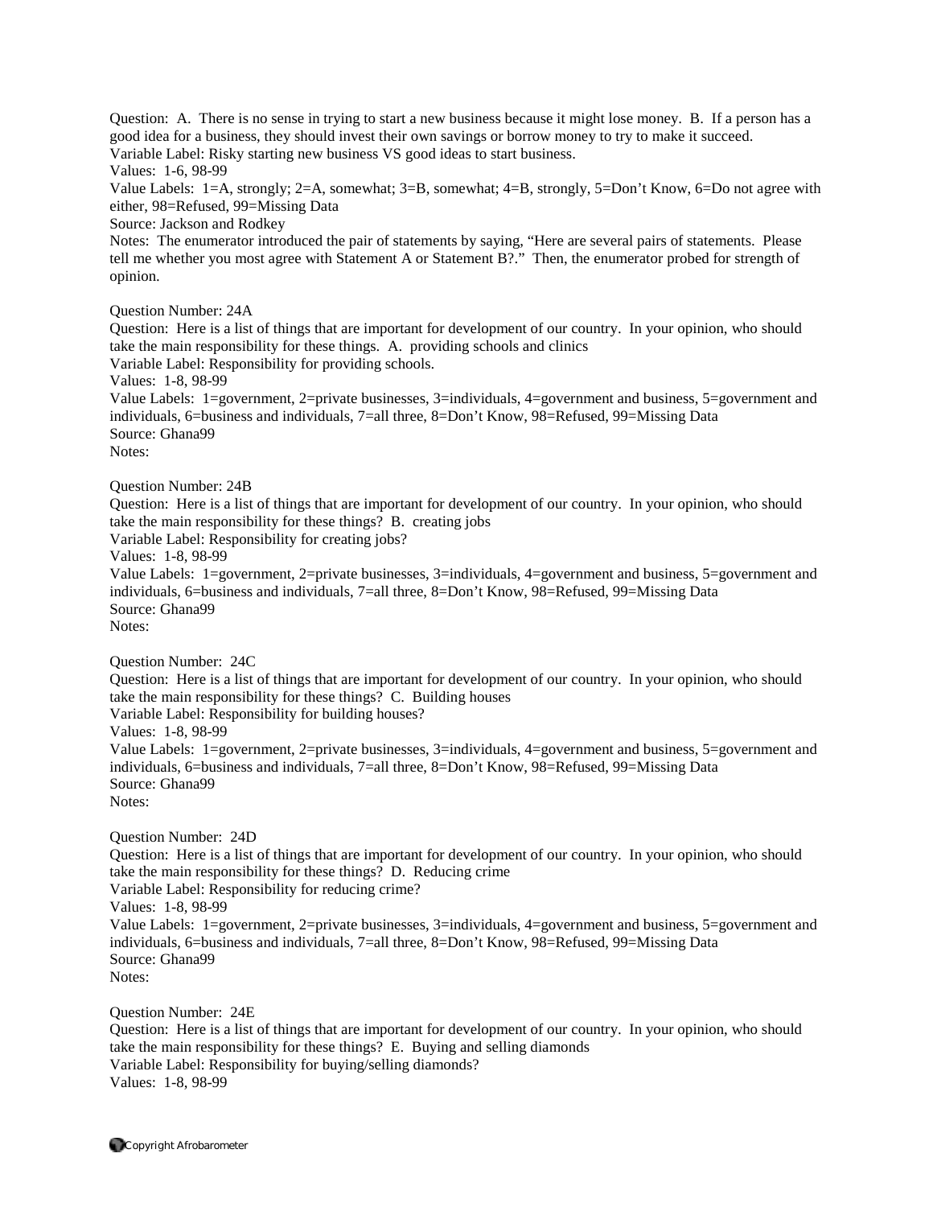Question: A. There is no sense in trying to start a new business because it might lose money. B. If a person has a good idea for a business, they should invest their own savings or borrow money to try to make it succeed.
Variable Label: Risky starting new business VS good ideas to start business.
Values: 1-6, 98-99
Value Labels: 1=A, strongly; 2=A, somewhat; 3=B, somewhat; 4=B, strongly, 5=Don't Know, 6=Do not agree with either, 98=Refused, 99=Missing Data
Source: Jackson and Rodkey
Notes: The enumerator introduced the pair of statements by saying, "Here are several pairs of statements. Please tell me whether you most agree with Statement A or Statement B?." Then, the enumerator probed for strength of opinion.

Question Number: 24A
Question: Here is a list of things that are important for development of our country. In your opinion, who should take the main responsibility for these things. A. providing schools and clinics
Variable Label: Responsibility for providing schools.
Values: 1-8, 98-99
Value Labels: 1=government, 2=private businesses, 3=individuals, 4=government and business, 5=government and individuals, 6=business and individuals, 7=all three, 8=Don't Know, 98=Refused, 99=Missing Data
Source: Ghana99
Notes:

Question Number: 24B
Question: Here is a list of things that are important for development of our country. In your opinion, who should take the main responsibility for these things? B. creating jobs
Variable Label: Responsibility for creating jobs?
Values: 1-8, 98-99
Value Labels: 1=government, 2=private businesses, 3=individuals, 4=government and business, 5=government and individuals, 6=business and individuals, 7=all three, 8=Don't Know, 98=Refused, 99=Missing Data
Source: Ghana99
Notes:

Question Number: 24C
Question: Here is a list of things that are important for development of our country. In your opinion, who should take the main responsibility for these things? C. Building houses
Variable Label: Responsibility for building houses?
Values: 1-8, 98-99
Value Labels: 1=government, 2=private businesses, 3=individuals, 4=government and business, 5=government and individuals, 6=business and individuals, 7=all three, 8=Don't Know, 98=Refused, 99=Missing Data
Source: Ghana99
Notes:

Question Number: 24D
Question: Here is a list of things that are important for development of our country. In your opinion, who should take the main responsibility for these things? D. Reducing crime
Variable Label: Responsibility for reducing crime?
Values: 1-8, 98-99
Value Labels: 1=government, 2=private businesses, 3=individuals, 4=government and business, 5=government and individuals, 6=business and individuals, 7=all three, 8=Don't Know, 98=Refused, 99=Missing Data
Source: Ghana99
Notes:

Question Number: 24E
Question: Here is a list of things that are important for development of our country. In your opinion, who should take the main responsibility for these things? E. Buying and selling diamonds
Variable Label: Responsibility for buying/selling diamonds?
Values: 1-8, 98-99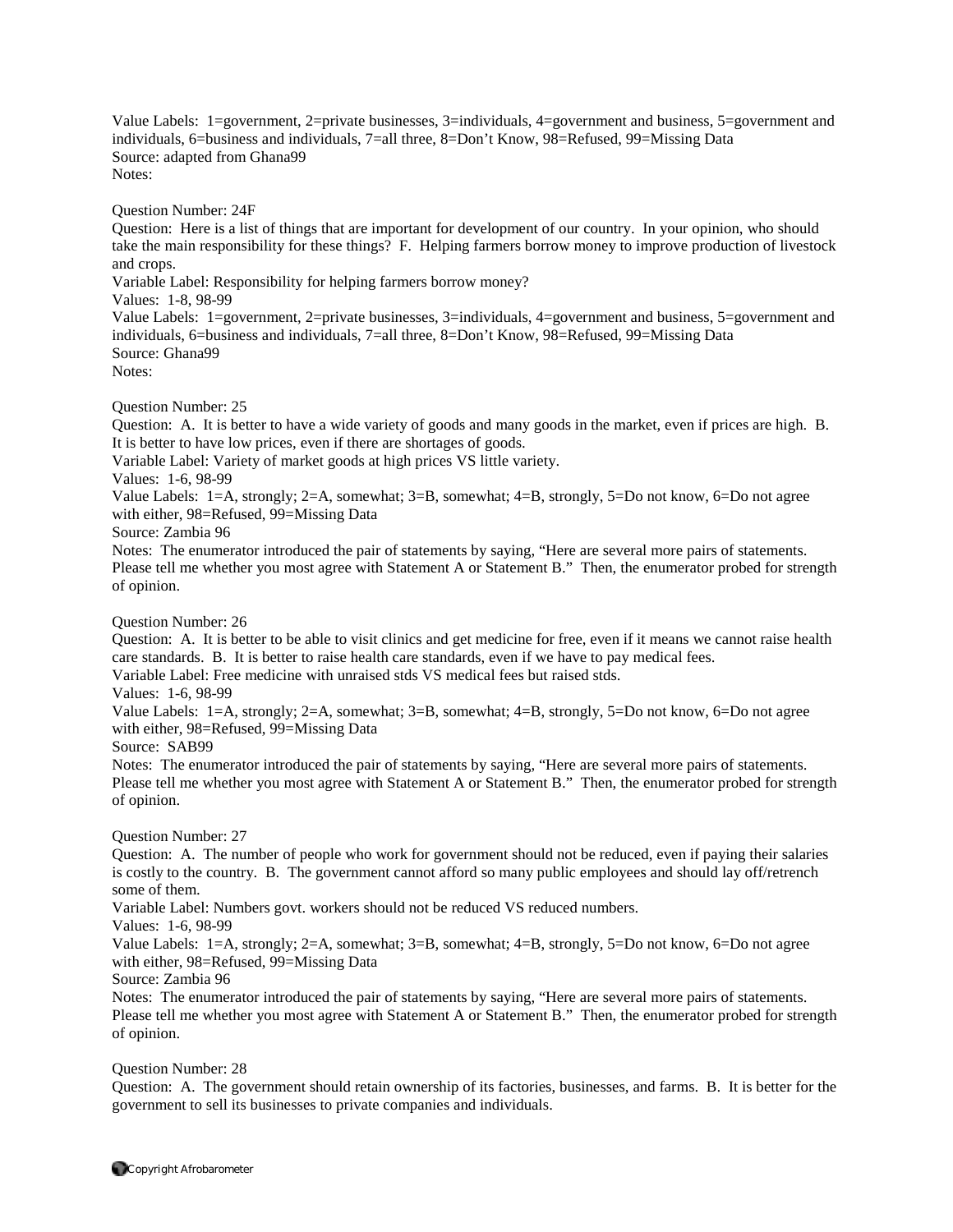Value Labels: 1=government, 2=private businesses, 3=individuals, 4=government and business, 5=government and individuals, 6=business and individuals, 7=all three, 8=Don't Know, 98=Refused, 99=Missing Data
Source: adapted from Ghana99
Notes:

Question Number: 24F
Question: Here is a list of things that are important for development of our country. In your opinion, who should take the main responsibility for these things? F. Helping farmers borrow money to improve production of livestock and crops.
Variable Label: Responsibility for helping farmers borrow money?
Values: 1-8, 98-99
Value Labels: 1=government, 2=private businesses, 3=individuals, 4=government and business, 5=government and individuals, 6=business and individuals, 7=all three, 8=Don't Know, 98=Refused, 99=Missing Data
Source: Ghana99
Notes:

Question Number: 25
Question: A. It is better to have a wide variety of goods and many goods in the market, even if prices are high. B. It is better to have low prices, even if there are shortages of goods.
Variable Label: Variety of market goods at high prices VS little variety.
Values: 1-6, 98-99
Value Labels: 1=A, strongly; 2=A, somewhat; 3=B, somewhat; 4=B, strongly, 5=Do not know, 6=Do not agree with either, 98=Refused, 99=Missing Data
Source: Zambia 96
Notes: The enumerator introduced the pair of statements by saying, "Here are several more pairs of statements. Please tell me whether you most agree with Statement A or Statement B." Then, the enumerator probed for strength of opinion.

Question Number: 26
Question: A. It is better to be able to visit clinics and get medicine for free, even if it means we cannot raise health care standards. B. It is better to raise health care standards, even if we have to pay medical fees.
Variable Label: Free medicine with unraised stds VS medical fees but raised stds.
Values: 1-6, 98-99
Value Labels: 1=A, strongly; 2=A, somewhat; 3=B, somewhat; 4=B, strongly, 5=Do not know, 6=Do not agree with either, 98=Refused, 99=Missing Data
Source: SAB99
Notes: The enumerator introduced the pair of statements by saying, "Here are several more pairs of statements. Please tell me whether you most agree with Statement A or Statement B." Then, the enumerator probed for strength of opinion.

Question Number: 27
Question: A. The number of people who work for government should not be reduced, even if paying their salaries is costly to the country. B. The government cannot afford so many public employees and should lay off/retrench some of them.
Variable Label: Numbers govt. workers should not be reduced VS reduced numbers.
Values: 1-6, 98-99
Value Labels: 1=A, strongly; 2=A, somewhat; 3=B, somewhat; 4=B, strongly, 5=Do not know, 6=Do not agree with either, 98=Refused, 99=Missing Data
Source: Zambia 96
Notes: The enumerator introduced the pair of statements by saying, "Here are several more pairs of statements. Please tell me whether you most agree with Statement A or Statement B." Then, the enumerator probed for strength of opinion.

Question Number: 28
Question: A. The government should retain ownership of its factories, businesses, and farms. B. It is better for the government to sell its businesses to private companies and individuals.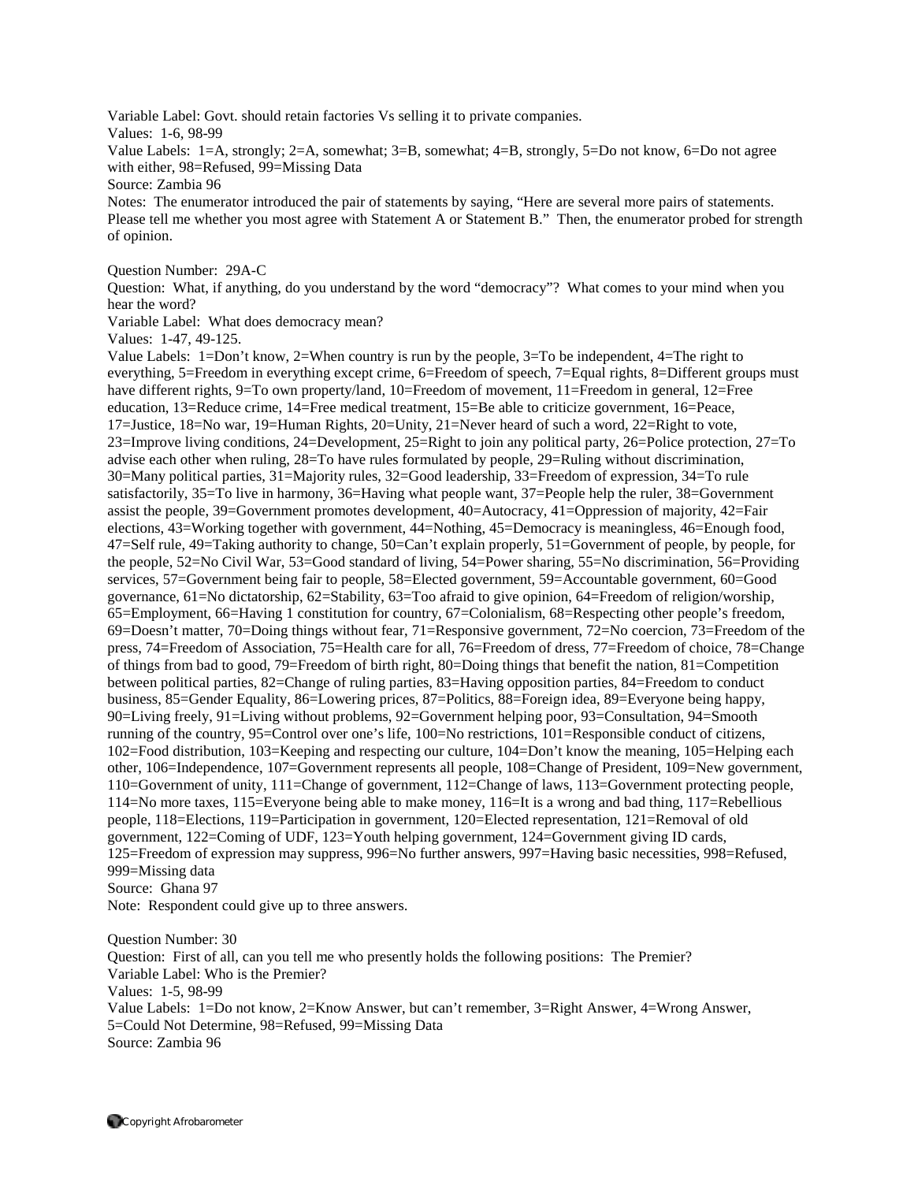Variable Label: Govt. should retain factories Vs selling it to private companies.
Values: 1-6, 98-99
Value Labels: 1=A, strongly; 2=A, somewhat; 3=B, somewhat; 4=B, strongly, 5=Do not know, 6=Do not agree with either, 98=Refused, 99=Missing Data
Source: Zambia 96
Notes: The enumerator introduced the pair of statements by saying, "Here are several more pairs of statements. Please tell me whether you most agree with Statement A or Statement B." Then, the enumerator probed for strength of opinion.

Question Number: 29A-C
Question: What, if anything, do you understand by the word "democracy"? What comes to your mind when you hear the word?
Variable Label: What does democracy mean?
Values: 1-47, 49-125.
Value Labels: 1=Don't know, 2=When country is run by the people, 3=To be independent, 4=The right to everything, 5=Freedom in everything except crime, 6=Freedom of speech, 7=Equal rights, 8=Different groups must have different rights, 9=To own property/land, 10=Freedom of movement, 11=Freedom in general, 12=Free education, 13=Reduce crime, 14=Free medical treatment, 15=Be able to criticize government, 16=Peace, 17=Justice, 18=No war, 19=Human Rights, 20=Unity, 21=Never heard of such a word, 22=Right to vote, 23=Improve living conditions, 24=Development, 25=Right to join any political party, 26=Police protection, 27=To advise each other when ruling, 28=To have rules formulated by people, 29=Ruling without discrimination, 30=Many political parties, 31=Majority rules, 32=Good leadership, 33=Freedom of expression, 34=To rule satisfactorily, 35=To live in harmony, 36=Having what people want, 37=People help the ruler, 38=Government assist the people, 39=Government promotes development, 40=Autocracy, 41=Oppression of majority, 42=Fair elections, 43=Working together with government, 44=Nothing, 45=Democracy is meaningless, 46=Enough food, 47=Self rule, 49=Taking authority to change, 50=Can't explain properly, 51=Government of people, by people, for the people, 52=No Civil War, 53=Good standard of living, 54=Power sharing, 55=No discrimination, 56=Providing services, 57=Government being fair to people, 58=Elected government, 59=Accountable government, 60=Good governance, 61=No dictatorship, 62=Stability, 63=Too afraid to give opinion, 64=Freedom of religion/worship, 65=Employment, 66=Having 1 constitution for country, 67=Colonialism, 68=Respecting other people's freedom, 69=Doesn't matter, 70=Doing things without fear, 71=Responsive government, 72=No coercion, 73=Freedom of the press, 74=Freedom of Association, 75=Health care for all, 76=Freedom of dress, 77=Freedom of choice, 78=Change of things from bad to good, 79=Freedom of birth right, 80=Doing things that benefit the nation, 81=Competition between political parties, 82=Change of ruling parties, 83=Having opposition parties, 84=Freedom to conduct business, 85=Gender Equality, 86=Lowering prices, 87=Politics, 88=Foreign idea, 89=Everyone being happy, 90=Living freely, 91=Living without problems, 92=Government helping poor, 93=Consultation, 94=Smooth running of the country, 95=Control over one's life, 100=No restrictions, 101=Responsible conduct of citizens, 102=Food distribution, 103=Keeping and respecting our culture, 104=Don't know the meaning, 105=Helping each other, 106=Independence, 107=Government represents all people, 108=Change of President, 109=New government, 110=Government of unity, 111=Change of government, 112=Change of laws, 113=Government protecting people, 114=No more taxes, 115=Everyone being able to make money, 116=It is a wrong and bad thing, 117=Rebellious people, 118=Elections, 119=Participation in government, 120=Elected representation, 121=Removal of old government, 122=Coming of UDF, 123=Youth helping government, 124=Government giving ID cards, 125=Freedom of expression may suppress, 996=No further answers, 997=Having basic necessities, 998=Refused, 999=Missing data
Source: Ghana 97
Note: Respondent could give up to three answers.

Question Number: 30
Question: First of all, can you tell me who presently holds the following positions: The Premier?
Variable Label: Who is the Premier?
Values: 1-5, 98-99
Value Labels: 1=Do not know, 2=Know Answer, but can't remember, 3=Right Answer, 4=Wrong Answer, 5=Could Not Determine, 98=Refused, 99=Missing Data
Source: Zambia 96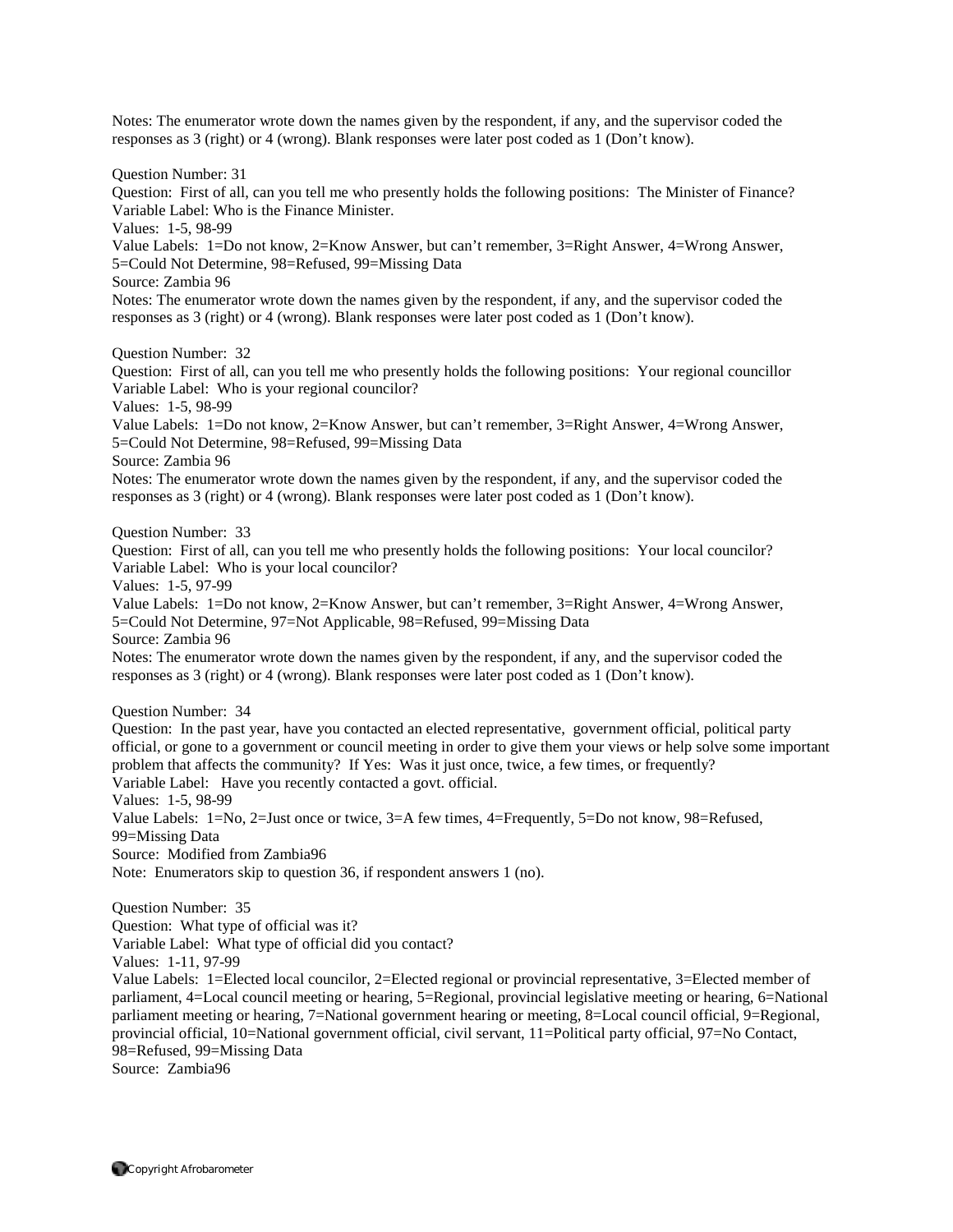Notes: The enumerator wrote down the names given by the respondent, if any, and the supervisor coded the responses as 3 (right) or 4 (wrong). Blank responses were later post coded as 1 (Don't know).

Question Number: 31
Question: First of all, can you tell me who presently holds the following positions: The Minister of Finance?
Variable Label: Who is the Finance Minister.
Values: 1-5, 98-99
Value Labels: 1=Do not know, 2=Know Answer, but can't remember, 3=Right Answer, 4=Wrong Answer, 5=Could Not Determine, 98=Refused, 99=Missing Data
Source: Zambia 96
Notes: The enumerator wrote down the names given by the respondent, if any, and the supervisor coded the responses as 3 (right) or 4 (wrong). Blank responses were later post coded as 1 (Don't know).

Question Number: 32
Question: First of all, can you tell me who presently holds the following positions: Your regional councillor
Variable Label: Who is your regional councilor?
Values: 1-5, 98-99
Value Labels: 1=Do not know, 2=Know Answer, but can't remember, 3=Right Answer, 4=Wrong Answer, 5=Could Not Determine, 98=Refused, 99=Missing Data
Source: Zambia 96
Notes: The enumerator wrote down the names given by the respondent, if any, and the supervisor coded the responses as 3 (right) or 4 (wrong). Blank responses were later post coded as 1 (Don't know).

Question Number: 33
Question: First of all, can you tell me who presently holds the following positions: Your local councilor?
Variable Label: Who is your local councilor?
Values: 1-5, 97-99
Value Labels: 1=Do not know, 2=Know Answer, but can't remember, 3=Right Answer, 4=Wrong Answer, 5=Could Not Determine, 97=Not Applicable, 98=Refused, 99=Missing Data
Source: Zambia 96
Notes: The enumerator wrote down the names given by the respondent, if any, and the supervisor coded the responses as 3 (right) or 4 (wrong). Blank responses were later post coded as 1 (Don't know).

Question Number: 34
Question: In the past year, have you contacted an elected representative, government official, political party official, or gone to a government or council meeting in order to give them your views or help solve some important problem that affects the community? If Yes: Was it just once, twice, a few times, or frequently?
Variable Label: Have you recently contacted a govt. official.
Values: 1-5, 98-99
Value Labels: 1=No, 2=Just once or twice, 3=A few times, 4=Frequently, 5=Do not know, 98=Refused, 99=Missing Data
Source: Modified from Zambia96
Note: Enumerators skip to question 36, if respondent answers 1 (no).

Question Number: 35
Question: What type of official was it?
Variable Label: What type of official did you contact?
Values: 1-11, 97-99
Value Labels: 1=Elected local councilor, 2=Elected regional or provincial representative, 3=Elected member of parliament, 4=Local council meeting or hearing, 5=Regional, provincial legislative meeting or hearing, 6=National parliament meeting or hearing, 7=National government hearing or meeting, 8=Local council official, 9=Regional, provincial official, 10=National government official, civil servant, 11=Political party official, 97=No Contact, 98=Refused, 99=Missing Data
Source: Zambia96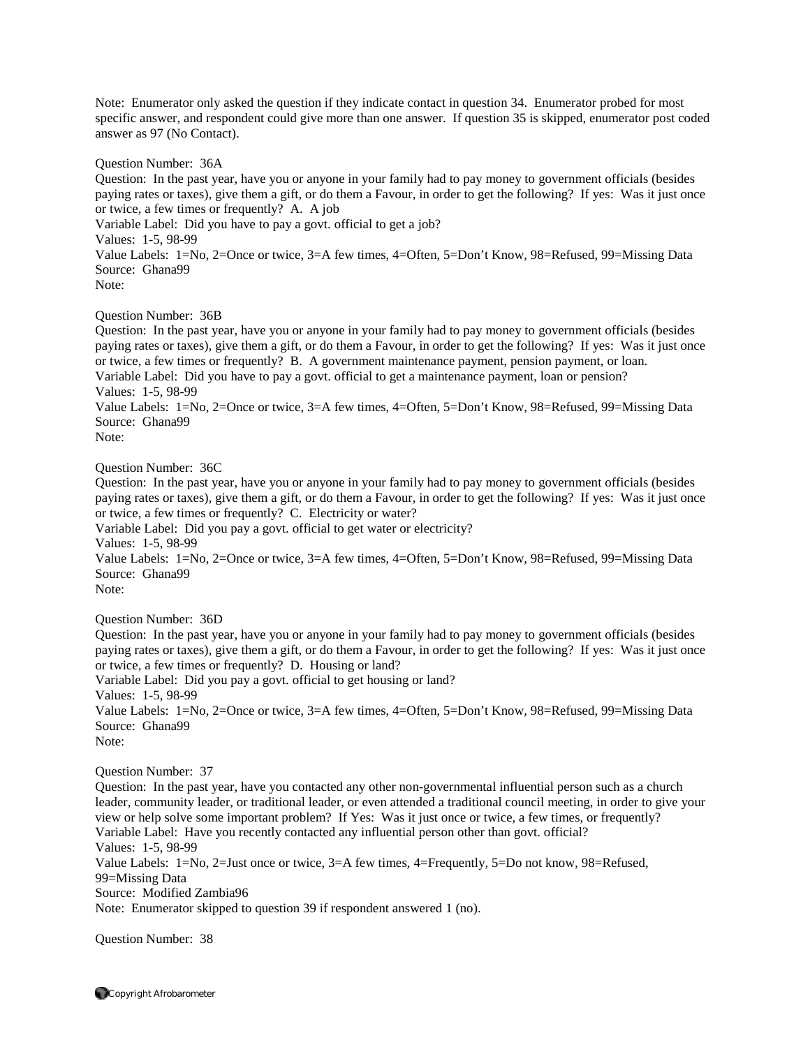Note: Enumerator only asked the question if they indicate contact in question 34. Enumerator probed for most specific answer, and respondent could give more than one answer. If question 35 is skipped, enumerator post coded answer as 97 (No Contact).

Question Number: 36A
Question: In the past year, have you or anyone in your family had to pay money to government officials (besides paying rates or taxes), give them a gift, or do them a Favour, in order to get the following? If yes: Was it just once or twice, a few times or frequently? A. A job
Variable Label: Did you have to pay a govt. official to get a job?
Values: 1-5, 98-99
Value Labels: 1=No, 2=Once or twice, 3=A few times, 4=Often, 5=Don't Know, 98=Refused, 99=Missing Data
Source: Ghana99
Note:

Question Number: 36B
Question: In the past year, have you or anyone in your family had to pay money to government officials (besides paying rates or taxes), give them a gift, or do them a Favour, in order to get the following? If yes: Was it just once or twice, a few times or frequently? B. A government maintenance payment, pension payment, or loan.
Variable Label: Did you have to pay a govt. official to get a maintenance payment, loan or pension?
Values: 1-5, 98-99
Value Labels: 1=No, 2=Once or twice, 3=A few times, 4=Often, 5=Don't Know, 98=Refused, 99=Missing Data
Source: Ghana99
Note:

Question Number: 36C
Question: In the past year, have you or anyone in your family had to pay money to government officials (besides paying rates or taxes), give them a gift, or do them a Favour, in order to get the following? If yes: Was it just once or twice, a few times or frequently? C. Electricity or water?
Variable Label: Did you pay a govt. official to get water or electricity?
Values: 1-5, 98-99
Value Labels: 1=No, 2=Once or twice, 3=A few times, 4=Often, 5=Don't Know, 98=Refused, 99=Missing Data
Source: Ghana99
Note:

Question Number: 36D
Question: In the past year, have you or anyone in your family had to pay money to government officials (besides paying rates or taxes), give them a gift, or do them a Favour, in order to get the following? If yes: Was it just once or twice, a few times or frequently? D. Housing or land?
Variable Label: Did you pay a govt. official to get housing or land?
Values: 1-5, 98-99
Value Labels: 1=No, 2=Once or twice, 3=A few times, 4=Often, 5=Don't Know, 98=Refused, 99=Missing Data
Source: Ghana99
Note:

Question Number: 37
Question: In the past year, have you contacted any other non-governmental influential person such as a church leader, community leader, or traditional leader, or even attended a traditional council meeting, in order to give your view or help solve some important problem? If Yes: Was it just once or twice, a few times, or frequently?
Variable Label: Have you recently contacted any influential person other than govt. official?
Values: 1-5, 98-99
Value Labels: 1=No, 2=Just once or twice, 3=A few times, 4=Frequently, 5=Do not know, 98=Refused, 99=Missing Data
Source: Modified Zambia96
Note: Enumerator skipped to question 39 if respondent answered 1 (no).

Question Number: 38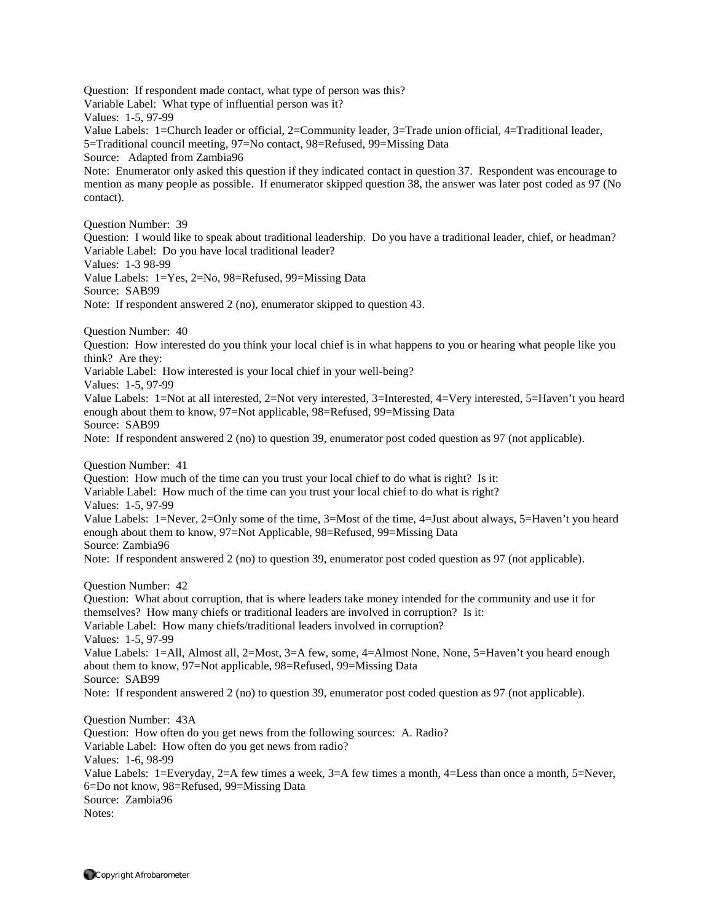Question: If respondent made contact, what type of person was this?
Variable Label: What type of influential person was it?
Values: 1-5, 97-99
Value Labels: 1=Church leader or official, 2=Community leader, 3=Trade union official, 4=Traditional leader, 5=Traditional council meeting, 97=No contact, 98=Refused, 99=Missing Data
Source: Adapted from Zambia96
Note: Enumerator only asked this question if they indicated contact in question 37. Respondent was encourage to mention as many people as possible. If enumerator skipped question 38, the answer was later post coded as 97 (No contact).

Question Number: 39
Question: I would like to speak about traditional leadership. Do you have a traditional leader, chief, or headman?
Variable Label: Do you have local traditional leader?
Values: 1-3 98-99
Value Labels: 1=Yes, 2=No, 98=Refused, 99=Missing Data
Source: SAB99
Note: If respondent answered 2 (no), enumerator skipped to question 43.

Question Number: 40
Question: How interested do you think your local chief is in what happens to you or hearing what people like you think? Are they:
Variable Label: How interested is your local chief in your well-being?
Values: 1-5, 97-99
Value Labels: 1=Not at all interested, 2=Not very interested, 3=Interested, 4=Very interested, 5=Haven't you heard enough about them to know, 97=Not applicable, 98=Refused, 99=Missing Data
Source: SAB99
Note: If respondent answered 2 (no) to question 39, enumerator post coded question as 97 (not applicable).

Question Number: 41
Question: How much of the time can you trust your local chief to do what is right? Is it:
Variable Label: How much of the time can you trust your local chief to do what is right?
Values: 1-5, 97-99
Value Labels: 1=Never, 2=Only some of the time, 3=Most of the time, 4=Just about always, 5=Haven't you heard enough about them to know, 97=Not Applicable, 98=Refused, 99=Missing Data
Source: Zambia96
Note: If respondent answered 2 (no) to question 39, enumerator post coded question as 97 (not applicable).

Question Number: 42
Question: What about corruption, that is where leaders take money intended for the community and use it for themselves? How many chiefs or traditional leaders are involved in corruption? Is it:
Variable Label: How many chiefs/traditional leaders involved in corruption?
Values: 1-5, 97-99
Value Labels: 1=All, Almost all, 2=Most, 3=A few, some, 4=Almost None, None, 5=Haven't you heard enough about them to know, 97=Not applicable, 98=Refused, 99=Missing Data
Source: SAB99
Note: If respondent answered 2 (no) to question 39, enumerator post coded question as 97 (not applicable).

Question Number: 43A
Question: How often do you get news from the following sources: A. Radio?
Variable Label: How often do you get news from radio?
Values: 1-6, 98-99
Value Labels: 1=Everyday, 2=A few times a week, 3=A few times a month, 4=Less than once a month, 5=Never, 6=Do not know, 98=Refused, 99=Missing Data
Source: Zambia96
Notes: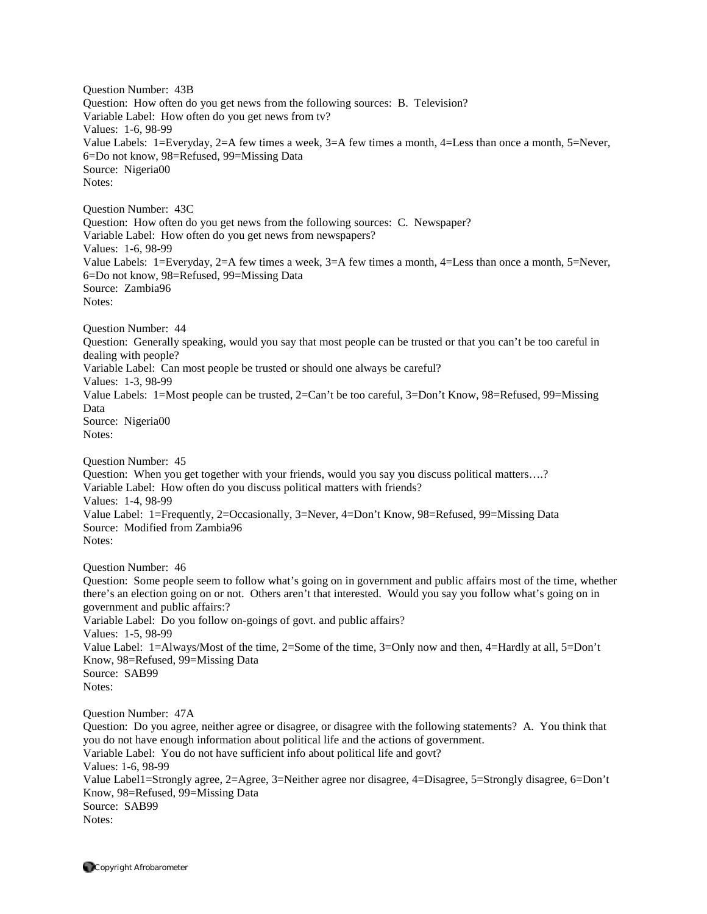Question Number: 43B
Question: How often do you get news from the following sources: B. Television?
Variable Label: How often do you get news from tv?
Values: 1-6, 98-99
Value Labels: 1=Everyday, 2=A few times a week, 3=A few times a month, 4=Less than once a month, 5=Never, 6=Do not know, 98=Refused, 99=Missing Data
Source: Nigeria00
Notes:

Question Number: 43C
Question: How often do you get news from the following sources: C. Newspaper?
Variable Label: How often do you get news from newspapers?
Values: 1-6, 98-99
Value Labels: 1=Everyday, 2=A few times a week, 3=A few times a month, 4=Less than once a month, 5=Never, 6=Do not know, 98=Refused, 99=Missing Data
Source: Zambia96
Notes:

Question Number: 44
Question: Generally speaking, would you say that most people can be trusted or that you can't be too careful in dealing with people?
Variable Label: Can most people be trusted or should one always be careful?
Values: 1-3, 98-99
Value Labels: 1=Most people can be trusted, 2=Can't be too careful, 3=Don't Know, 98=Refused, 99=Missing Data
Source: Nigeria00
Notes:

Question Number: 45
Question: When you get together with your friends, would you say you discuss political matters….?
Variable Label: How often do you discuss political matters with friends?
Values: 1-4, 98-99
Value Label: 1=Frequently, 2=Occasionally, 3=Never, 4=Don't Know, 98=Refused, 99=Missing Data
Source: Modified from Zambia96
Notes:

Question Number: 46
Question: Some people seem to follow what's going on in government and public affairs most of the time, whether there's an election going on or not. Others aren't that interested. Would you say you follow what's going on in government and public affairs:?
Variable Label: Do you follow on-goings of govt. and public affairs?
Values: 1-5, 98-99
Value Label: 1=Always/Most of the time, 2=Some of the time, 3=Only now and then, 4=Hardly at all, 5=Don't Know, 98=Refused, 99=Missing Data
Source: SAB99
Notes:

Question Number: 47A
Question: Do you agree, neither agree or disagree, or disagree with the following statements? A. You think that you do not have enough information about political life and the actions of government.
Variable Label: You do not have sufficient info about political life and govt?
Values: 1-6, 98-99
Value Label1=Strongly agree, 2=Agree, 3=Neither agree nor disagree, 4=Disagree, 5=Strongly disagree, 6=Don't Know, 98=Refused, 99=Missing Data
Source: SAB99
Notes: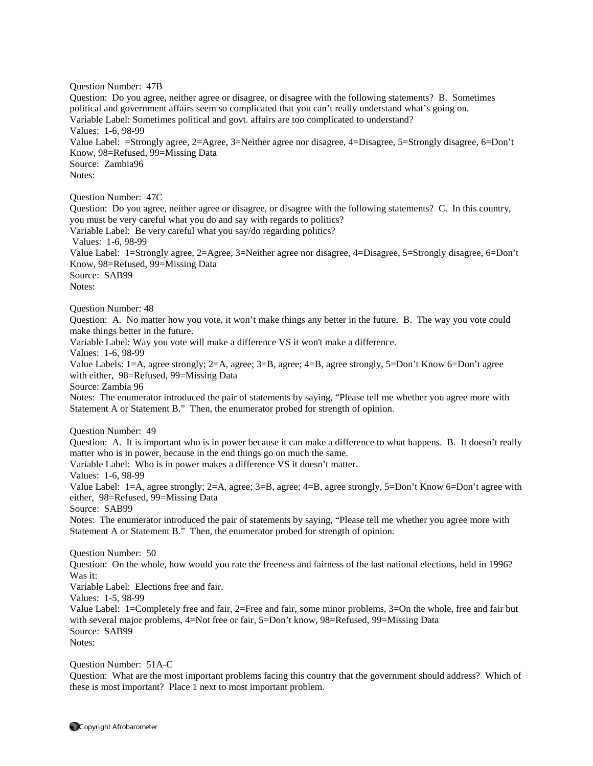Question Number: 47B
Question: Do you agree, neither agree or disagree, or disagree with the following statements? B. Sometimes political and government affairs seem so complicated that you can't really understand what's going on.
Variable Label: Sometimes political and govt. affairs are too complicated to understand?
Values: 1-6, 98-99
Value Label: =Strongly agree, 2=Agree, 3=Neither agree nor disagree, 4=Disagree, 5=Strongly disagree, 6=Don't Know, 98=Refused, 99=Missing Data
Source: Zambia96
Notes:

Question Number: 47C
Question: Do you agree, neither agree or disagree, or disagree with the following statements? C. In this country, you must be very careful what you do and say with regards to politics?
Variable Label: Be very careful what you say/do regarding politics?
Values: 1-6, 98-99
Value Label: 1=Strongly agree, 2=Agree, 3=Neither agree nor disagree, 4=Disagree, 5=Strongly disagree, 6=Don't Know, 98=Refused, 99=Missing Data
Source: SAB99
Notes:

Question Number: 48
Question: A. No matter how you vote, it won't make things any better in the future. B. The way you vote could make things better in the future.
Variable Label: Way you vote will make a difference VS it won't make a difference.
Values: 1-6, 98-99
Value Labels: 1=A, agree strongly; 2=A, agree; 3=B, agree; 4=B, agree strongly, 5=Don't Know 6=Don't agree with either, 98=Refused, 99=Missing Data
Source: Zambia 96
Notes: The enumerator introduced the pair of statements by saying, "Please tell me whether you agree more with Statement A or Statement B." Then, the enumerator probed for strength of opinion.

Question Number: 49
Question: A. It is important who is in power because it can make a difference to what happens. B. It doesn't really matter who is in power, because in the end things go on much the same.
Variable Label: Who is in power makes a difference VS it doesn't matter.
Values: 1-6, 98-99
Value Label: 1=A, agree strongly; 2=A, agree; 3=B, agree; 4=B, agree strongly, 5=Don't Know 6=Don't agree with either, 98=Refused, 99=Missing Data
Source: SAB99
Notes: The enumerator introduced the pair of statements by saying, "Please tell me whether you agree more with Statement A or Statement B." Then, the enumerator probed for strength of opinion.

Question Number: 50
Question: On the whole, how would you rate the freeness and fairness of the last national elections, held in 1996? Was it:
Variable Label: Elections free and fair.
Values: 1-5, 98-99
Value Label: 1=Completely free and fair, 2=Free and fair, some minor problems, 3=On the whole, free and fair but with several major problems, 4=Not free or fair, 5=Don't know, 98=Refused, 99=Missing Data
Source: SAB99
Notes:

Question Number: 51A-C
Question: What are the most important problems facing this country that the government should address? Which of these is most important? Place 1 next to most important problem.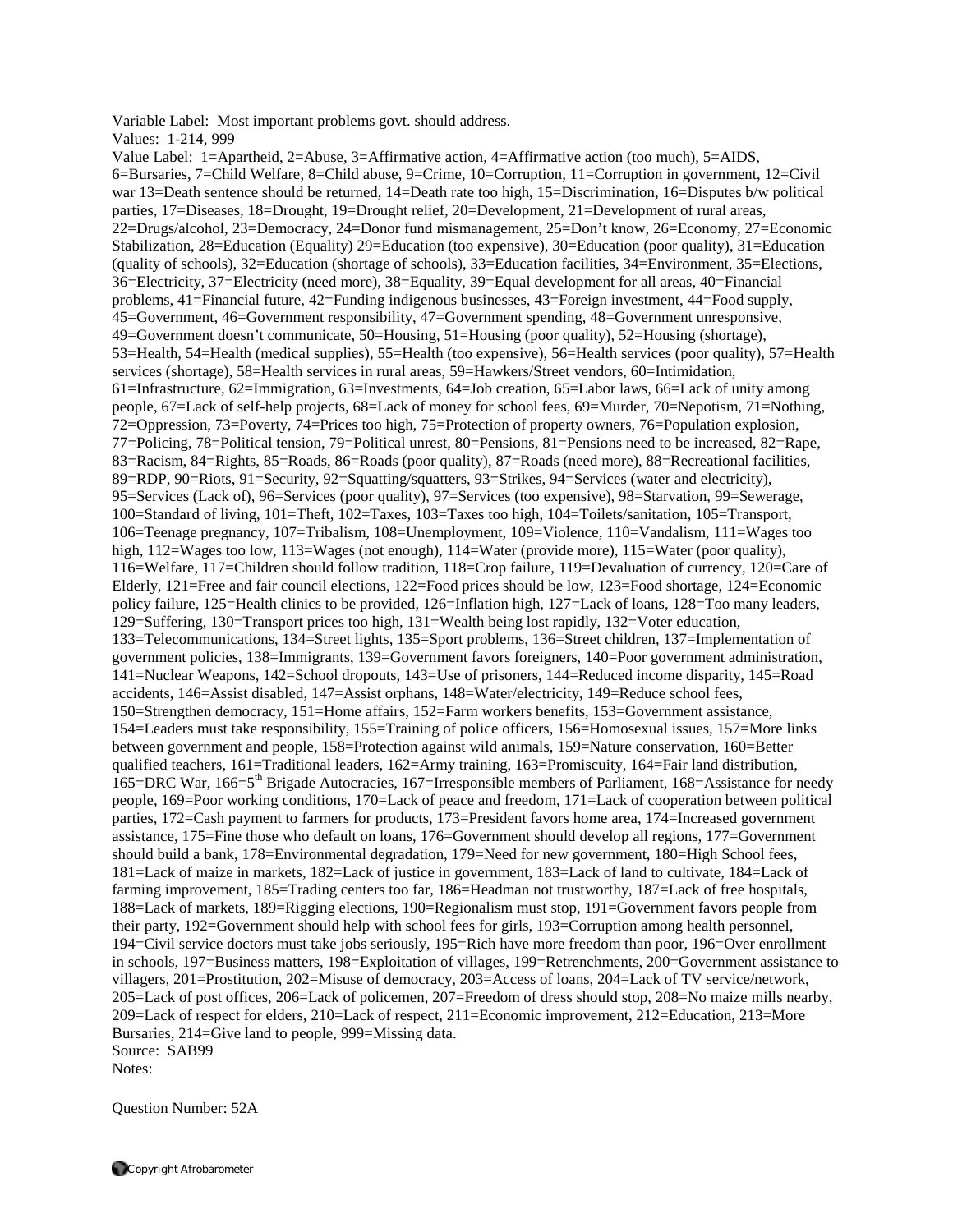Variable Label: Most important problems govt. should address.

Values: 1-214, 999

Value Label: 1=Apartheid, 2=Abuse, 3=Affirmative action, 4=Affirmative action (too much), 5=AIDS, 6=Bursaries, 7=Child Welfare, 8=Child abuse, 9=Crime, 10=Corruption, 11=Corruption in government, 12=Civil war 13=Death sentence should be returned, 14=Death rate too high, 15=Discrimination, 16=Disputes b/w political parties, 17=Diseases, 18=Drought, 19=Drought relief, 20=Development, 21=Development of rural areas, 22=Drugs/alcohol, 23=Democracy, 24=Donor fund mismanagement, 25=Don't know, 26=Economy, 27=Economic Stabilization, 28=Education (Equality) 29=Education (too expensive), 30=Education (poor quality), 31=Education (quality of schools), 32=Education (shortage of schools), 33=Education facilities, 34=Environment, 35=Elections, 36=Electricity, 37=Electricity (need more), 38=Equality, 39=Equal development for all areas, 40=Financial problems, 41=Financial future, 42=Funding indigenous businesses, 43=Foreign investment, 44=Food supply, 45=Government, 46=Government responsibility, 47=Government spending, 48=Government unresponsive, 49=Government doesn't communicate, 50=Housing, 51=Housing (poor quality), 52=Housing (shortage), 53=Health, 54=Health (medical supplies), 55=Health (too expensive), 56=Health services (poor quality), 57=Health services (shortage), 58=Health services in rural areas, 59=Hawkers/Street vendors, 60=Intimidation, 61=Infrastructure, 62=Immigration, 63=Investments, 64=Job creation, 65=Labor laws, 66=Lack of unity among people, 67=Lack of self-help projects, 68=Lack of money for school fees, 69=Murder, 70=Nepotism, 71=Nothing, 72=Oppression, 73=Poverty, 74=Prices too high, 75=Protection of property owners, 76=Population explosion, 77=Policing, 78=Political tension, 79=Political unrest, 80=Pensions, 81=Pensions need to be increased, 82=Rape, 83=Racism, 84=Rights, 85=Roads, 86=Roads (poor quality), 87=Roads (need more), 88=Recreational facilities, 89=RDP, 90=Riots, 91=Security, 92=Squatting/squatters, 93=Strikes, 94=Services (water and electricity), 95=Services (Lack of), 96=Services (poor quality), 97=Services (too expensive), 98=Starvation, 99=Sewerage, 100=Standard of living, 101=Theft, 102=Taxes, 103=Taxes too high, 104=Toilets/sanitation, 105=Transport, 106=Teenage pregnancy, 107=Tribalism, 108=Unemployment, 109=Violence, 110=Vandalism, 111=Wages too high, 112=Wages too low, 113=Wages (not enough), 114=Water (provide more), 115=Water (poor quality), 116=Welfare, 117=Children should follow tradition, 118=Crop failure, 119=Devaluation of currency, 120=Care of Elderly, 121=Free and fair council elections, 122=Food prices should be low, 123=Food shortage, 124=Economic policy failure, 125=Health clinics to be provided, 126=Inflation high, 127=Lack of loans, 128=Too many leaders, 129=Suffering, 130=Transport prices too high, 131=Wealth being lost rapidly, 132=Voter education, 133=Telecommunications, 134=Street lights, 135=Sport problems, 136=Street children, 137=Implementation of government policies, 138=Immigrants, 139=Government favors foreigners, 140=Poor government administration, 141=Nuclear Weapons, 142=School dropouts, 143=Use of prisoners, 144=Reduced income disparity, 145=Road accidents, 146=Assist disabled, 147=Assist orphans, 148=Water/electricity, 149=Reduce school fees, 150=Strengthen democracy, 151=Home affairs, 152=Farm workers benefits, 153=Government assistance, 154=Leaders must take responsibility, 155=Training of police officers, 156=Homosexual issues, 157=More links between government and people, 158=Protection against wild animals, 159=Nature conservation, 160=Better qualified teachers, 161=Traditional leaders, 162=Army training, 163=Promiscuity, 164=Fair land distribution, 165=DRC War, 166=5th Brigade Autocracies, 167=Irresponsible members of Parliament, 168=Assistance for needy people, 169=Poor working conditions, 170=Lack of peace and freedom, 171=Lack of cooperation between political parties, 172=Cash payment to farmers for products, 173=President favors home area, 174=Increased government assistance, 175=Fine those who default on loans, 176=Government should develop all regions, 177=Government should build a bank, 178=Environmental degradation, 179=Need for new government, 180=High School fees, 181=Lack of maize in markets, 182=Lack of justice in government, 183=Lack of land to cultivate, 184=Lack of farming improvement, 185=Trading centers too far, 186=Headman not trustworthy, 187=Lack of free hospitals, 188=Lack of markets, 189=Rigging elections, 190=Regionalism must stop, 191=Government favors people from their party, 192=Government should help with school fees for girls, 193=Corruption among health personnel, 194=Civil service doctors must take jobs seriously, 195=Rich have more freedom than poor, 196=Over enrollment in schools, 197=Business matters, 198=Exploitation of villages, 199=Retrenchments, 200=Government assistance to villagers, 201=Prostitution, 202=Misuse of democracy, 203=Access of loans, 204=Lack of TV service/network, 205=Lack of post offices, 206=Lack of policemen, 207=Freedom of dress should stop, 208=No maize mills nearby, 209=Lack of respect for elders, 210=Lack of respect, 211=Economic improvement, 212=Education, 213=More Bursaries, 214=Give land to people, 999=Missing data.

Source: SAB99

Notes:

Question Number: 52A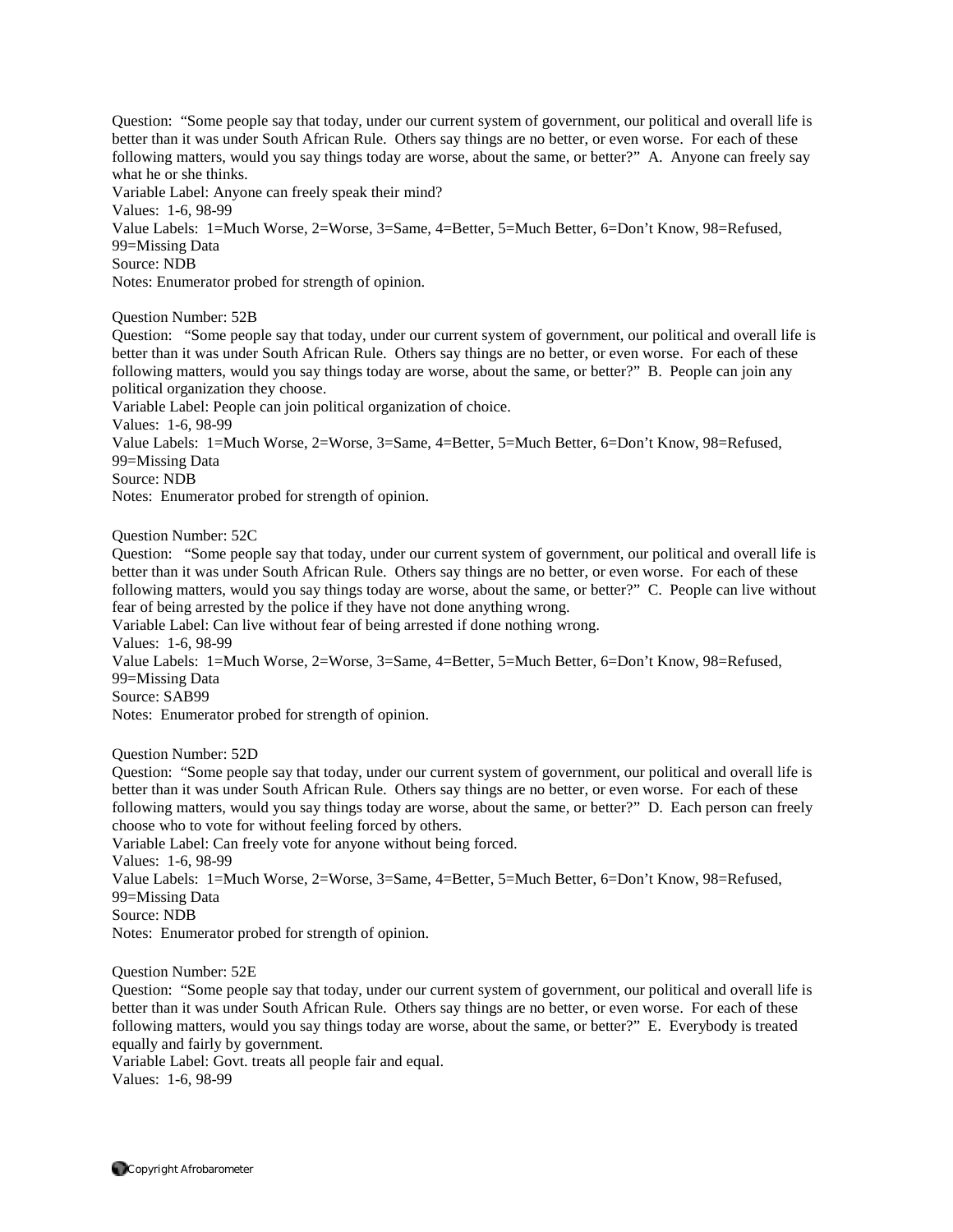Question: "Some people say that today, under our current system of government, our political and overall life is better than it was under South African Rule. Others say things are no better, or even worse. For each of these following matters, would you say things today are worse, about the same, or better?" A. Anyone can freely say what he or she thinks.
Variable Label: Anyone can freely speak their mind?
Values: 1-6, 98-99
Value Labels: 1=Much Worse, 2=Worse, 3=Same, 4=Better, 5=Much Better, 6=Don't Know, 98=Refused, 99=Missing Data
Source: NDB
Notes: Enumerator probed for strength of opinion.

Question Number: 52B
Question: "Some people say that today, under our current system of government, our political and overall life is better than it was under South African Rule. Others say things are no better, or even worse. For each of these following matters, would you say things today are worse, about the same, or better?" B. People can join any political organization they choose.
Variable Label: People can join political organization of choice.
Values: 1-6, 98-99
Value Labels: 1=Much Worse, 2=Worse, 3=Same, 4=Better, 5=Much Better, 6=Don't Know, 98=Refused, 99=Missing Data
Source: NDB
Notes: Enumerator probed for strength of opinion.

Question Number: 52C
Question: "Some people say that today, under our current system of government, our political and overall life is better than it was under South African Rule. Others say things are no better, or even worse. For each of these following matters, would you say things today are worse, about the same, or better?" C. People can live without fear of being arrested by the police if they have not done anything wrong.
Variable Label: Can live without fear of being arrested if done nothing wrong.
Values: 1-6, 98-99
Value Labels: 1=Much Worse, 2=Worse, 3=Same, 4=Better, 5=Much Better, 6=Don't Know, 98=Refused, 99=Missing Data
Source: SAB99
Notes: Enumerator probed for strength of opinion.

Question Number: 52D
Question: "Some people say that today, under our current system of government, our political and overall life is better than it was under South African Rule. Others say things are no better, or even worse. For each of these following matters, would you say things today are worse, about the same, or better?" D. Each person can freely choose who to vote for without feeling forced by others.
Variable Label: Can freely vote for anyone without being forced.
Values: 1-6, 98-99
Value Labels: 1=Much Worse, 2=Worse, 3=Same, 4=Better, 5=Much Better, 6=Don't Know, 98=Refused, 99=Missing Data
Source: NDB
Notes: Enumerator probed for strength of opinion.

Question Number: 52E
Question: "Some people say that today, under our current system of government, our political and overall life is better than it was under South African Rule. Others say things are no better, or even worse. For each of these following matters, would you say things today are worse, about the same, or better?" E. Everybody is treated equally and fairly by government.
Variable Label: Govt. treats all people fair and equal.
Values: 1-6, 98-99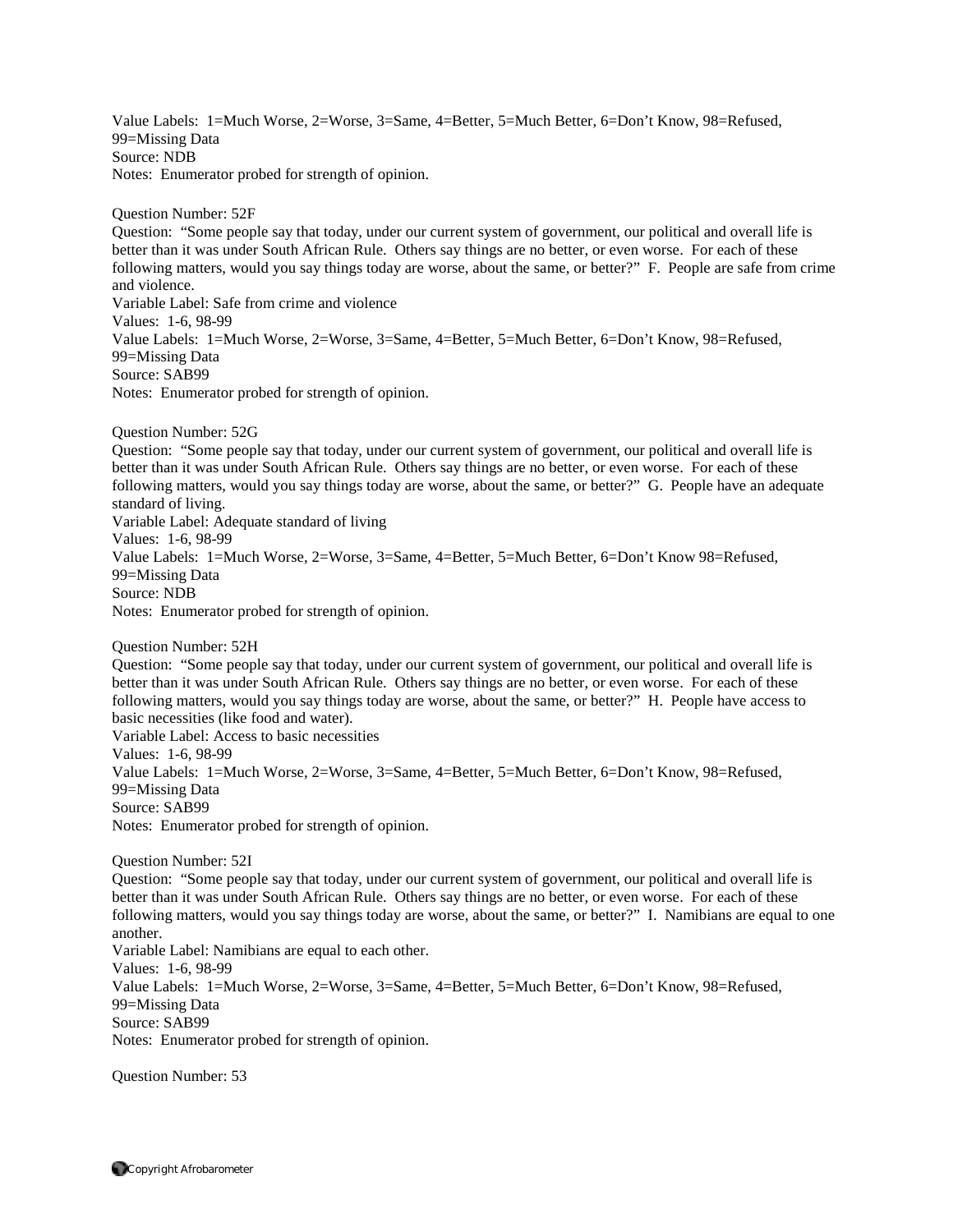Value Labels: 1=Much Worse, 2=Worse, 3=Same, 4=Better, 5=Much Better, 6=Don't Know, 98=Refused, 99=Missing Data
Source: NDB
Notes: Enumerator probed for strength of opinion.

Question Number: 52F
Question: "Some people say that today, under our current system of government, our political and overall life is better than it was under South African Rule. Others say things are no better, or even worse. For each of these following matters, would you say things today are worse, about the same, or better?" F. People are safe from crime and violence.
Variable Label: Safe from crime and violence
Values: 1-6, 98-99
Value Labels: 1=Much Worse, 2=Worse, 3=Same, 4=Better, 5=Much Better, 6=Don't Know, 98=Refused, 99=Missing Data
Source: SAB99
Notes: Enumerator probed for strength of opinion.

Question Number: 52G
Question: "Some people say that today, under our current system of government, our political and overall life is better than it was under South African Rule. Others say things are no better, or even worse. For each of these following matters, would you say things today are worse, about the same, or better?" G. People have an adequate standard of living.
Variable Label: Adequate standard of living
Values: 1-6, 98-99
Value Labels: 1=Much Worse, 2=Worse, 3=Same, 4=Better, 5=Much Better, 6=Don't Know 98=Refused, 99=Missing Data
Source: NDB
Notes: Enumerator probed for strength of opinion.

Question Number: 52H
Question: "Some people say that today, under our current system of government, our political and overall life is better than it was under South African Rule. Others say things are no better, or even worse. For each of these following matters, would you say things today are worse, about the same, or better?" H. People have access to basic necessities (like food and water).
Variable Label: Access to basic necessities
Values: 1-6, 98-99
Value Labels: 1=Much Worse, 2=Worse, 3=Same, 4=Better, 5=Much Better, 6=Don't Know, 98=Refused, 99=Missing Data
Source: SAB99
Notes: Enumerator probed for strength of opinion.

Question Number: 52I
Question: "Some people say that today, under our current system of government, our political and overall life is better than it was under South African Rule. Others say things are no better, or even worse. For each of these following matters, would you say things today are worse, about the same, or better?" I. Namibians are equal to one another.
Variable Label: Namibians are equal to each other.
Values: 1-6, 98-99
Value Labels: 1=Much Worse, 2=Worse, 3=Same, 4=Better, 5=Much Better, 6=Don't Know, 98=Refused, 99=Missing Data
Source: SAB99
Notes: Enumerator probed for strength of opinion.

Question Number: 53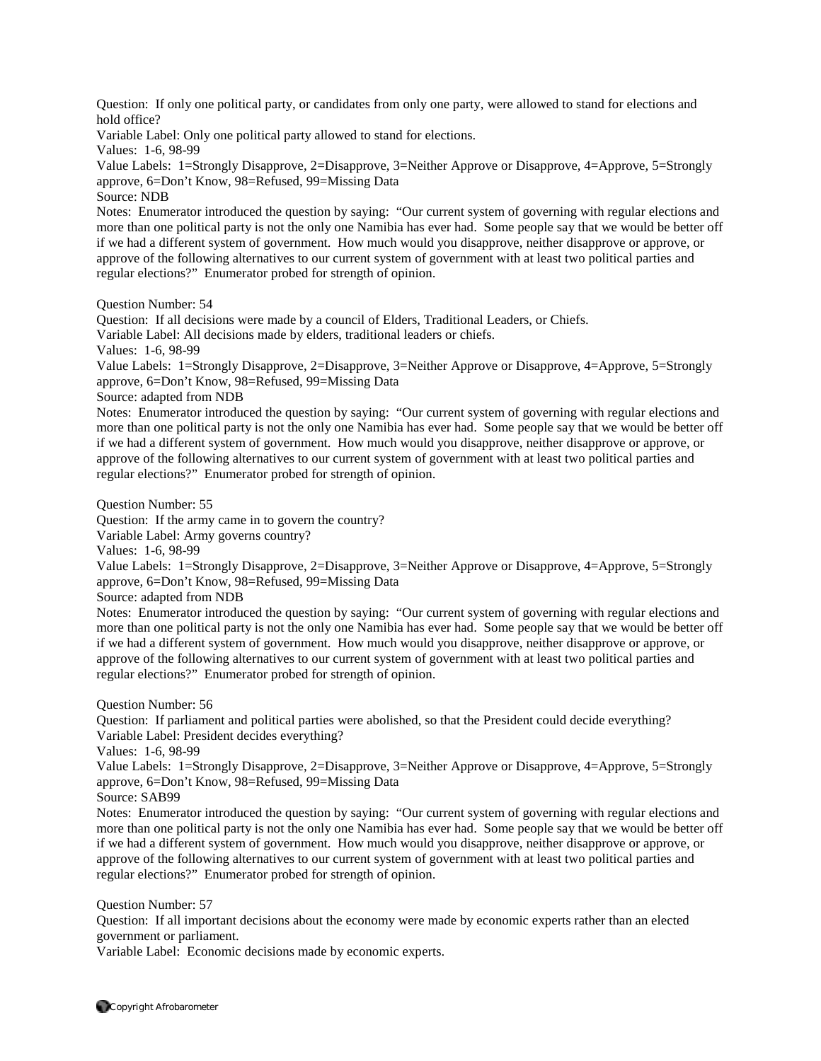Question: If only one political party, or candidates from only one party, were allowed to stand for elections and hold office?
Variable Label: Only one political party allowed to stand for elections.
Values: 1-6, 98-99
Value Labels: 1=Strongly Disapprove, 2=Disapprove, 3=Neither Approve or Disapprove, 4=Approve, 5=Strongly approve, 6=Don't Know, 98=Refused, 99=Missing Data
Source: NDB
Notes: Enumerator introduced the question by saying: "Our current system of governing with regular elections and more than one political party is not the only one Namibia has ever had. Some people say that we would be better off if we had a different system of government. How much would you disapprove, neither disapprove or approve, or approve of the following alternatives to our current system of government with at least two political parties and regular elections?" Enumerator probed for strength of opinion.

Question Number: 54
Question: If all decisions were made by a council of Elders, Traditional Leaders, or Chiefs.
Variable Label: All decisions made by elders, traditional leaders or chiefs.
Values: 1-6, 98-99
Value Labels: 1=Strongly Disapprove, 2=Disapprove, 3=Neither Approve or Disapprove, 4=Approve, 5=Strongly approve, 6=Don't Know, 98=Refused, 99=Missing Data
Source: adapted from NDB
Notes: Enumerator introduced the question by saying: "Our current system of governing with regular elections and more than one political party is not the only one Namibia has ever had. Some people say that we would be better off if we had a different system of government. How much would you disapprove, neither disapprove or approve, or approve of the following alternatives to our current system of government with at least two political parties and regular elections?" Enumerator probed for strength of opinion.

Question Number: 55
Question: If the army came in to govern the country?
Variable Label: Army governs country?
Values: 1-6, 98-99
Value Labels: 1=Strongly Disapprove, 2=Disapprove, 3=Neither Approve or Disapprove, 4=Approve, 5=Strongly approve, 6=Don't Know, 98=Refused, 99=Missing Data
Source: adapted from NDB
Notes: Enumerator introduced the question by saying: "Our current system of governing with regular elections and more than one political party is not the only one Namibia has ever had. Some people say that we would be better off if we had a different system of government. How much would you disapprove, neither disapprove or approve, or approve of the following alternatives to our current system of government with at least two political parties and regular elections?" Enumerator probed for strength of opinion.

Question Number: 56
Question: If parliament and political parties were abolished, so that the President could decide everything?
Variable Label: President decides everything?
Values: 1-6, 98-99
Value Labels: 1=Strongly Disapprove, 2=Disapprove, 3=Neither Approve or Disapprove, 4=Approve, 5=Strongly approve, 6=Don't Know, 98=Refused, 99=Missing Data
Source: SAB99
Notes: Enumerator introduced the question by saying: "Our current system of governing with regular elections and more than one political party is not the only one Namibia has ever had. Some people say that we would be better off if we had a different system of government. How much would you disapprove, neither disapprove or approve, or approve of the following alternatives to our current system of government with at least two political parties and regular elections?" Enumerator probed for strength of opinion.

Question Number: 57
Question: If all important decisions about the economy were made by economic experts rather than an elected government or parliament.
Variable Label: Economic decisions made by economic experts.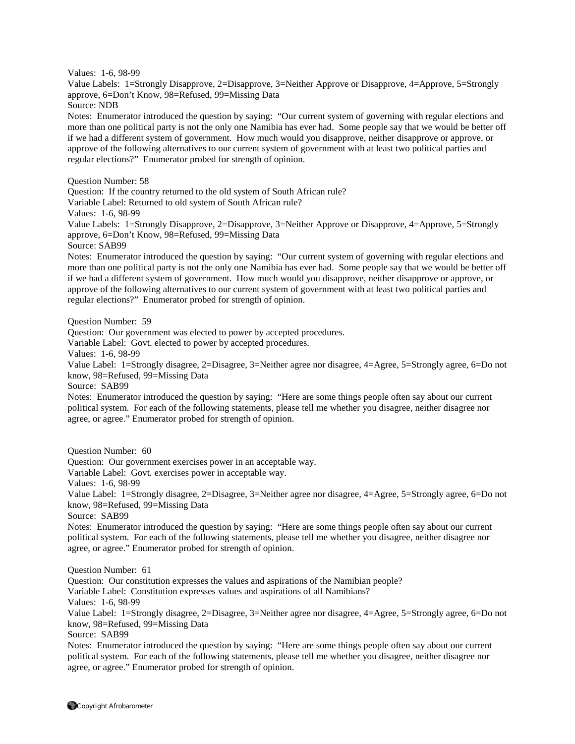Values: 1-6, 98-99
Value Labels: 1=Strongly Disapprove, 2=Disapprove, 3=Neither Approve or Disapprove, 4=Approve, 5=Strongly approve, 6=Don't Know, 98=Refused, 99=Missing Data
Source: NDB
Notes: Enumerator introduced the question by saying: "Our current system of governing with regular elections and more than one political party is not the only one Namibia has ever had. Some people say that we would be better off if we had a different system of government. How much would you disapprove, neither disapprove or approve, or approve of the following alternatives to our current system of government with at least two political parties and regular elections?" Enumerator probed for strength of opinion.

Question Number: 58
Question: If the country returned to the old system of South African rule?
Variable Label: Returned to old system of South African rule?
Values: 1-6, 98-99
Value Labels: 1=Strongly Disapprove, 2=Disapprove, 3=Neither Approve or Disapprove, 4=Approve, 5=Strongly approve, 6=Don't Know, 98=Refused, 99=Missing Data
Source: SAB99
Notes: Enumerator introduced the question by saying: "Our current system of governing with regular elections and more than one political party is not the only one Namibia has ever had. Some people say that we would be better off if we had a different system of government. How much would you disapprove, neither disapprove or approve, or approve of the following alternatives to our current system of government with at least two political parties and regular elections?" Enumerator probed for strength of opinion.

Question Number: 59
Question: Our government was elected to power by accepted procedures.
Variable Label: Govt. elected to power by accepted procedures.
Values: 1-6, 98-99
Value Label: 1=Strongly disagree, 2=Disagree, 3=Neither agree nor disagree, 4=Agree, 5=Strongly agree, 6=Do not know, 98=Refused, 99=Missing Data
Source: SAB99
Notes: Enumerator introduced the question by saying: "Here are some things people often say about our current political system. For each of the following statements, please tell me whether you disagree, neither disagree nor agree, or agree." Enumerator probed for strength of opinion.

Question Number: 60
Question: Our government exercises power in an acceptable way.
Variable Label: Govt. exercises power in acceptable way.
Values: 1-6, 98-99
Value Label: 1=Strongly disagree, 2=Disagree, 3=Neither agree nor disagree, 4=Agree, 5=Strongly agree, 6=Do not know, 98=Refused, 99=Missing Data
Source: SAB99
Notes: Enumerator introduced the question by saying: "Here are some things people often say about our current political system. For each of the following statements, please tell me whether you disagree, neither disagree nor agree, or agree." Enumerator probed for strength of opinion.

Question Number: 61
Question: Our constitution expresses the values and aspirations of the Namibian people?
Variable Label: Constitution expresses values and aspirations of all Namibians?
Values: 1-6, 98-99
Value Label: 1=Strongly disagree, 2=Disagree, 3=Neither agree nor disagree, 4=Agree, 5=Strongly agree, 6=Do not know, 98=Refused, 99=Missing Data
Source: SAB99
Notes: Enumerator introduced the question by saying: "Here are some things people often say about our current political system. For each of the following statements, please tell me whether you disagree, neither disagree nor agree, or agree." Enumerator probed for strength of opinion.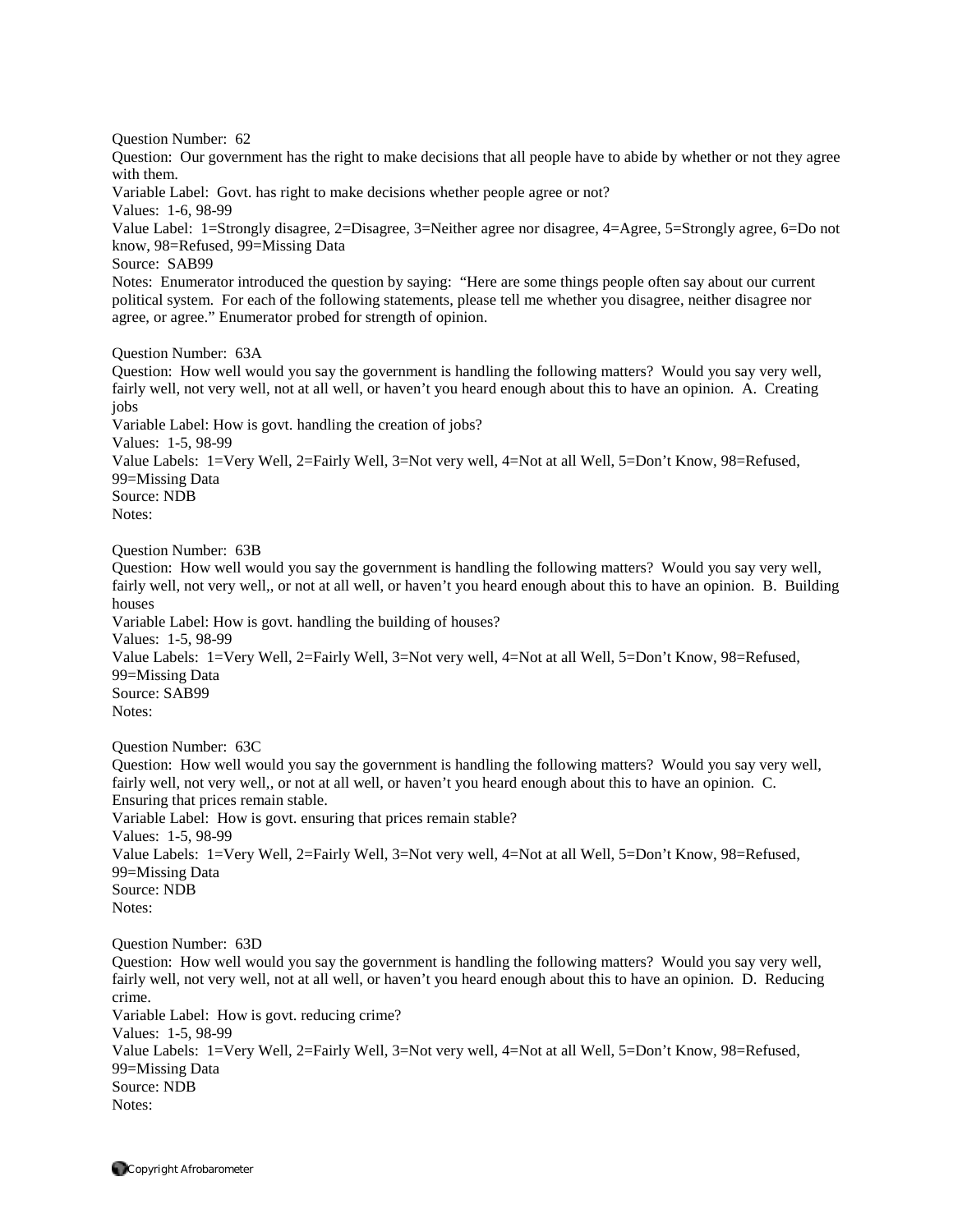Question Number: 62
Question: Our government has the right to make decisions that all people have to abide by whether or not they agree with them.
Variable Label: Govt. has right to make decisions whether people agree or not?
Values: 1-6, 98-99
Value Label: 1=Strongly disagree, 2=Disagree, 3=Neither agree nor disagree, 4=Agree, 5=Strongly agree, 6=Do not know, 98=Refused, 99=Missing Data
Source: SAB99
Notes: Enumerator introduced the question by saying: "Here are some things people often say about our current political system. For each of the following statements, please tell me whether you disagree, neither disagree nor agree, or agree." Enumerator probed for strength of opinion.

Question Number: 63A
Question: How well would you say the government is handling the following matters? Would you say very well, fairly well, not very well, not at all well, or haven't you heard enough about this to have an opinion. A. Creating jobs
Variable Label: How is govt. handling the creation of jobs?
Values: 1-5, 98-99
Value Labels: 1=Very Well, 2=Fairly Well, 3=Not very well, 4=Not at all Well, 5=Don't Know, 98=Refused, 99=Missing Data
Source: NDB
Notes:

Question Number: 63B
Question: How well would you say the government is handling the following matters? Would you say very well, fairly well, not very well,, or not at all well, or haven't you heard enough about this to have an opinion. B. Building houses
Variable Label: How is govt. handling the building of houses?
Values: 1-5, 98-99
Value Labels: 1=Very Well, 2=Fairly Well, 3=Not very well, 4=Not at all Well, 5=Don't Know, 98=Refused, 99=Missing Data
Source: SAB99
Notes:

Question Number: 63C
Question: How well would you say the government is handling the following matters? Would you say very well, fairly well, not very well,, or not at all well, or haven't you heard enough about this to have an opinion. C. Ensuring that prices remain stable.
Variable Label: How is govt. ensuring that prices remain stable?
Values: 1-5, 98-99
Value Labels: 1=Very Well, 2=Fairly Well, 3=Not very well, 4=Not at all Well, 5=Don't Know, 98=Refused, 99=Missing Data
Source: NDB
Notes:

Question Number: 63D
Question: How well would you say the government is handling the following matters? Would you say very well, fairly well, not very well, not at all well, or haven't you heard enough about this to have an opinion. D. Reducing crime.
Variable Label: How is govt. reducing crime?
Values: 1-5, 98-99
Value Labels: 1=Very Well, 2=Fairly Well, 3=Not very well, 4=Not at all Well, 5=Don't Know, 98=Refused, 99=Missing Data
Source: NDB
Notes: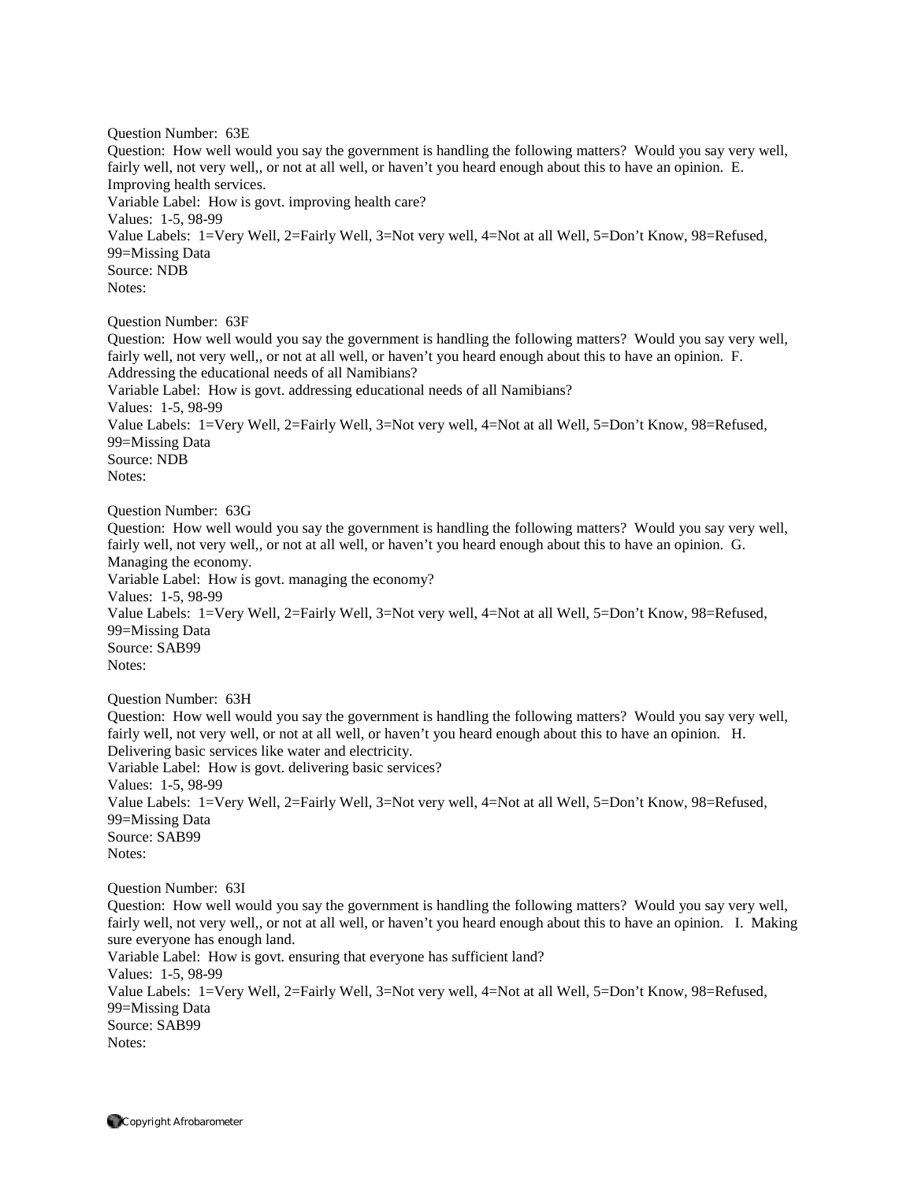Question Number: 63E
Question: How well would you say the government is handling the following matters? Would you say very well, fairly well, not very well,, or not at all well, or haven't you heard enough about this to have an opinion. E. Improving health services.
Variable Label: How is govt. improving health care?
Values: 1-5, 98-99
Value Labels: 1=Very Well, 2=Fairly Well, 3=Not very well, 4=Not at all Well, 5=Don't Know, 98=Refused, 99=Missing Data
Source: NDB
Notes:

Question Number: 63F
Question: How well would you say the government is handling the following matters? Would you say very well, fairly well, not very well,, or not at all well, or haven't you heard enough about this to have an opinion. F. Addressing the educational needs of all Namibians?
Variable Label: How is govt. addressing educational needs of all Namibians?
Values: 1-5, 98-99
Value Labels: 1=Very Well, 2=Fairly Well, 3=Not very well, 4=Not at all Well, 5=Don't Know, 98=Refused, 99=Missing Data
Source: NDB
Notes:

Question Number: 63G
Question: How well would you say the government is handling the following matters? Would you say very well, fairly well, not very well,, or not at all well, or haven't you heard enough about this to have an opinion. G. Managing the economy.
Variable Label: How is govt. managing the economy?
Values: 1-5, 98-99
Value Labels: 1=Very Well, 2=Fairly Well, 3=Not very well, 4=Not at all Well, 5=Don't Know, 98=Refused, 99=Missing Data
Source: SAB99
Notes:

Question Number: 63H
Question: How well would you say the government is handling the following matters? Would you say very well, fairly well, not very well, or not at all well, or haven't you heard enough about this to have an opinion. H. Delivering basic services like water and electricity.
Variable Label: How is govt. delivering basic services?
Values: 1-5, 98-99
Value Labels: 1=Very Well, 2=Fairly Well, 3=Not very well, 4=Not at all Well, 5=Don't Know, 98=Refused, 99=Missing Data
Source: SAB99
Notes:

Question Number: 63I
Question: How well would you say the government is handling the following matters? Would you say very well, fairly well, not very well,, or not at all well, or haven't you heard enough about this to have an opinion. I. Making sure everyone has enough land.
Variable Label: How is govt. ensuring that everyone has sufficient land?
Values: 1-5, 98-99
Value Labels: 1=Very Well, 2=Fairly Well, 3=Not very well, 4=Not at all Well, 5=Don't Know, 98=Refused, 99=Missing Data
Source: SAB99
Notes: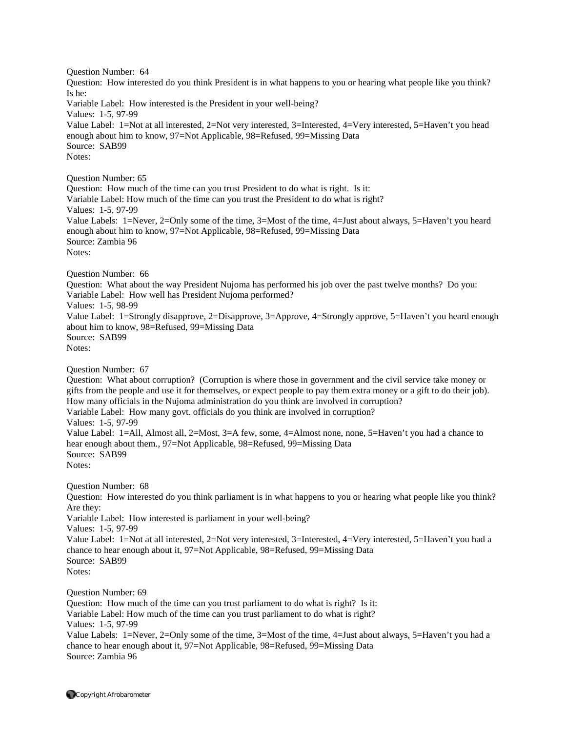Question Number: 64
Question: How interested do you think President is in what happens to you or hearing what people like you think? Is he:
Variable Label: How interested is the President in your well-being?
Values: 1-5, 97-99
Value Label: 1=Not at all interested, 2=Not very interested, 3=Interested, 4=Very interested, 5=Haven't you head enough about him to know, 97=Not Applicable, 98=Refused, 99=Missing Data
Source: SAB99
Notes:

Question Number: 65
Question: How much of the time can you trust President to do what is right. Is it:
Variable Label: How much of the time can you trust the President to do what is right?
Values: 1-5, 97-99
Value Labels: 1=Never, 2=Only some of the time, 3=Most of the time, 4=Just about always, 5=Haven't you heard enough about him to know, 97=Not Applicable, 98=Refused, 99=Missing Data
Source: Zambia 96
Notes:

Question Number: 66
Question: What about the way President Nujoma has performed his job over the past twelve months? Do you:
Variable Label: How well has President Nujoma performed?
Values: 1-5, 98-99
Value Label: 1=Strongly disapprove, 2=Disapprove, 3=Approve, 4=Strongly approve, 5=Haven't you heard enough about him to know, 98=Refused, 99=Missing Data
Source: SAB99
Notes:

Question Number: 67
Question: What about corruption? (Corruption is where those in government and the civil service take money or gifts from the people and use it for themselves, or expect people to pay them extra money or a gift to do their job). How many officials in the Nujoma administration do you think are involved in corruption?
Variable Label: How many govt. officials do you think are involved in corruption?
Values: 1-5, 97-99
Value Label: 1=All, Almost all, 2=Most, 3=A few, some, 4=Almost none, none, 5=Haven't you had a chance to hear enough about them., 97=Not Applicable, 98=Refused, 99=Missing Data
Source: SAB99
Notes:

Question Number: 68
Question: How interested do you think parliament is in what happens to you or hearing what people like you think? Are they:
Variable Label: How interested is parliament in your well-being?
Values: 1-5, 97-99
Value Label: 1=Not at all interested, 2=Not very interested, 3=Interested, 4=Very interested, 5=Haven't you had a chance to hear enough about it, 97=Not Applicable, 98=Refused, 99=Missing Data
Source: SAB99
Notes:

Question Number: 69
Question: How much of the time can you trust parliament to do what is right? Is it:
Variable Label: How much of the time can you trust parliament to do what is right?
Values: 1-5, 97-99
Value Labels: 1=Never, 2=Only some of the time, 3=Most of the time, 4=Just about always, 5=Haven't you had a chance to hear enough about it, 97=Not Applicable, 98=Refused, 99=Missing Data
Source: Zambia 96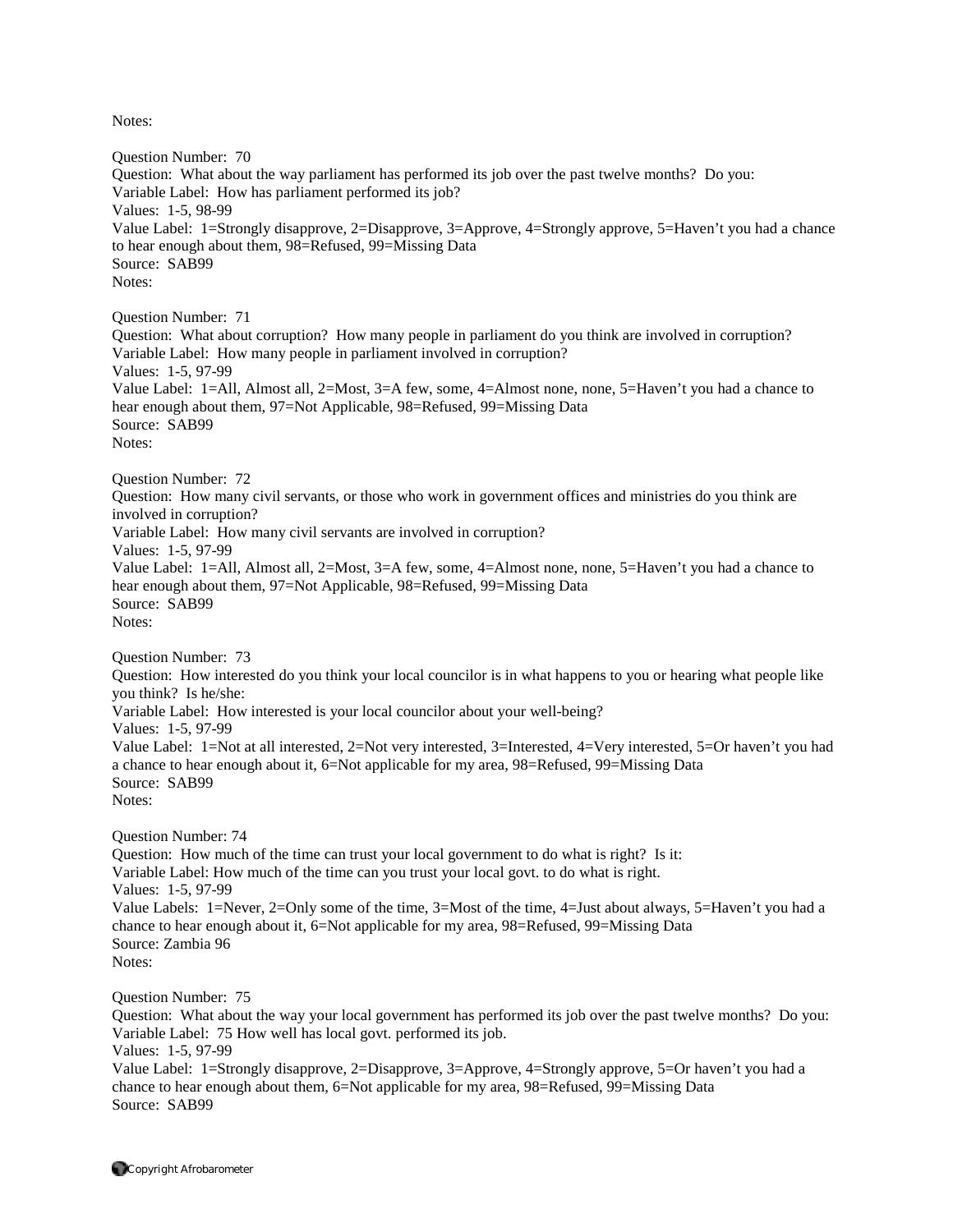Notes:

Question Number: 70
Question: What about the way parliament has performed its job over the past twelve months? Do you:
Variable Label: How has parliament performed its job?
Values: 1-5, 98-99
Value Label: 1=Strongly disapprove, 2=Disapprove, 3=Approve, 4=Strongly approve, 5=Haven't you had a chance to hear enough about them, 98=Refused, 99=Missing Data
Source: SAB99
Notes:

Question Number: 71
Question: What about corruption? How many people in parliament do you think are involved in corruption?
Variable Label: How many people in parliament involved in corruption?
Values: 1-5, 97-99
Value Label: 1=All, Almost all, 2=Most, 3=A few, some, 4=Almost none, none, 5=Haven't you had a chance to hear enough about them, 97=Not Applicable, 98=Refused, 99=Missing Data
Source: SAB99
Notes:

Question Number: 72
Question: How many civil servants, or those who work in government offices and ministries do you think are involved in corruption?
Variable Label: How many civil servants are involved in corruption?
Values: 1-5, 97-99
Value Label: 1=All, Almost all, 2=Most, 3=A few, some, 4=Almost none, none, 5=Haven't you had a chance to hear enough about them, 97=Not Applicable, 98=Refused, 99=Missing Data
Source: SAB99
Notes:

Question Number: 73
Question: How interested do you think your local councilor is in what happens to you or hearing what people like you think? Is he/she:
Variable Label: How interested is your local councilor about your well-being?
Values: 1-5, 97-99
Value Label: 1=Not at all interested, 2=Not very interested, 3=Interested, 4=Very interested, 5=Or haven't you had a chance to hear enough about it, 6=Not applicable for my area, 98=Refused, 99=Missing Data
Source: SAB99
Notes:

Question Number: 74
Question: How much of the time can trust your local government to do what is right? Is it:
Variable Label: How much of the time can you trust your local govt. to do what is right.
Values: 1-5, 97-99
Value Labels: 1=Never, 2=Only some of the time, 3=Most of the time, 4=Just about always, 5=Haven't you had a chance to hear enough about it, 6=Not applicable for my area, 98=Refused, 99=Missing Data
Source: Zambia 96
Notes:

Question Number: 75
Question: What about the way your local government has performed its job over the past twelve months? Do you:
Variable Label: 75 How well has local govt. performed its job.
Values: 1-5, 97-99
Value Label: 1=Strongly disapprove, 2=Disapprove, 3=Approve, 4=Strongly approve, 5=Or haven't you had a chance to hear enough about them, 6=Not applicable for my area, 98=Refused, 99=Missing Data
Source: SAB99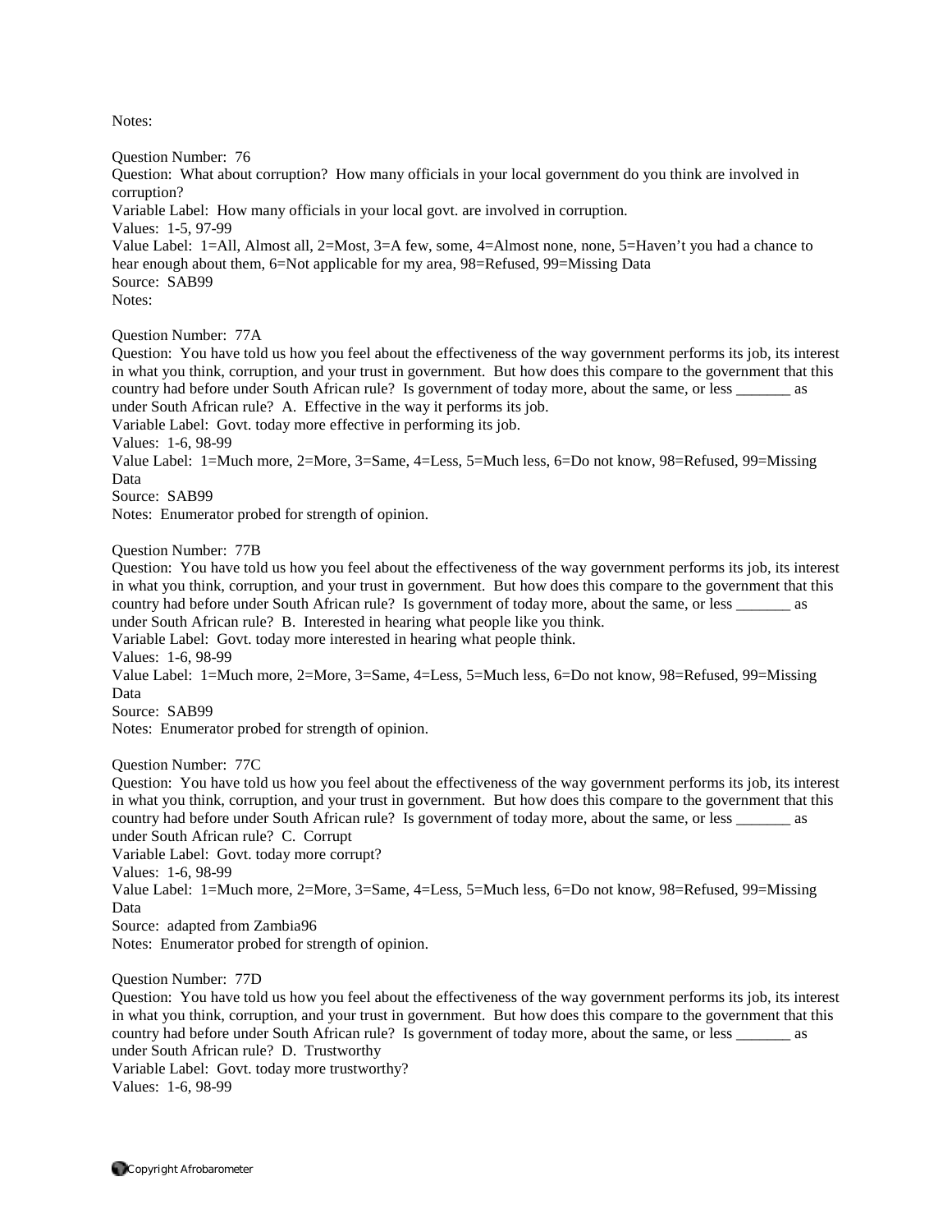Notes:

Question Number: 76
Question: What about corruption? How many officials in your local government do you think are involved in corruption?
Variable Label: How many officials in your local govt. are involved in corruption.
Values: 1-5, 97-99
Value Label: 1=All, Almost all, 2=Most, 3=A few, some, 4=Almost none, none, 5=Haven't you had a chance to hear enough about them, 6=Not applicable for my area, 98=Refused, 99=Missing Data
Source: SAB99
Notes:

Question Number: 77A
Question: You have told us how you feel about the effectiveness of the way government performs its job, its interest in what you think, corruption, and your trust in government. But how does this compare to the government that this country had before under South African rule? Is government of today more, about the same, or less _______ as under South African rule? A. Effective in the way it performs its job.
Variable Label: Govt. today more effective in performing its job.
Values: 1-6, 98-99
Value Label: 1=Much more, 2=More, 3=Same, 4=Less, 5=Much less, 6=Do not know, 98=Refused, 99=Missing Data
Source: SAB99
Notes: Enumerator probed for strength of opinion.

Question Number: 77B
Question: You have told us how you feel about the effectiveness of the way government performs its job, its interest in what you think, corruption, and your trust in government. But how does this compare to the government that this country had before under South African rule? Is government of today more, about the same, or less _______ as under South African rule? B. Interested in hearing what people like you think.
Variable Label: Govt. today more interested in hearing what people think.
Values: 1-6, 98-99
Value Label: 1=Much more, 2=More, 3=Same, 4=Less, 5=Much less, 6=Do not know, 98=Refused, 99=Missing Data
Source: SAB99
Notes: Enumerator probed for strength of opinion.

Question Number: 77C
Question: You have told us how you feel about the effectiveness of the way government performs its job, its interest in what you think, corruption, and your trust in government. But how does this compare to the government that this country had before under South African rule? Is government of today more, about the same, or less _______ as under South African rule? C. Corrupt
Variable Label: Govt. today more corrupt?
Values: 1-6, 98-99
Value Label: 1=Much more, 2=More, 3=Same, 4=Less, 5=Much less, 6=Do not know, 98=Refused, 99=Missing Data
Source: adapted from Zambia96
Notes: Enumerator probed for strength of opinion.

Question Number: 77D
Question: You have told us how you feel about the effectiveness of the way government performs its job, its interest in what you think, corruption, and your trust in government. But how does this compare to the government that this country had before under South African rule? Is government of today more, about the same, or less _______ as under South African rule? D. Trustworthy
Variable Label: Govt. today more trustworthy?
Values: 1-6, 98-99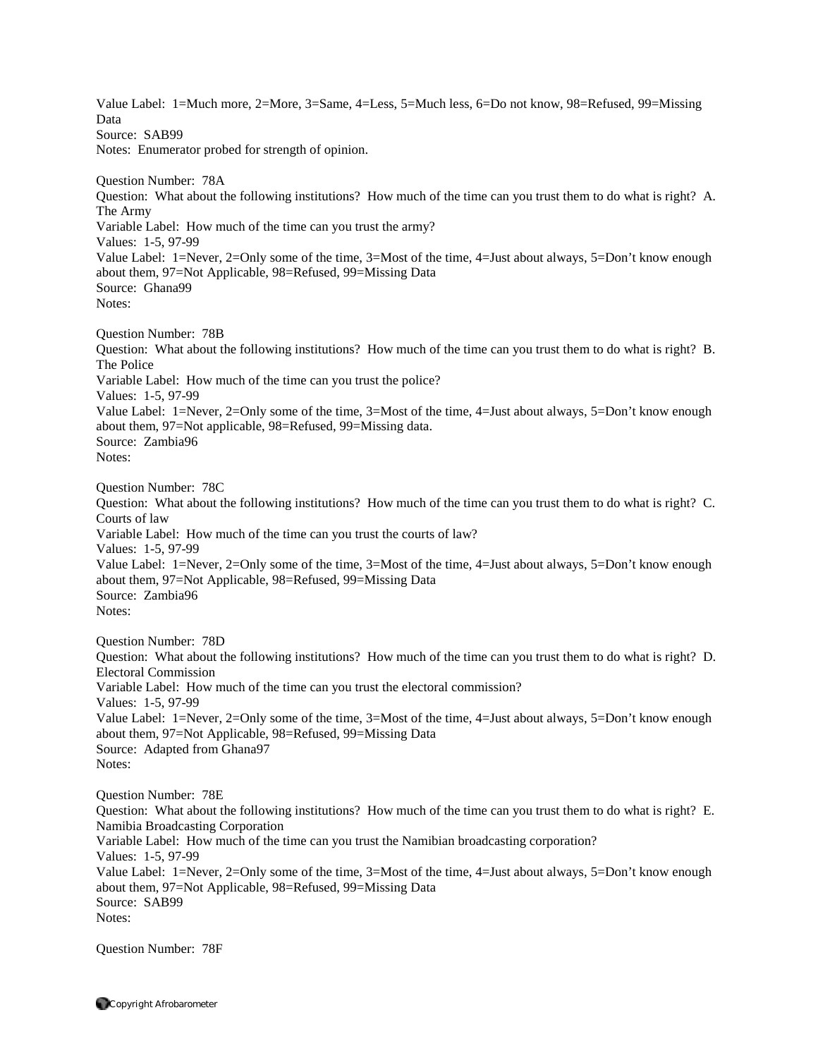Value Label: 1=Much more, 2=More, 3=Same, 4=Less, 5=Much less, 6=Do not know, 98=Refused, 99=Missing Data
Source: SAB99
Notes: Enumerator probed for strength of opinion.

Question Number: 78A
Question: What about the following institutions? How much of the time can you trust them to do what is right? A. The Army
Variable Label: How much of the time can you trust the army?
Values: 1-5, 97-99
Value Label: 1=Never, 2=Only some of the time, 3=Most of the time, 4=Just about always, 5=Don't know enough about them, 97=Not Applicable, 98=Refused, 99=Missing Data
Source: Ghana99
Notes:

Question Number: 78B
Question: What about the following institutions? How much of the time can you trust them to do what is right? B. The Police
Variable Label: How much of the time can you trust the police?
Values: 1-5, 97-99
Value Label: 1=Never, 2=Only some of the time, 3=Most of the time, 4=Just about always, 5=Don't know enough about them, 97=Not applicable, 98=Refused, 99=Missing data.
Source: Zambia96
Notes:

Question Number: 78C
Question: What about the following institutions? How much of the time can you trust them to do what is right? C. Courts of law
Variable Label: How much of the time can you trust the courts of law?
Values: 1-5, 97-99
Value Label: 1=Never, 2=Only some of the time, 3=Most of the time, 4=Just about always, 5=Don't know enough about them, 97=Not Applicable, 98=Refused, 99=Missing Data
Source: Zambia96
Notes:

Question Number: 78D
Question: What about the following institutions? How much of the time can you trust them to do what is right? D. Electoral Commission
Variable Label: How much of the time can you trust the electoral commission?
Values: 1-5, 97-99
Value Label: 1=Never, 2=Only some of the time, 3=Most of the time, 4=Just about always, 5=Don't know enough about them, 97=Not Applicable, 98=Refused, 99=Missing Data
Source: Adapted from Ghana97
Notes:

Question Number: 78E
Question: What about the following institutions? How much of the time can you trust them to do what is right? E. Namibia Broadcasting Corporation
Variable Label: How much of the time can you trust the Namibian broadcasting corporation?
Values: 1-5, 97-99
Value Label: 1=Never, 2=Only some of the time, 3=Most of the time, 4=Just about always, 5=Don't know enough about them, 97=Not Applicable, 98=Refused, 99=Missing Data
Source: SAB99
Notes:

Question Number: 78F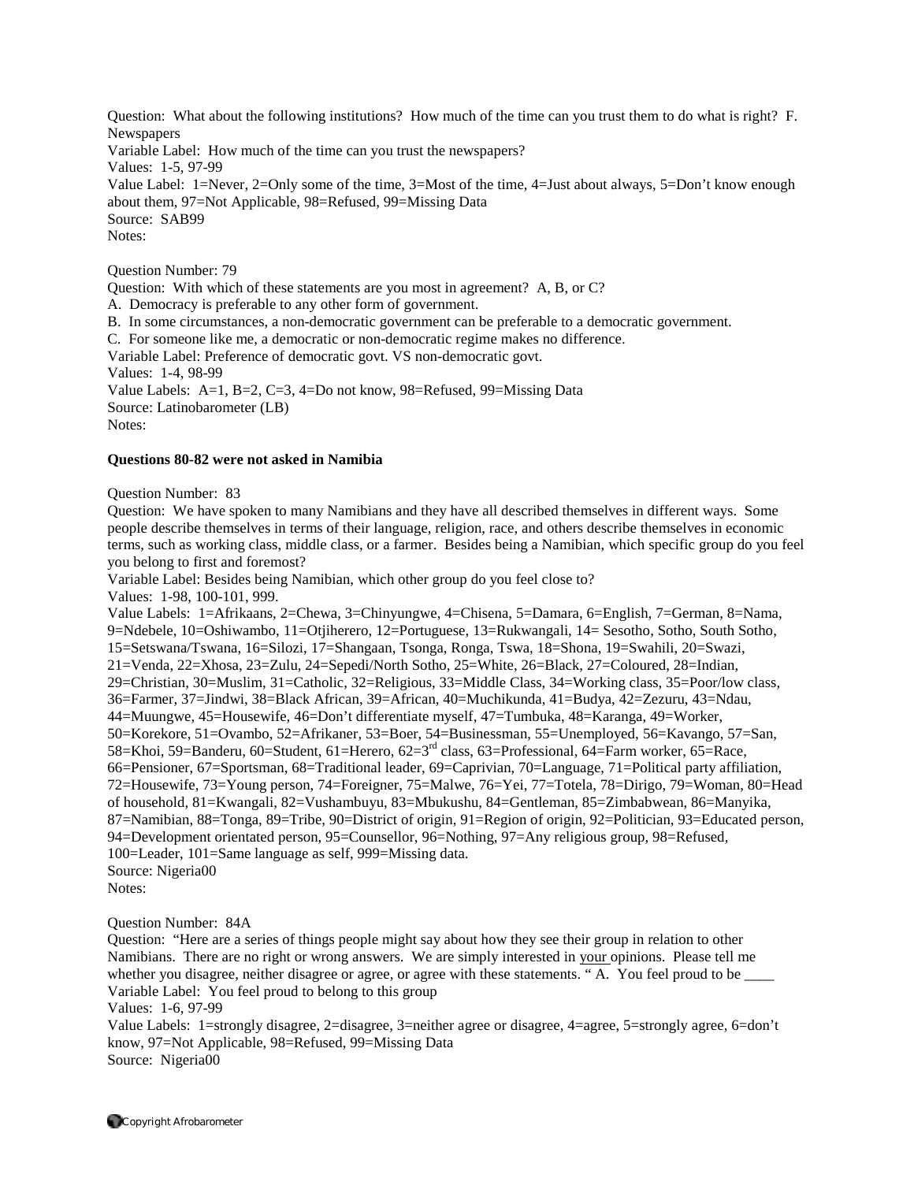Question: What about the following institutions? How much of the time can you trust them to do what is right? F. Newspapers
Variable Label: How much of the time can you trust the newspapers?
Values: 1-5, 97-99
Value Label: 1=Never, 2=Only some of the time, 3=Most of the time, 4=Just about always, 5=Don't know enough about them, 97=Not Applicable, 98=Refused, 99=Missing Data
Source: SAB99
Notes:

Question Number: 79
Question: With which of these statements are you most in agreement? A, B, or C?
A. Democracy is preferable to any other form of government.
B. In some circumstances, a non-democratic government can be preferable to a democratic government.
C. For someone like me, a democratic or non-democratic regime makes no difference.
Variable Label: Preference of democratic govt. VS non-democratic govt.
Values: 1-4, 98-99
Value Labels: A=1, B=2, C=3, 4=Do not know, 98=Refused, 99=Missing Data
Source: Latinobarometer (LB)
Notes:

**Questions 80-82 were not asked in Namibia**

Question Number: 83
Question: We have spoken to many Namibians and they have all described themselves in different ways. Some people describe themselves in terms of their language, religion, race, and others describe themselves in economic terms, such as working class, middle class, or a farmer. Besides being a Namibian, which specific group do you feel you belong to first and foremost?
Variable Label: Besides being Namibian, which other group do you feel close to?
Values: 1-98, 100-101, 999.
Value Labels: 1=Afrikaans, 2=Chewa, 3=Chinyungwe, 4=Chisena, 5=Damara, 6=English, 7=German, 8=Nama, 9=Ndebele, 10=Oshiwambo, 11=Otjiherero, 12=Portuguese, 13=Rukwangali, 14= Sesotho, Sotho, South Sotho, 15=Setswana/Tswana, 16=Silozi, 17=Shangaan, Tsonga, Ronga, Tswa, 18=Shona, 19=Swahili, 20=Swazi, 21=Venda, 22=Xhosa, 23=Zulu, 24=Sepedi/North Sotho, 25=White, 26=Black, 27=Coloured, 28=Indian, 29=Christian, 30=Muslim, 31=Catholic, 32=Religious, 33=Middle Class, 34=Working class, 35=Poor/low class, 36=Farmer, 37=Jindwi, 38=Black African, 39=African, 40=Muchikunda, 41=Budya, 42=Zezuru, 43=Ndau, 44=Muungwe, 45=Housewife, 46=Don't differentiate myself, 47=Tumbuka, 48=Karanga, 49=Worker, 50=Korekore, 51=Ovambo, 52=Afrikaner, 53=Boer, 54=Businessman, 55=Unemployed, 56=Kavango, 57=San, 58=Khoi, 59=Banderu, 60=Student, 61=Herero, 62=3rd class, 63=Professional, 64=Farm worker, 65=Race, 66=Pensioner, 67=Sportsman, 68=Traditional leader, 69=Caprivian, 70=Language, 71=Political party affiliation, 72=Housewife, 73=Young person, 74=Foreigner, 75=Malwe, 76=Yei, 77=Totela, 78=Dirigo, 79=Woman, 80=Head of household, 81=Kwangali, 82=Vushambuyu, 83=Mbukushu, 84=Gentleman, 85=Zimbabwean, 86=Manyika, 87=Namibian, 88=Tonga, 89=Tribe, 90=District of origin, 91=Region of origin, 92=Politician, 93=Educated person, 94=Development orientated person, 95=Counsellor, 96=Nothing, 97=Any religious group, 98=Refused, 100=Leader, 101=Same language as self, 999=Missing data.
Source: Nigeria00
Notes:

Question Number: 84A
Question: "Here are a series of things people might say about how they see their group in relation to other Namibians. There are no right or wrong answers. We are simply interested in your opinions. Please tell me whether you disagree, neither disagree or agree, or agree with these statements. " A. You feel proud to be ____
Variable Label: You feel proud to belong to this group
Values: 1-6, 97-99
Value Labels: 1=strongly disagree, 2=disagree, 3=neither agree or disagree, 4=agree, 5=strongly agree, 6=don't know, 97=Not Applicable, 98=Refused, 99=Missing Data
Source: Nigeria00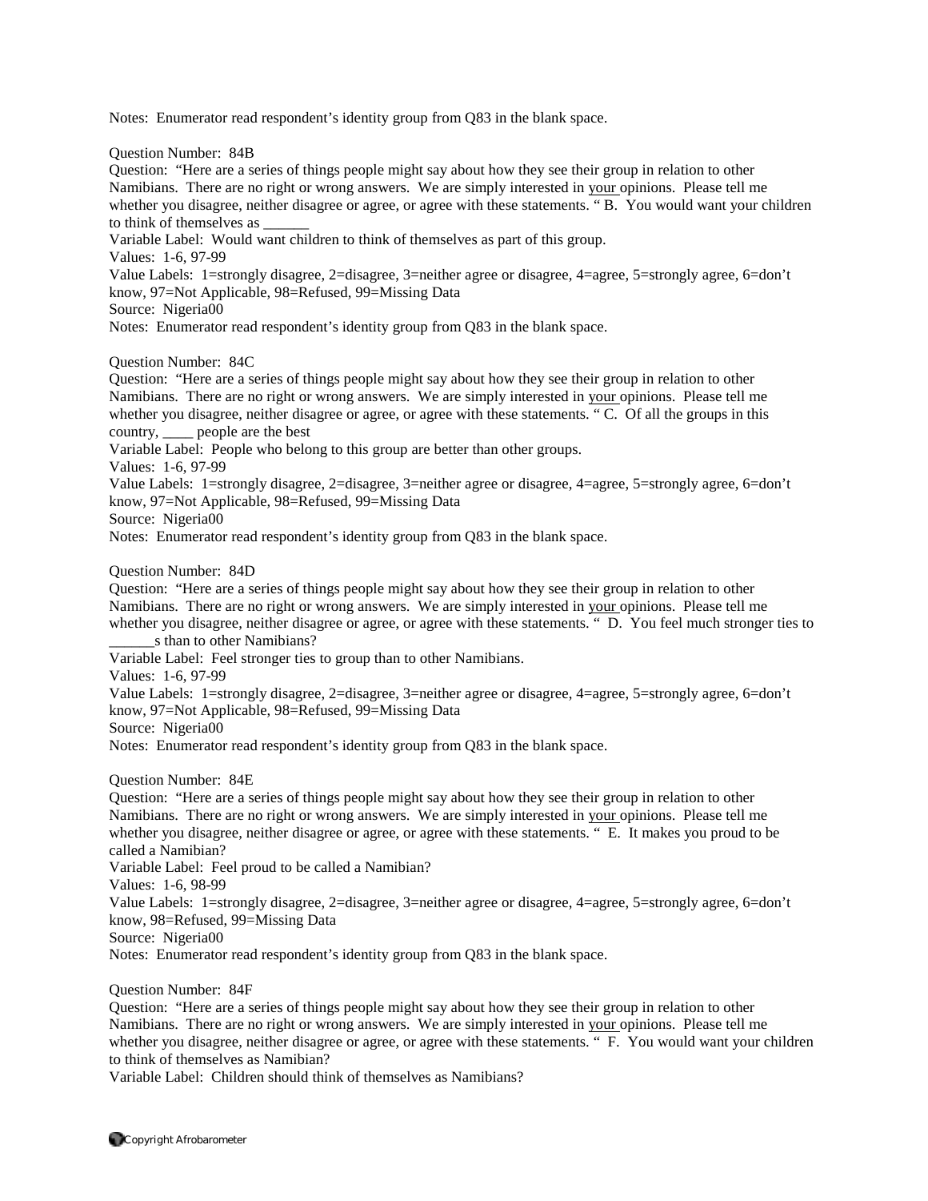Notes: Enumerator read respondent's identity group from Q83 in the blank space.

Question Number: 84B
Question: "Here are a series of things people might say about how they see their group in relation to other Namibians. There are no right or wrong answers. We are simply interested in your opinions. Please tell me whether you disagree, neither disagree or agree, or agree with these statements. " B. You would want your children to think of themselves as ______
Variable Label: Would want children to think of themselves as part of this group.
Values: 1-6, 97-99
Value Labels: 1=strongly disagree, 2=disagree, 3=neither agree or disagree, 4=agree, 5=strongly agree, 6=don't know, 97=Not Applicable, 98=Refused, 99=Missing Data
Source: Nigeria00
Notes: Enumerator read respondent's identity group from Q83 in the blank space.

Question Number: 84C
Question: "Here are a series of things people might say about how they see their group in relation to other Namibians. There are no right or wrong answers. We are simply interested in your opinions. Please tell me whether you disagree, neither disagree or agree, or agree with these statements. " C. Of all the groups in this country, ____ people are the best
Variable Label: People who belong to this group are better than other groups.
Values: 1-6, 97-99
Value Labels: 1=strongly disagree, 2=disagree, 3=neither agree or disagree, 4=agree, 5=strongly agree, 6=don't know, 97=Not Applicable, 98=Refused, 99=Missing Data
Source: Nigeria00
Notes: Enumerator read respondent's identity group from Q83 in the blank space.

Question Number: 84D
Question: "Here are a series of things people might say about how they see their group in relation to other Namibians. There are no right or wrong answers. We are simply interested in your opinions. Please tell me whether you disagree, neither disagree or agree, or agree with these statements. " D. You feel much stronger ties to ______s than to other Namibians?
Variable Label: Feel stronger ties to group than to other Namibians.
Values: 1-6, 97-99
Value Labels: 1=strongly disagree, 2=disagree, 3=neither agree or disagree, 4=agree, 5=strongly agree, 6=don't know, 97=Not Applicable, 98=Refused, 99=Missing Data
Source: Nigeria00
Notes: Enumerator read respondent's identity group from Q83 in the blank space.

Question Number: 84E
Question: "Here are a series of things people might say about how they see their group in relation to other Namibians. There are no right or wrong answers. We are simply interested in your opinions. Please tell me whether you disagree, neither disagree or agree, or agree with these statements. " E. It makes you proud to be called a Namibian?
Variable Label: Feel proud to be called a Namibian?
Values: 1-6, 98-99
Value Labels: 1=strongly disagree, 2=disagree, 3=neither agree or disagree, 4=agree, 5=strongly agree, 6=don't know, 98=Refused, 99=Missing Data
Source: Nigeria00
Notes: Enumerator read respondent's identity group from Q83 in the blank space.

Question Number: 84F
Question: "Here are a series of things people might say about how they see their group in relation to other Namibians. There are no right or wrong answers. We are simply interested in your opinions. Please tell me whether you disagree, neither disagree or agree, or agree with these statements. " F. You would want your children to think of themselves as Namibian?
Variable Label: Children should think of themselves as Namibians?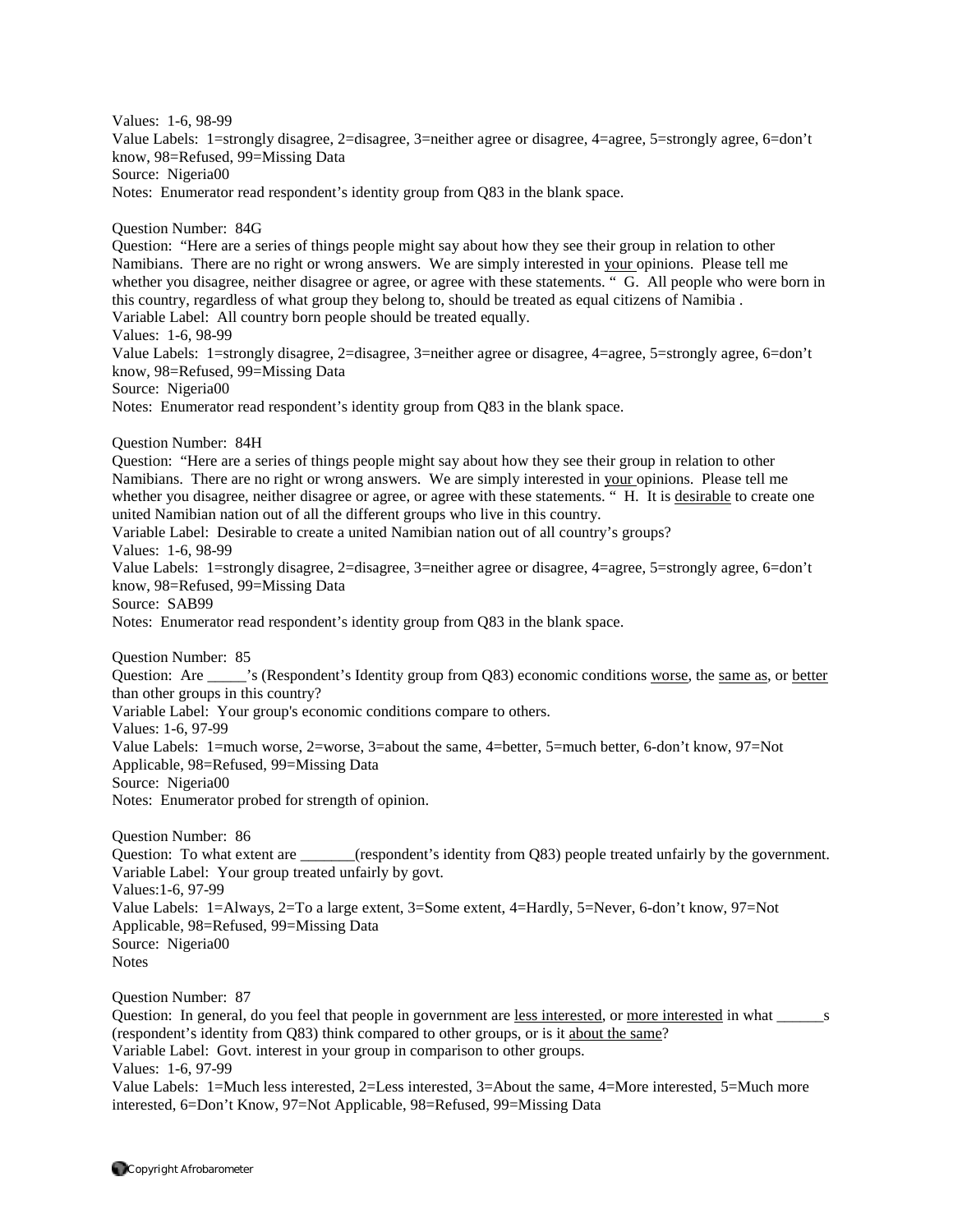Values: 1-6, 98-99
Value Labels: 1=strongly disagree, 2=disagree, 3=neither agree or disagree, 4=agree, 5=strongly agree, 6=don't know, 98=Refused, 99=Missing Data
Source: Nigeria00
Notes: Enumerator read respondent's identity group from Q83 in the blank space.

Question Number: 84G
Question: "Here are a series of things people might say about how they see their group in relation to other Namibians. There are no right or wrong answers. We are simply interested in your opinions. Please tell me whether you disagree, neither disagree or agree, or agree with these statements. " G. All people who were born in this country, regardless of what group they belong to, should be treated as equal citizens of Namibia .
Variable Label: All country born people should be treated equally.
Values: 1-6, 98-99
Value Labels: 1=strongly disagree, 2=disagree, 3=neither agree or disagree, 4=agree, 5=strongly agree, 6=don't know, 98=Refused, 99=Missing Data
Source: Nigeria00
Notes: Enumerator read respondent's identity group from Q83 in the blank space.

Question Number: 84H
Question: "Here are a series of things people might say about how they see their group in relation to other Namibians. There are no right or wrong answers. We are simply interested in your opinions. Please tell me whether you disagree, neither disagree or agree, or agree with these statements. " H. It is desirable to create one united Namibian nation out of all the different groups who live in this country.
Variable Label: Desirable to create a united Namibian nation out of all country's groups?
Values: 1-6, 98-99
Value Labels: 1=strongly disagree, 2=disagree, 3=neither agree or disagree, 4=agree, 5=strongly agree, 6=don't know, 98=Refused, 99=Missing Data
Source: SAB99
Notes: Enumerator read respondent's identity group from Q83 in the blank space.

Question Number: 85
Question: Are _____'s (Respondent's Identity group from Q83) economic conditions worse, the same as, or better than other groups in this country?
Variable Label: Your group's economic conditions compare to others.
Values: 1-6, 97-99
Value Labels: 1=much worse, 2=worse, 3=about the same, 4=better, 5=much better, 6-don't know, 97=Not Applicable, 98=Refused, 99=Missing Data
Source: Nigeria00
Notes: Enumerator probed for strength of opinion.

Question Number: 86
Question: To what extent are _______(respondent's identity from Q83) people treated unfairly by the government.
Variable Label: Your group treated unfairly by govt.
Values:1-6, 97-99
Value Labels: 1=Always, 2=To a large extent, 3=Some extent, 4=Hardly, 5=Never, 6-don't know, 97=Not Applicable, 98=Refused, 99=Missing Data
Source: Nigeria00
Notes

Question Number: 87
Question: In general, do you feel that people in government are less interested, or more interested in what ______s (respondent's identity from Q83) think compared to other groups, or is it about the same?
Variable Label: Govt. interest in your group in comparison to other groups.
Values: 1-6, 97-99
Value Labels: 1=Much less interested, 2=Less interested, 3=About the same, 4=More interested, 5=Much more interested, 6=Don't Know, 97=Not Applicable, 98=Refused, 99=Missing Data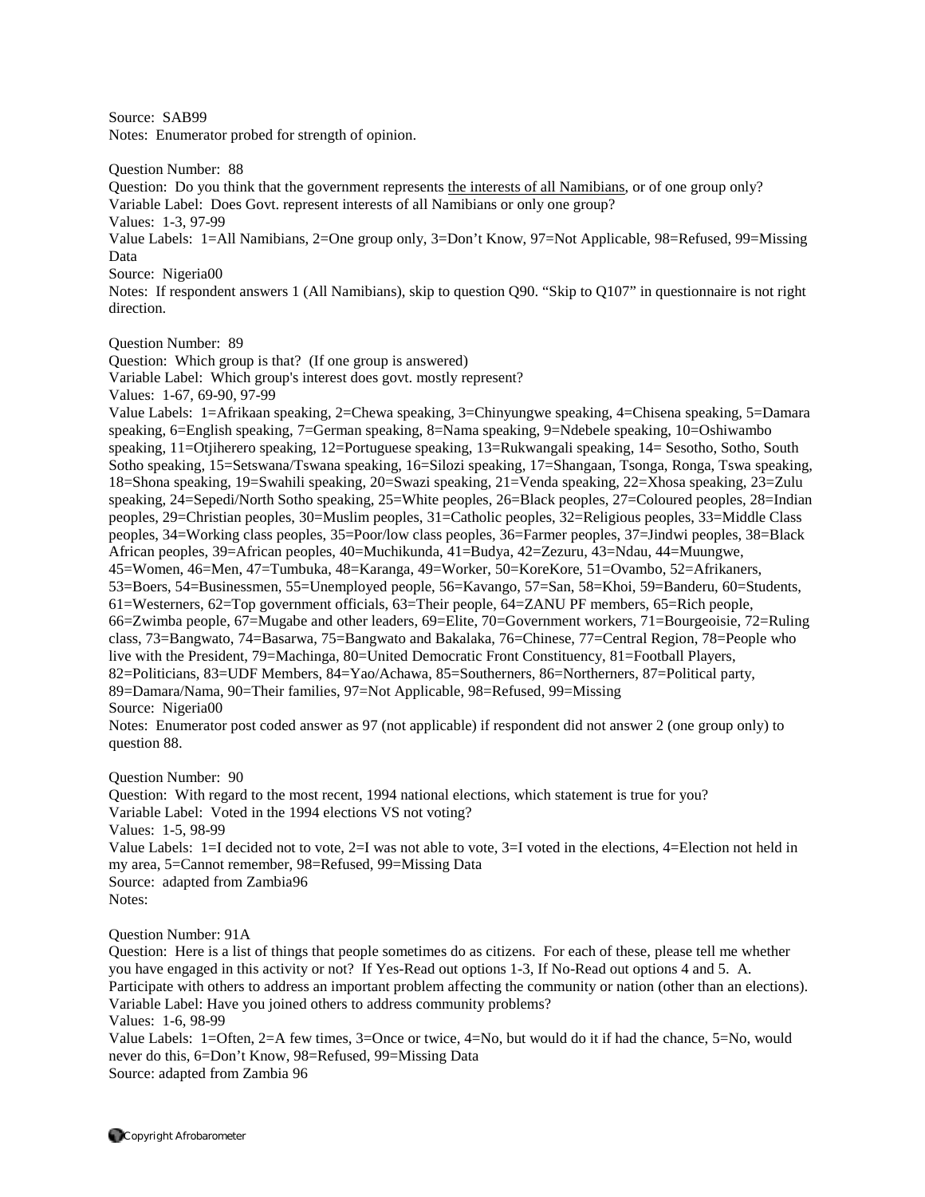Source: SAB99
Notes: Enumerator probed for strength of opinion.

Question Number: 88
Question: Do you think that the government represents the interests of all Namibians, or of one group only?
Variable Label: Does Govt. represent interests of all Namibians or only one group?
Values: 1-3, 97-99
Value Labels: 1=All Namibians, 2=One group only, 3=Don't Know, 97=Not Applicable, 98=Refused, 99=Missing Data
Source: Nigeria00
Notes: If respondent answers 1 (All Namibians), skip to question Q90. "Skip to Q107" in questionnaire is not right direction.

Question Number: 89
Question: Which group is that? (If one group is answered)
Variable Label: Which group's interest does govt. mostly represent?
Values: 1-67, 69-90, 97-99
Value Labels: 1=Afrikaan speaking, 2=Chewa speaking, 3=Chinyungwe speaking, 4=Chisena speaking, 5=Damara speaking, 6=English speaking, 7=German speaking, 8=Nama speaking, 9=Ndebele speaking, 10=Oshiwambo speaking, 11=Otjiherero speaking, 12=Portuguese speaking, 13=Rukwangali speaking, 14= Sesotho, Sotho, South Sotho speaking, 15=Setswana/Tswana speaking, 16=Silozi speaking, 17=Shangaan, Tsonga, Ronga, Tswa speaking, 18=Shona speaking, 19=Swahili speaking, 20=Swazi speaking, 21=Venda speaking, 22=Xhosa speaking, 23=Zulu speaking, 24=Sepedi/North Sotho speaking, 25=White peoples, 26=Black peoples, 27=Coloured peoples, 28=Indian peoples, 29=Christian peoples, 30=Muslim peoples, 31=Catholic peoples, 32=Religious peoples, 33=Middle Class peoples, 34=Working class peoples, 35=Poor/low class peoples, 36=Farmer peoples, 37=Jindwi peoples, 38=Black African peoples, 39=African peoples, 40=Muchikunda, 41=Budya, 42=Zezuru, 43=Ndau, 44=Muungwe, 45=Women, 46=Men, 47=Tumbuka, 48=Karanga, 49=Worker, 50=KoreKore, 51=Ovambo, 52=Afrikaners, 53=Boers, 54=Businessmen, 55=Unemployed people, 56=Kavango, 57=San, 58=Khoi, 59=Banderu, 60=Students, 61=Westerners, 62=Top government officials, 63=Their people, 64=ZANU PF members, 65=Rich people, 66=Zwimba people, 67=Mugabe and other leaders, 69=Elite, 70=Government workers, 71=Bourgeoisie, 72=Ruling class, 73=Bangwato, 74=Basarwa, 75=Bangwato and Bakalaka, 76=Chinese, 77=Central Region, 78=People who live with the President, 79=Machinga, 80=United Democratic Front Constituency, 81=Football Players, 82=Politicians, 83=UDF Members, 84=Yao/Achawa, 85=Southerners, 86=Northerners, 87=Political party, 89=Damara/Nama, 90=Their families, 97=Not Applicable, 98=Refused, 99=Missing
Source: Nigeria00
Notes: Enumerator post coded answer as 97 (not applicable) if respondent did not answer 2 (one group only) to question 88.

Question Number: 90
Question: With regard to the most recent, 1994 national elections, which statement is true for you?
Variable Label: Voted in the 1994 elections VS not voting?
Values: 1-5, 98-99
Value Labels: 1=I decided not to vote, 2=I was not able to vote, 3=I voted in the elections, 4=Election not held in my area, 5=Cannot remember, 98=Refused, 99=Missing Data
Source: adapted from Zambia96
Notes:

Question Number: 91A
Question: Here is a list of things that people sometimes do as citizens. For each of these, please tell me whether you have engaged in this activity or not? If Yes-Read out options 1-3, If No-Read out options 4 and 5. A. Participate with others to address an important problem affecting the community or nation (other than an elections).
Variable Label: Have you joined others to address community problems?
Values: 1-6, 98-99
Value Labels: 1=Often, 2=A few times, 3=Once or twice, 4=No, but would do it if had the chance, 5=No, would never do this, 6=Don't Know, 98=Refused, 99=Missing Data
Source: adapted from Zambia 96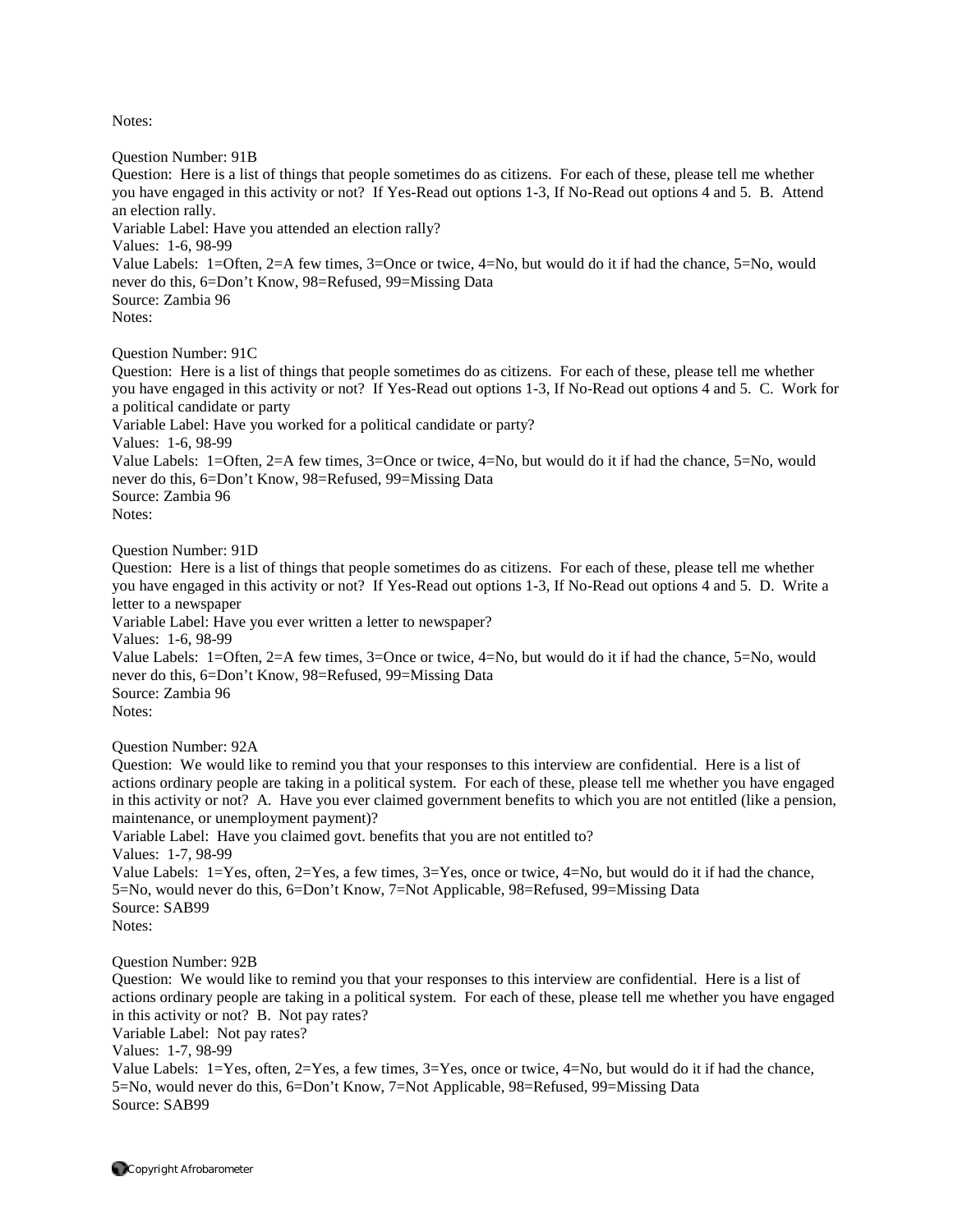Notes:

Question Number: 91B
Question: Here is a list of things that people sometimes do as citizens. For each of these, please tell me whether you have engaged in this activity or not? If Yes-Read out options 1-3, If No-Read out options 4 and 5. B. Attend an election rally.
Variable Label: Have you attended an election rally?
Values: 1-6, 98-99
Value Labels: 1=Often, 2=A few times, 3=Once or twice, 4=No, but would do it if had the chance, 5=No, would never do this, 6=Don't Know, 98=Refused, 99=Missing Data
Source: Zambia 96
Notes:

Question Number: 91C
Question: Here is a list of things that people sometimes do as citizens. For each of these, please tell me whether you have engaged in this activity or not? If Yes-Read out options 1-3, If No-Read out options 4 and 5. C. Work for a political candidate or party
Variable Label: Have you worked for a political candidate or party?
Values: 1-6, 98-99
Value Labels: 1=Often, 2=A few times, 3=Once or twice, 4=No, but would do it if had the chance, 5=No, would never do this, 6=Don't Know, 98=Refused, 99=Missing Data
Source: Zambia 96
Notes:

Question Number: 91D
Question: Here is a list of things that people sometimes do as citizens. For each of these, please tell me whether you have engaged in this activity or not? If Yes-Read out options 1-3, If No-Read out options 4 and 5. D. Write a letter to a newspaper
Variable Label: Have you ever written a letter to newspaper?
Values: 1-6, 98-99
Value Labels: 1=Often, 2=A few times, 3=Once or twice, 4=No, but would do it if had the chance, 5=No, would never do this, 6=Don't Know, 98=Refused, 99=Missing Data
Source: Zambia 96
Notes:

Question Number: 92A
Question: We would like to remind you that your responses to this interview are confidential. Here is a list of actions ordinary people are taking in a political system. For each of these, please tell me whether you have engaged in this activity or not? A. Have you ever claimed government benefits to which you are not entitled (like a pension, maintenance, or unemployment payment)?
Variable Label: Have you claimed govt. benefits that you are not entitled to?
Values: 1-7, 98-99
Value Labels: 1=Yes, often, 2=Yes, a few times, 3=Yes, once or twice, 4=No, but would do it if had the chance, 5=No, would never do this, 6=Don't Know, 7=Not Applicable, 98=Refused, 99=Missing Data
Source: SAB99
Notes:

Question Number: 92B
Question: We would like to remind you that your responses to this interview are confidential. Here is a list of actions ordinary people are taking in a political system. For each of these, please tell me whether you have engaged in this activity or not? B. Not pay rates?
Variable Label: Not pay rates?
Values: 1-7, 98-99
Value Labels: 1=Yes, often, 2=Yes, a few times, 3=Yes, once or twice, 4=No, but would do it if had the chance, 5=No, would never do this, 6=Don't Know, 7=Not Applicable, 98=Refused, 99=Missing Data
Source: SAB99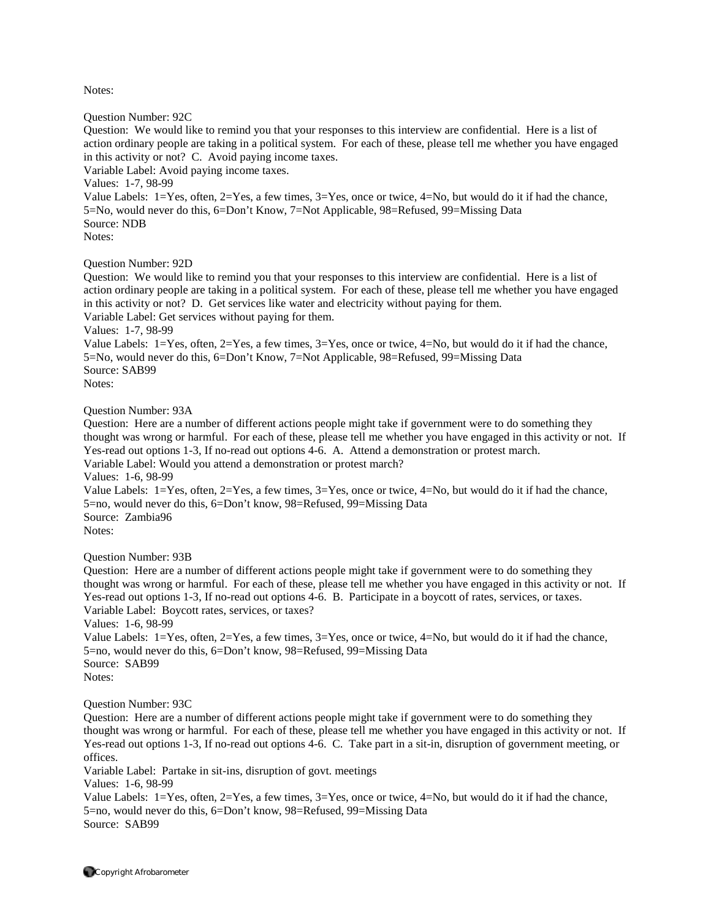Notes:

Question Number: 92C
Question: We would like to remind you that your responses to this interview are confidential. Here is a list of action ordinary people are taking in a political system. For each of these, please tell me whether you have engaged in this activity or not? C. Avoid paying income taxes.
Variable Label: Avoid paying income taxes.
Values: 1-7, 98-99
Value Labels: 1=Yes, often, 2=Yes, a few times, 3=Yes, once or twice, 4=No, but would do it if had the chance, 5=No, would never do this, 6=Don't Know, 7=Not Applicable, 98=Refused, 99=Missing Data
Source: NDB
Notes:

Question Number: 92D
Question: We would like to remind you that your responses to this interview are confidential. Here is a list of action ordinary people are taking in a political system. For each of these, please tell me whether you have engaged in this activity or not? D. Get services like water and electricity without paying for them.
Variable Label: Get services without paying for them.
Values: 1-7, 98-99
Value Labels: 1=Yes, often, 2=Yes, a few times, 3=Yes, once or twice, 4=No, but would do it if had the chance, 5=No, would never do this, 6=Don't Know, 7=Not Applicable, 98=Refused, 99=Missing Data
Source: SAB99
Notes:

Question Number: 93A
Question: Here are a number of different actions people might take if government were to do something they thought was wrong or harmful. For each of these, please tell me whether you have engaged in this activity or not. If Yes-read out options 1-3, If no-read out options 4-6. A. Attend a demonstration or protest march.
Variable Label: Would you attend a demonstration or protest march?
Values: 1-6, 98-99
Value Labels: 1=Yes, often, 2=Yes, a few times, 3=Yes, once or twice, 4=No, but would do it if had the chance, 5=no, would never do this, 6=Don't know, 98=Refused, 99=Missing Data
Source: Zambia96
Notes:

Question Number: 93B
Question: Here are a number of different actions people might take if government were to do something they thought was wrong or harmful. For each of these, please tell me whether you have engaged in this activity or not. If Yes-read out options 1-3, If no-read out options 4-6. B. Participate in a boycott of rates, services, or taxes.
Variable Label: Boycott rates, services, or taxes?
Values: 1-6, 98-99
Value Labels: 1=Yes, often, 2=Yes, a few times, 3=Yes, once or twice, 4=No, but would do it if had the chance, 5=no, would never do this, 6=Don't know, 98=Refused, 99=Missing Data
Source: SAB99
Notes:

Question Number: 93C
Question: Here are a number of different actions people might take if government were to do something they thought was wrong or harmful. For each of these, please tell me whether you have engaged in this activity or not. If Yes-read out options 1-3, If no-read out options 4-6. C. Take part in a sit-in, disruption of government meeting, or offices.
Variable Label: Partake in sit-ins, disruption of govt. meetings
Values: 1-6, 98-99
Value Labels: 1=Yes, often, 2=Yes, a few times, 3=Yes, once or twice, 4=No, but would do it if had the chance, 5=no, would never do this, 6=Don't know, 98=Refused, 99=Missing Data
Source: SAB99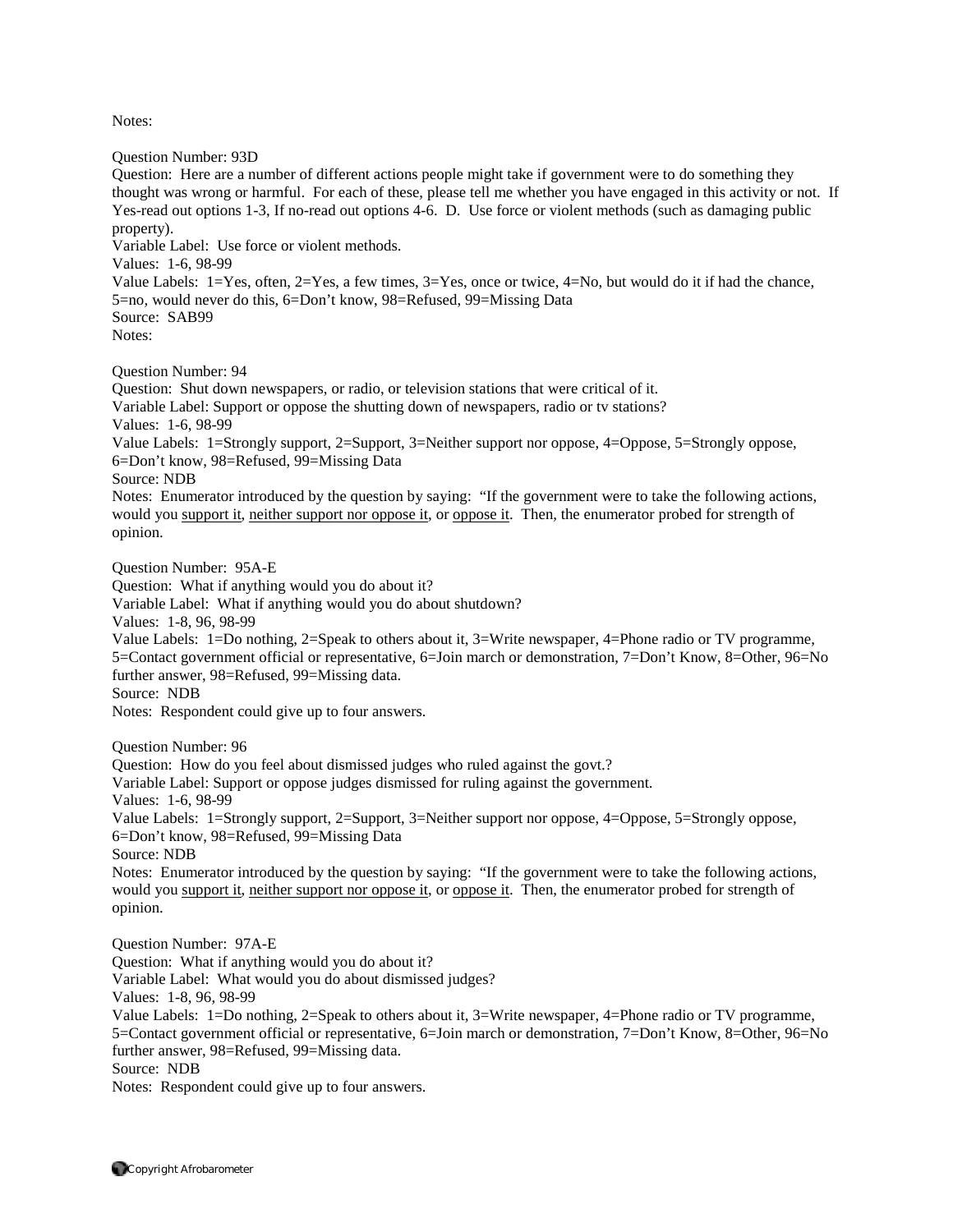Notes:

Question Number: 93D

Question: Here are a number of different actions people might take if government were to do something they thought was wrong or harmful. For each of these, please tell me whether you have engaged in this activity or not. If Yes-read out options 1-3, If no-read out options 4-6. D. Use force or violent methods (such as damaging public property).

Variable Label: Use force or violent methods.

Values: 1-6, 98-99

Value Labels: 1=Yes, often, 2=Yes, a few times, 3=Yes, once or twice, 4=No, but would do it if had the chance, 5=no, would never do this, 6=Don't know, 98=Refused, 99=Missing Data

Source: SAB99

Notes:

Question Number: 94

Question: Shut down newspapers, or radio, or television stations that were critical of it.

Variable Label: Support or oppose the shutting down of newspapers, radio or tv stations?

Values: 1-6, 98-99

Value Labels: 1=Strongly support, 2=Support, 3=Neither support nor oppose, 4=Oppose, 5=Strongly oppose, 6=Don't know, 98=Refused, 99=Missing Data

Source: NDB

Notes: Enumerator introduced by the question by saying: "If the government were to take the following actions, would you <u>support it</u>, <u>neither support nor oppose it</u>, or <u>oppose it</u>. Then, the enumerator probed for strength of opinion.

Question Number: 95A-E

Question: What if anything would you do about it?

Variable Label: What if anything would you do about shutdown?

Values: 1-8, 96, 98-99

Value Labels: 1=Do nothing, 2=Speak to others about it, 3=Write newspaper, 4=Phone radio or TV programme, 5=Contact government official or representative, 6=Join march or demonstration, 7=Don't Know, 8=Other, 96=No further answer, 98=Refused, 99=Missing data.

Source: NDB

Notes: Respondent could give up to four answers.

Question Number: 96

Question: How do you feel about dismissed judges who ruled against the govt.?

Variable Label: Support or oppose judges dismissed for ruling against the government.

Values: 1-6, 98-99

Value Labels: 1=Strongly support, 2=Support, 3=Neither support nor oppose, 4=Oppose, 5=Strongly oppose, 6=Don't know, 98=Refused, 99=Missing Data

Source: NDB

Notes: Enumerator introduced by the question by saying: "If the government were to take the following actions, would you <u>support it</u>, <u>neither support nor oppose it</u>, or <u>oppose it</u>. Then, the enumerator probed for strength of opinion.

Question Number: 97A-E

Question: What if anything would you do about it?

Variable Label: What would you do about dismissed judges?

Values: 1-8, 96, 98-99

Value Labels: 1=Do nothing, 2=Speak to others about it, 3=Write newspaper, 4=Phone radio or TV programme, 5=Contact government official or representative, 6=Join march or demonstration, 7=Don't Know, 8=Other, 96=No further answer, 98=Refused, 99=Missing data.

Source: NDB

Notes: Respondent could give up to four answers.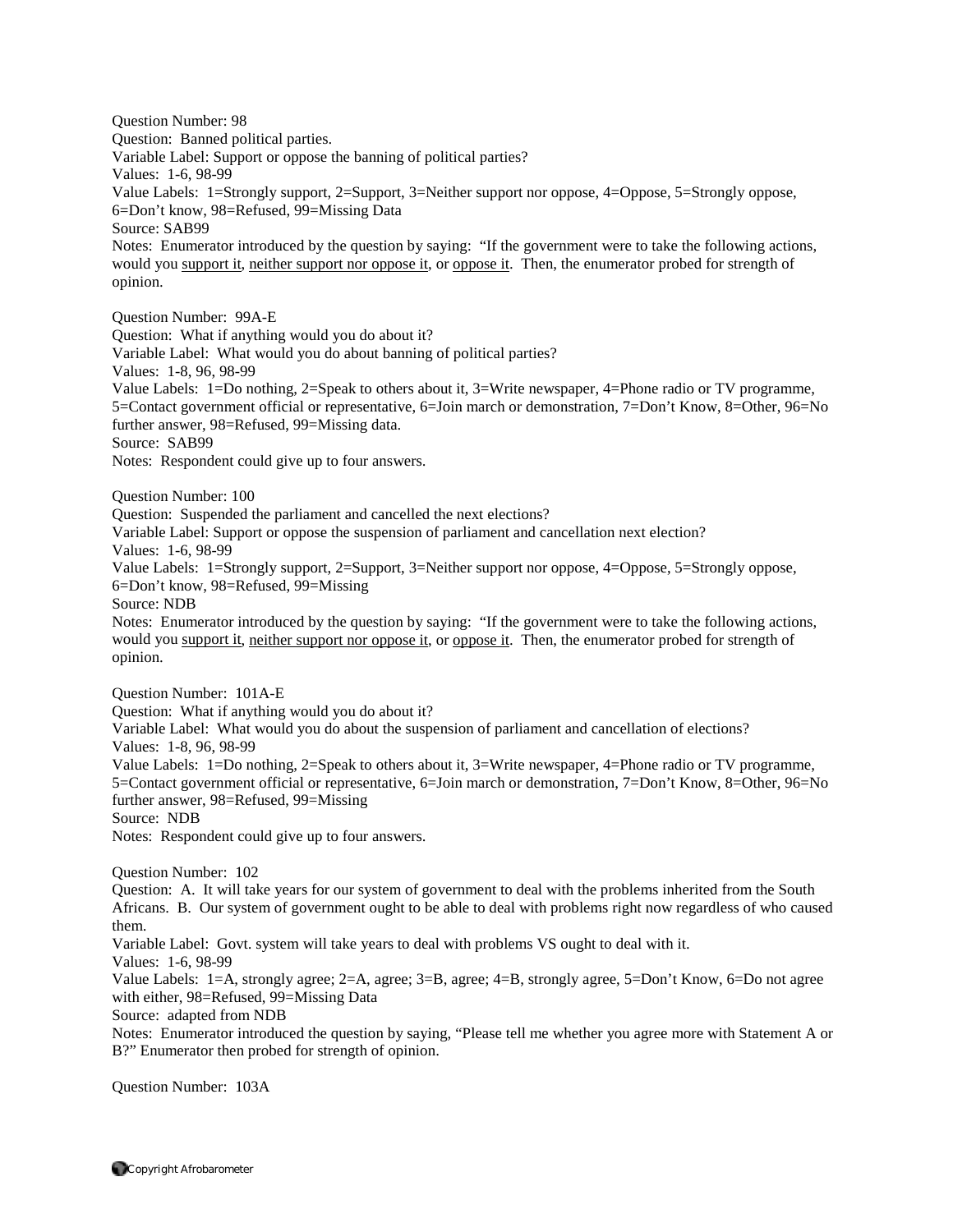Question Number: 98
Question: Banned political parties.
Variable Label: Support or oppose the banning of political parties?
Values: 1-6, 98-99
Value Labels: 1=Strongly support, 2=Support, 3=Neither support nor oppose, 4=Oppose, 5=Strongly oppose, 6=Don't know, 98=Refused, 99=Missing Data
Source: SAB99
Notes: Enumerator introduced by the question by saying: "If the government were to take the following actions, would you support it, neither support nor oppose it, or oppose it. Then, the enumerator probed for strength of opinion.

Question Number: 99A-E
Question: What if anything would you do about it?
Variable Label: What would you do about banning of political parties?
Values: 1-8, 96, 98-99
Value Labels: 1=Do nothing, 2=Speak to others about it, 3=Write newspaper, 4=Phone radio or TV programme, 5=Contact government official or representative, 6=Join march or demonstration, 7=Don't Know, 8=Other, 96=No further answer, 98=Refused, 99=Missing data.
Source: SAB99
Notes: Respondent could give up to four answers.

Question Number: 100
Question: Suspended the parliament and cancelled the next elections?
Variable Label: Support or oppose the suspension of parliament and cancellation next election?
Values: 1-6, 98-99
Value Labels: 1=Strongly support, 2=Support, 3=Neither support nor oppose, 4=Oppose, 5=Strongly oppose, 6=Don't know, 98=Refused, 99=Missing
Source: NDB
Notes: Enumerator introduced by the question by saying: "If the government were to take the following actions, would you support it, neither support nor oppose it, or oppose it. Then, the enumerator probed for strength of opinion.

Question Number: 101A-E
Question: What if anything would you do about it?
Variable Label: What would you do about the suspension of parliament and cancellation of elections?
Values: 1-8, 96, 98-99
Value Labels: 1=Do nothing, 2=Speak to others about it, 3=Write newspaper, 4=Phone radio or TV programme, 5=Contact government official or representative, 6=Join march or demonstration, 7=Don't Know, 8=Other, 96=No further answer, 98=Refused, 99=Missing
Source: NDB
Notes: Respondent could give up to four answers.

Question Number: 102
Question: A. It will take years for our system of government to deal with the problems inherited from the South Africans. B. Our system of government ought to be able to deal with problems right now regardless of who caused them.
Variable Label: Govt. system will take years to deal with problems VS ought to deal with it.
Values: 1-6, 98-99
Value Labels: 1=A, strongly agree; 2=A, agree; 3=B, agree; 4=B, strongly agree, 5=Don't Know, 6=Do not agree with either, 98=Refused, 99=Missing Data
Source: adapted from NDB
Notes: Enumerator introduced the question by saying, "Please tell me whether you agree more with Statement A or B?" Enumerator then probed for strength of opinion.

Question Number: 103A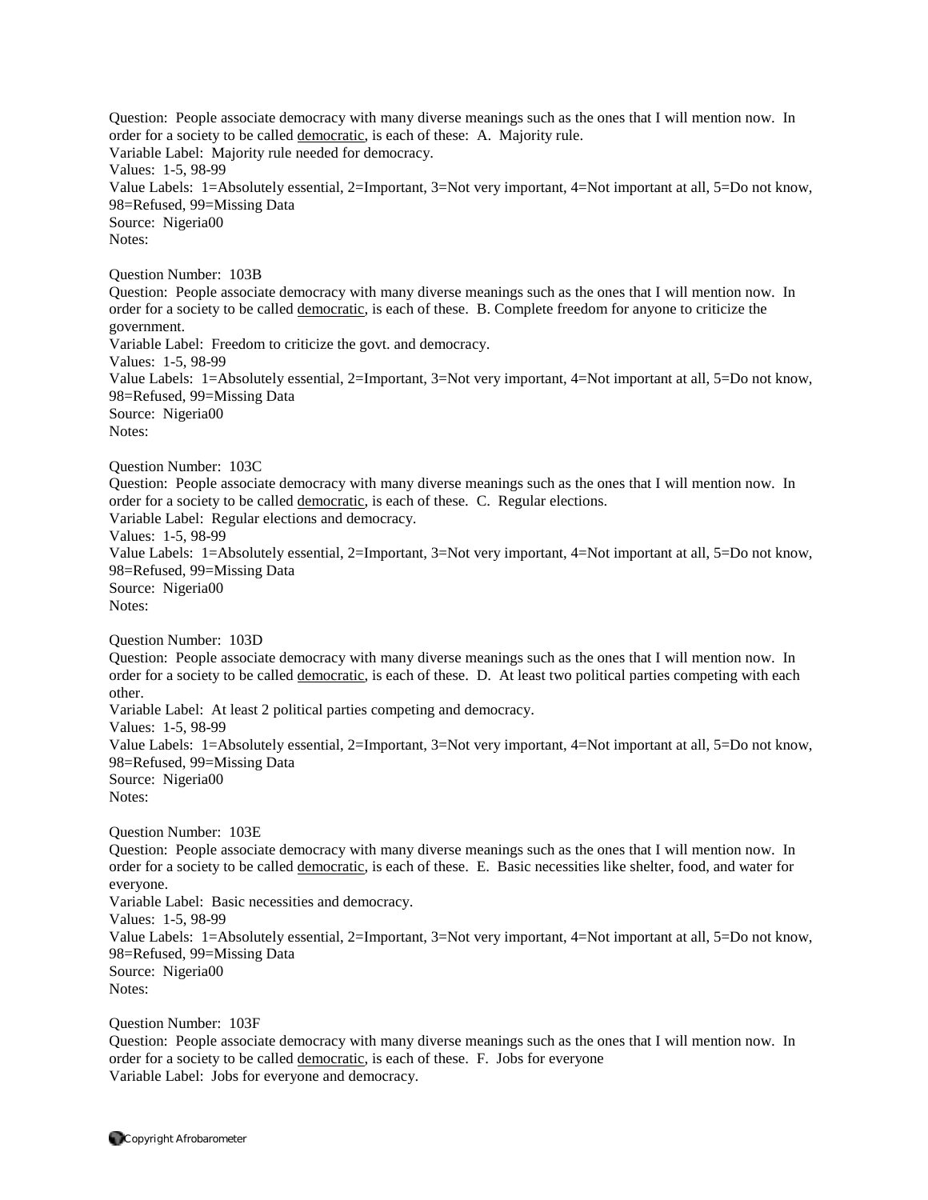Question: People associate democracy with many diverse meanings such as the ones that I will mention now. In order for a society to be called democratic, is each of these: A. Majority rule.
Variable Label: Majority rule needed for democracy.
Values: 1-5, 98-99
Value Labels: 1=Absolutely essential, 2=Important, 3=Not very important, 4=Not important at all, 5=Do not know, 98=Refused, 99=Missing Data
Source: Nigeria00
Notes:

Question Number: 103B
Question: People associate democracy with many diverse meanings such as the ones that I will mention now. In order for a society to be called democratic, is each of these. B. Complete freedom for anyone to criticize the government.
Variable Label: Freedom to criticize the govt. and democracy.
Values: 1-5, 98-99
Value Labels: 1=Absolutely essential, 2=Important, 3=Not very important, 4=Not important at all, 5=Do not know, 98=Refused, 99=Missing Data
Source: Nigeria00
Notes:

Question Number: 103C
Question: People associate democracy with many diverse meanings such as the ones that I will mention now. In order for a society to be called democratic, is each of these. C. Regular elections.
Variable Label: Regular elections and democracy.
Values: 1-5, 98-99
Value Labels: 1=Absolutely essential, 2=Important, 3=Not very important, 4=Not important at all, 5=Do not know, 98=Refused, 99=Missing Data
Source: Nigeria00
Notes:

Question Number: 103D
Question: People associate democracy with many diverse meanings such as the ones that I will mention now. In order for a society to be called democratic, is each of these. D. At least two political parties competing with each other.
Variable Label: At least 2 political parties competing and democracy.
Values: 1-5, 98-99
Value Labels: 1=Absolutely essential, 2=Important, 3=Not very important, 4=Not important at all, 5=Do not know, 98=Refused, 99=Missing Data
Source: Nigeria00
Notes:

Question Number: 103E
Question: People associate democracy with many diverse meanings such as the ones that I will mention now. In order for a society to be called democratic, is each of these. E. Basic necessities like shelter, food, and water for everyone.
Variable Label: Basic necessities and democracy.
Values: 1-5, 98-99
Value Labels: 1=Absolutely essential, 2=Important, 3=Not very important, 4=Not important at all, 5=Do not know, 98=Refused, 99=Missing Data
Source: Nigeria00
Notes:

Question Number: 103F
Question: People associate democracy with many diverse meanings such as the ones that I will mention now. In order for a society to be called democratic, is each of these. F. Jobs for everyone
Variable Label: Jobs for everyone and democracy.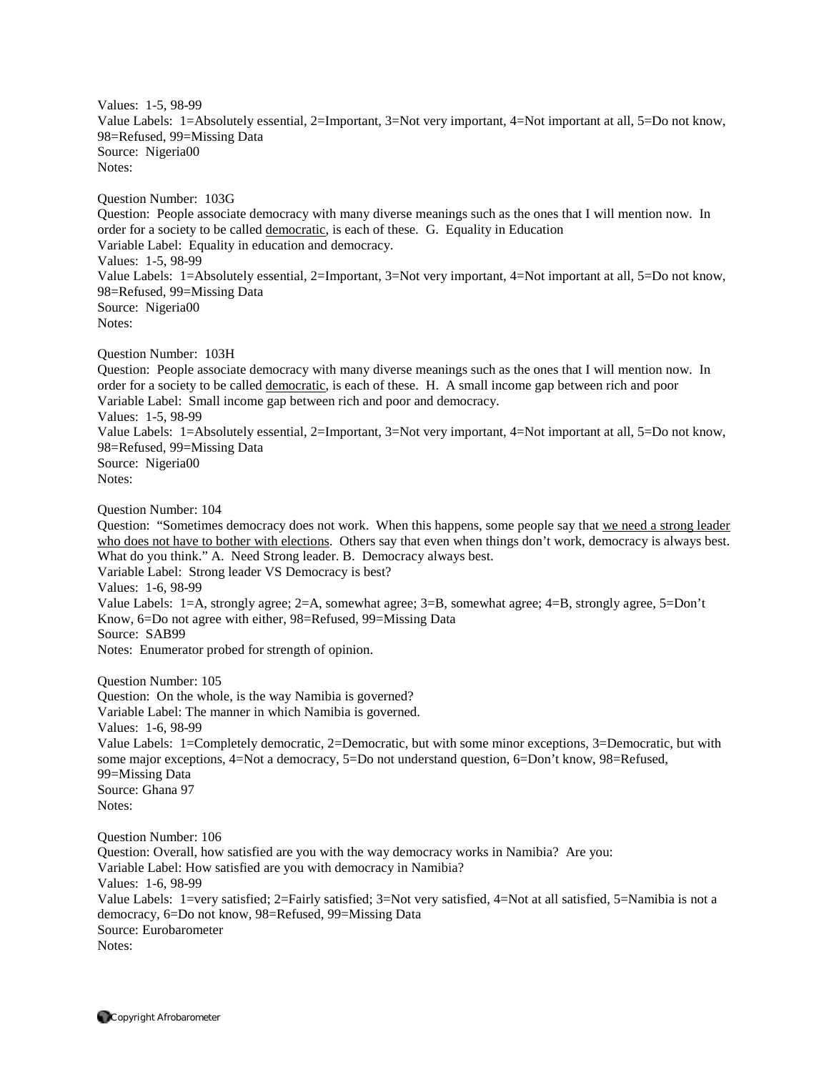Values: 1-5, 98-99
Value Labels: 1=Absolutely essential, 2=Important, 3=Not very important, 4=Not important at all, 5=Do not know, 98=Refused, 99=Missing Data
Source: Nigeria00
Notes:

Question Number: 103G
Question: People associate democracy with many diverse meanings such as the ones that I will mention now. In order for a society to be called democratic, is each of these. G. Equality in Education
Variable Label: Equality in education and democracy.
Values: 1-5, 98-99
Value Labels: 1=Absolutely essential, 2=Important, 3=Not very important, 4=Not important at all, 5=Do not know, 98=Refused, 99=Missing Data
Source: Nigeria00
Notes:

Question Number: 103H
Question: People associate democracy with many diverse meanings such as the ones that I will mention now. In order for a society to be called democratic, is each of these. H. A small income gap between rich and poor
Variable Label: Small income gap between rich and poor and democracy.
Values: 1-5, 98-99
Value Labels: 1=Absolutely essential, 2=Important, 3=Not very important, 4=Not important at all, 5=Do not know, 98=Refused, 99=Missing Data
Source: Nigeria00
Notes:

Question Number: 104
Question: "Sometimes democracy does not work. When this happens, some people say that we need a strong leader who does not have to bother with elections. Others say that even when things don't work, democracy is always best. What do you think." A. Need Strong leader. B. Democracy always best.
Variable Label: Strong leader VS Democracy is best?
Values: 1-6, 98-99
Value Labels: 1=A, strongly agree; 2=A, somewhat agree; 3=B, somewhat agree; 4=B, strongly agree, 5=Don't Know, 6=Do not agree with either, 98=Refused, 99=Missing Data
Source: SAB99
Notes: Enumerator probed for strength of opinion.

Question Number: 105
Question: On the whole, is the way Namibia is governed?
Variable Label: The manner in which Namibia is governed.
Values: 1-6, 98-99
Value Labels: 1=Completely democratic, 2=Democratic, but with some minor exceptions, 3=Democratic, but with some major exceptions, 4=Not a democracy, 5=Do not understand question, 6=Don't know, 98=Refused, 99=Missing Data
Source: Ghana 97
Notes:

Question Number: 106
Question: Overall, how satisfied are you with the way democracy works in Namibia? Are you:
Variable Label: How satisfied are you with democracy in Namibia?
Values: 1-6, 98-99
Value Labels: 1=very satisfied; 2=Fairly satisfied; 3=Not very satisfied, 4=Not at all satisfied, 5=Namibia is not a democracy, 6=Do not know, 98=Refused, 99=Missing Data
Source: Eurobarometer
Notes: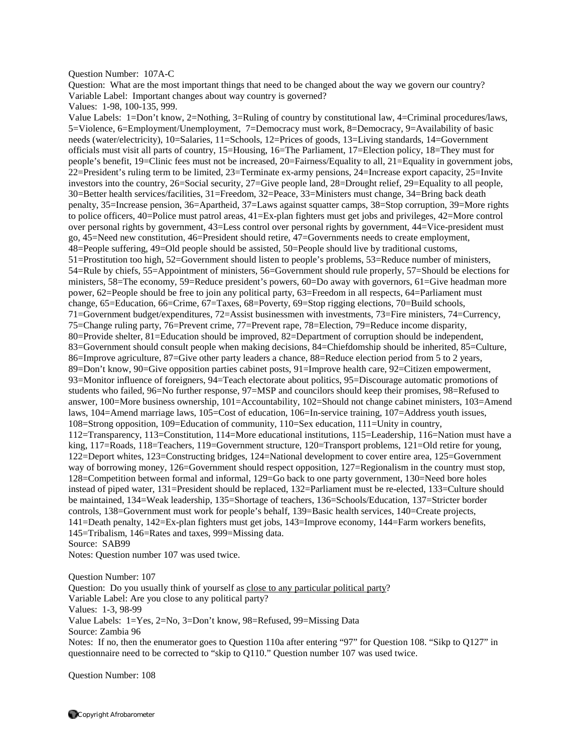Question Number: 107A-C

Question: What are the most important things that need to be changed about the way we govern our country?

Variable Label: Important changes about way country is governed?

Values: 1-98, 100-135, 999.

Value Labels: 1=Don't know, 2=Nothing, 3=Ruling of country by constitutional law, 4=Criminal procedures/laws, 5=Violence, 6=Employment/Unemployment, 7=Democracy must work, 8=Democracy, 9=Availability of basic needs (water/electricity), 10=Salaries, 11=Schools, 12=Prices of goods, 13=Living standards, 14=Government officials must visit all parts of country, 15=Housing, 16=The Parliament, 17=Election policy, 18=They must for people's benefit, 19=Clinic fees must not be increased, 20=Fairness/Equality to all, 21=Equality in government jobs, 22=President's ruling term to be limited, 23=Terminate ex-army pensions, 24=Increase export capacity, 25=Invite investors into the country, 26=Social security, 27=Give people land, 28=Drought relief, 29=Equality to all people, 30=Better health services/facilities, 31=Freedom, 32=Peace, 33=Ministers must change, 34=Bring back death penalty, 35=Increase pension, 36=Apartheid, 37=Laws against squatter camps, 38=Stop corruption, 39=More rights to police officers, 40=Police must patrol areas, 41=Ex-plan fighters must get jobs and privileges, 42=More control over personal rights by government, 43=Less control over personal rights by government, 44=Vice-president must go, 45=Need new constitution, 46=President should retire, 47=Governments needs to create employment, 48=People suffering, 49=Old people should be assisted, 50=People should live by traditional customs, 51=Prostitution too high, 52=Government should listen to people's problems, 53=Reduce number of ministers, 54=Rule by chiefs, 55=Appointment of ministers, 56=Government should rule properly, 57=Should be elections for ministers, 58=The economy, 59=Reduce president's powers, 60=Do away with governors, 61=Give headman more power, 62=People should be free to join any political party, 63=Freedom in all respects, 64=Parliament must change, 65=Education, 66=Crime, 67=Taxes, 68=Poverty, 69=Stop rigging elections, 70=Build schools, 71=Government budget/expenditures, 72=Assist businessmen with investments, 73=Fire ministers, 74=Currency, 75=Change ruling party, 76=Prevent crime, 77=Prevent rape, 78=Election, 79=Reduce income disparity, 80=Provide shelter, 81=Education should be improved, 82=Department of corruption should be independent, 83=Government should consult people when making decisions, 84=Chiefdomship should be inherited, 85=Culture, 86=Improve agriculture, 87=Give other party leaders a chance, 88=Reduce election period from 5 to 2 years, 89=Don't know, 90=Give opposition parties cabinet posts, 91=Improve health care, 92=Citizen empowerment, 93=Monitor influence of foreigners, 94=Teach electorate about politics, 95=Discourage automatic promotions of students who failed, 96=No further response, 97=MSP and councilors should keep their promises, 98=Refused to answer, 100=More business ownership, 101=Accountability, 102=Should not change cabinet ministers, 103=Amend laws, 104=Amend marriage laws, 105=Cost of education, 106=In-service training, 107=Address youth issues, 108=Strong opposition, 109=Education of community, 110=Sex education, 111=Unity in country, 112=Transparency, 113=Constitution, 114=More educational institutions, 115=Leadership, 116=Nation must have a king, 117=Roads, 118=Teachers, 119=Government structure, 120=Transport problems, 121=Old retire for young, 122=Deport whites, 123=Constructing bridges, 124=National development to cover entire area, 125=Government way of borrowing money, 126=Government should respect opposition, 127=Regionalism in the country must stop, 128=Competition between formal and informal, 129=Go back to one party government, 130=Need bore holes instead of piped water, 131=President should be replaced, 132=Parliament must be re-elected, 133=Culture should be maintained, 134=Weak leadership, 135=Shortage of teachers, 136=Schools/Education, 137=Stricter border controls, 138=Government must work for people's behalf, 139=Basic health services, 140=Create projects, 141=Death penalty, 142=Ex-plan fighters must get jobs, 143=Improve economy, 144=Farm workers benefits, 145=Tribalism, 146=Rates and taxes, 999=Missing data.

Source: SAB99

Notes: Question number 107 was used twice.

Question Number: 107

Question: Do you usually think of yourself as <u>close to any particular political party</u>?

Variable Label: Are you close to any political party?

Values: 1-3, 98-99

Value Labels: 1=Yes, 2=No, 3=Don't know, 98=Refused, 99=Missing Data

Source: Zambia 96

Notes: If no, then the enumerator goes to Question 110a after entering "97" for Question 108. "Sikp to Q127" in questionnaire need to be corrected to "skip to Q110." Question number 107 was used twice.

Question Number: 108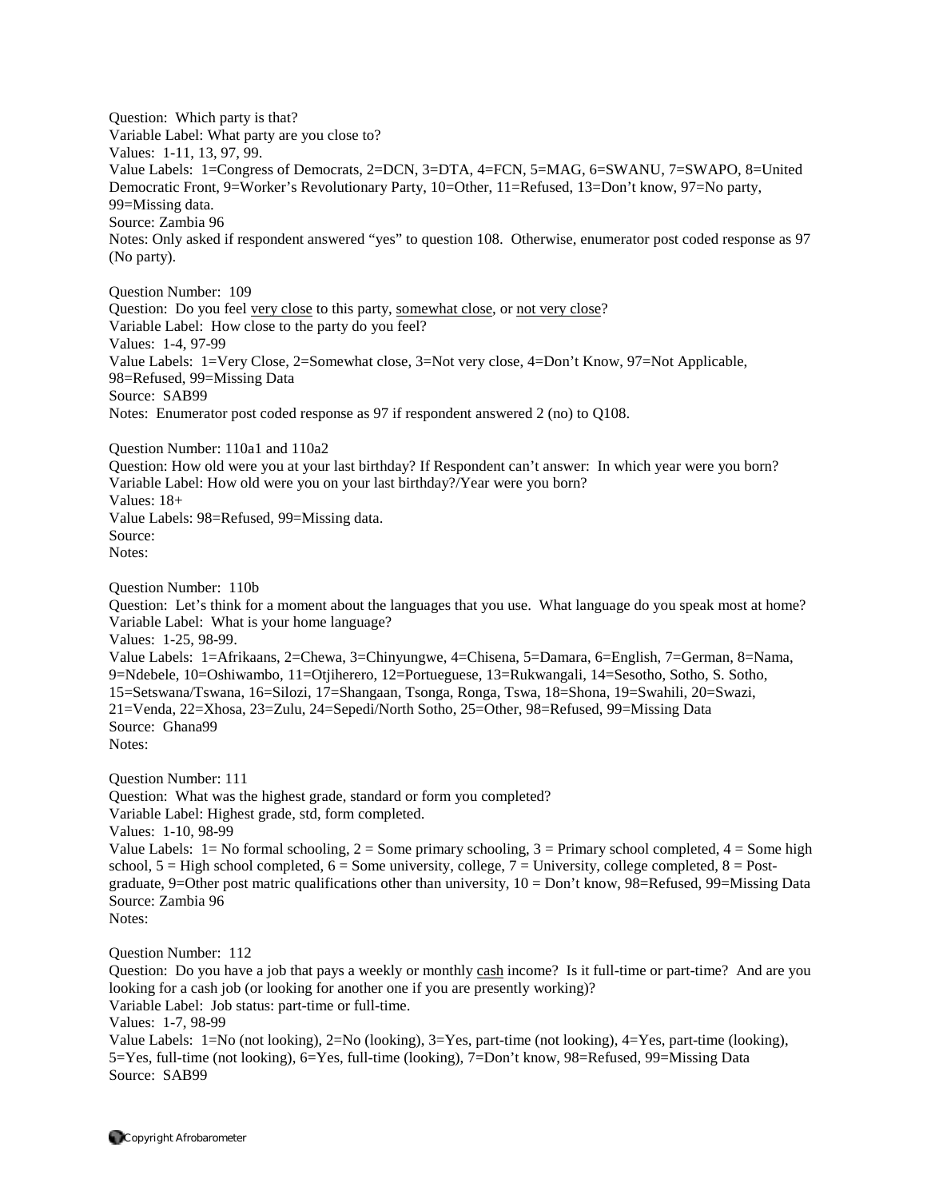Question: Which party is that?
Variable Label: What party are you close to?
Values: 1-11, 13, 97, 99.
Value Labels: 1=Congress of Democrats, 2=DCN, 3=DTA, 4=FCN, 5=MAG, 6=SWANU, 7=SWAPO, 8=United Democratic Front, 9=Worker's Revolutionary Party, 10=Other, 11=Refused, 13=Don't know, 97=No party, 99=Missing data.
Source: Zambia 96
Notes: Only asked if respondent answered "yes" to question 108. Otherwise, enumerator post coded response as 97 (No party).

Question Number: 109
Question: Do you feel very close to this party, somewhat close, or not very close?
Variable Label: How close to the party do you feel?
Values: 1-4, 97-99
Value Labels: 1=Very Close, 2=Somewhat close, 3=Not very close, 4=Don't Know, 97=Not Applicable, 98=Refused, 99=Missing Data
Source: SAB99
Notes: Enumerator post coded response as 97 if respondent answered 2 (no) to Q108.

Question Number: 110a1 and 110a2
Question: How old were you at your last birthday? If Respondent can't answer: In which year were you born?
Variable Label: How old were you on your last birthday?/Year were you born?
Values: 18+
Value Labels: 98=Refused, 99=Missing data.
Source:
Notes:

Question Number: 110b
Question: Let's think for a moment about the languages that you use. What language do you speak most at home?
Variable Label: What is your home language?
Values: 1-25, 98-99.
Value Labels: 1=Afrikaans, 2=Chewa, 3=Chinyungwe, 4=Chisena, 5=Damara, 6=English, 7=German, 8=Nama, 9=Ndebele, 10=Oshiwambo, 11=Otjiherero, 12=Portueguese, 13=Rukwangali, 14=Sesotho, Sotho, S. Sotho, 15=Setswana/Tswana, 16=Silozi, 17=Shangaan, Tsonga, Ronga, Tswa, 18=Shona, 19=Swahili, 20=Swazi, 21=Venda, 22=Xhosa, 23=Zulu, 24=Sepedi/North Sotho, 25=Other, 98=Refused, 99=Missing Data
Source: Ghana99
Notes:

Question Number: 111
Question: What was the highest grade, standard or form you completed?
Variable Label: Highest grade, std, form completed.
Values: 1-10, 98-99
Value Labels: 1= No formal schooling, 2 = Some primary schooling, 3 = Primary school completed, 4 = Some high school, 5 = High school completed, 6 = Some university, college, 7 = University, college completed, 8 = Post-graduate, 9=Other post matric qualifications other than university, 10 = Don't know, 98=Refused, 99=Missing Data
Source: Zambia 96
Notes:

Question Number: 112
Question: Do you have a job that pays a weekly or monthly cash income? Is it full-time or part-time? And are you looking for a cash job (or looking for another one if you are presently working)?
Variable Label: Job status: part-time or full-time.
Values: 1-7, 98-99
Value Labels: 1=No (not looking), 2=No (looking), 3=Yes, part-time (not looking), 4=Yes, part-time (looking), 5=Yes, full-time (not looking), 6=Yes, full-time (looking), 7=Don't know, 98=Refused, 99=Missing Data
Source: SAB99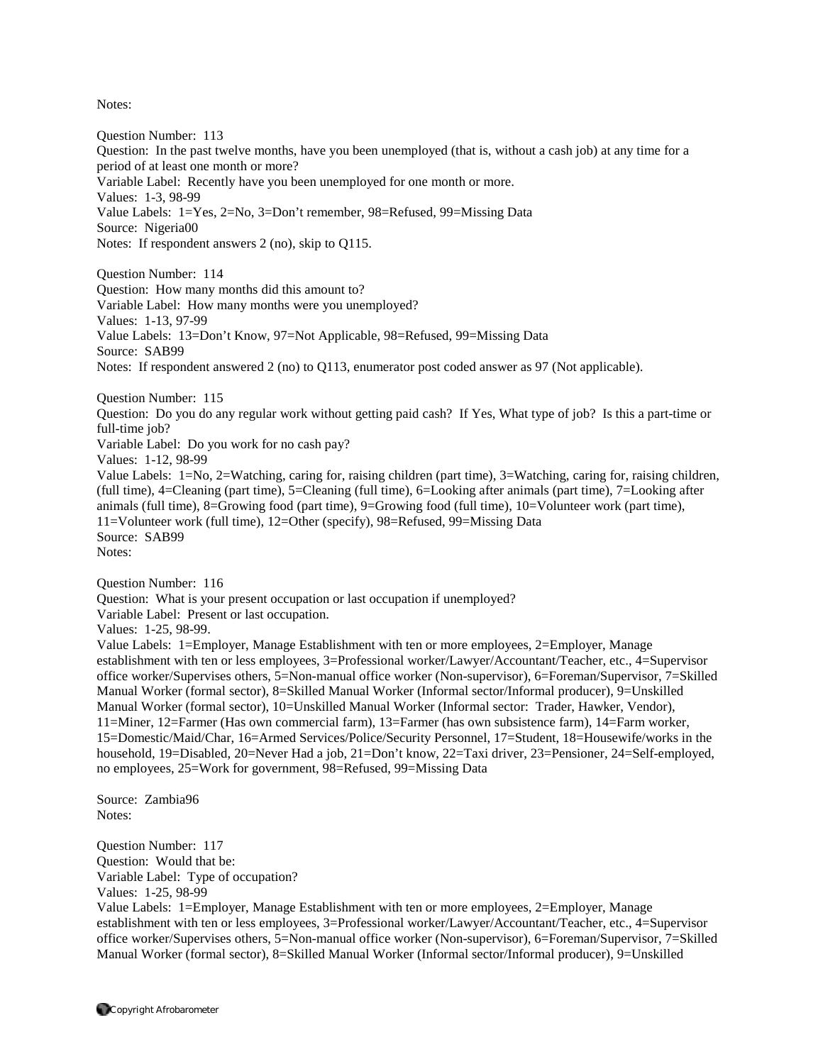Notes:

Question Number: 113
Question: In the past twelve months, have you been unemployed (that is, without a cash job) at any time for a period of at least one month or more?
Variable Label: Recently have you been unemployed for one month or more.
Values: 1-3, 98-99
Value Labels: 1=Yes, 2=No, 3=Don't remember, 98=Refused, 99=Missing Data
Source: Nigeria00
Notes: If respondent answers 2 (no), skip to Q115.

Question Number: 114
Question: How many months did this amount to?
Variable Label: How many months were you unemployed?
Values: 1-13, 97-99
Value Labels: 13=Don't Know, 97=Not Applicable, 98=Refused, 99=Missing Data
Source: SAB99
Notes: If respondent answered 2 (no) to Q113, enumerator post coded answer as 97 (Not applicable).

Question Number: 115
Question: Do you do any regular work without getting paid cash? If Yes, What type of job? Is this a part-time or full-time job?
Variable Label: Do you work for no cash pay?
Values: 1-12, 98-99
Value Labels: 1=No, 2=Watching, caring for, raising children (part time), 3=Watching, caring for, raising children, (full time), 4=Cleaning (part time), 5=Cleaning (full time), 6=Looking after animals (part time), 7=Looking after animals (full time), 8=Growing food (part time), 9=Growing food (full time), 10=Volunteer work (part time), 11=Volunteer work (full time), 12=Other (specify), 98=Refused, 99=Missing Data
Source: SAB99
Notes:

Question Number: 116
Question: What is your present occupation or last occupation if unemployed?
Variable Label: Present or last occupation.
Values: 1-25, 98-99.
Value Labels: 1=Employer, Manage Establishment with ten or more employees, 2=Employer, Manage establishment with ten or less employees, 3=Professional worker/Lawyer/Accountant/Teacher, etc., 4=Supervisor office worker/Supervises others, 5=Non-manual office worker (Non-supervisor), 6=Foreman/Supervisor, 7=Skilled Manual Worker (formal sector), 8=Skilled Manual Worker (Informal sector/Informal producer), 9=Unskilled Manual Worker (formal sector), 10=Unskilled Manual Worker (Informal sector: Trader, Hawker, Vendor), 11=Miner, 12=Farmer (Has own commercial farm), 13=Farmer (has own subsistence farm), 14=Farm worker, 15=Domestic/Maid/Char, 16=Armed Services/Police/Security Personnel, 17=Student, 18=Housewife/works in the household, 19=Disabled, 20=Never Had a job, 21=Don't know, 22=Taxi driver, 23=Pensioner, 24=Self-employed, no employees, 25=Work for government, 98=Refused, 99=Missing Data

Source: Zambia96
Notes:

Question Number: 117
Question: Would that be:
Variable Label: Type of occupation?
Values: 1-25, 98-99
Value Labels: 1=Employer, Manage Establishment with ten or more employees, 2=Employer, Manage establishment with ten or less employees, 3=Professional worker/Lawyer/Accountant/Teacher, etc., 4=Supervisor office worker/Supervises others, 5=Non-manual office worker (Non-supervisor), 6=Foreman/Supervisor, 7=Skilled Manual Worker (formal sector), 8=Skilled Manual Worker (Informal sector/Informal producer), 9=Unskilled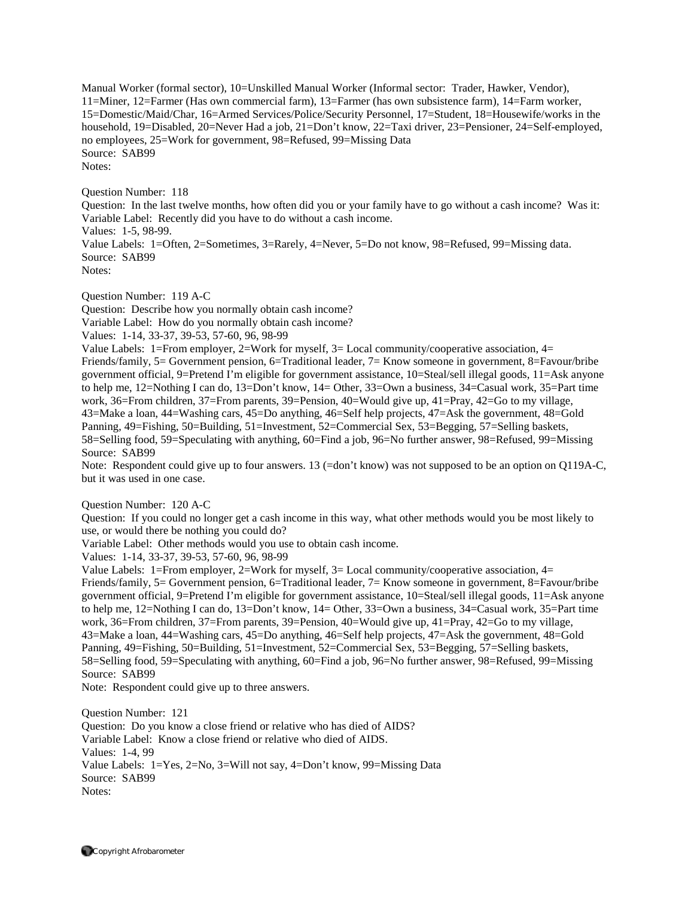Manual Worker (formal sector), 10=Unskilled Manual Worker (Informal sector: Trader, Hawker, Vendor), 11=Miner, 12=Farmer (Has own commercial farm), 13=Farmer (has own subsistence farm), 14=Farm worker, 15=Domestic/Maid/Char, 16=Armed Services/Police/Security Personnel, 17=Student, 18=Housewife/works in the household, 19=Disabled, 20=Never Had a job, 21=Don't know, 22=Taxi driver, 23=Pensioner, 24=Self-employed, no employees, 25=Work for government, 98=Refused, 99=Missing Data
Source: SAB99
Notes:

Question Number: 118
Question: In the last twelve months, how often did you or your family have to go without a cash income? Was it:
Variable Label: Recently did you have to do without a cash income.
Values: 1-5, 98-99.
Value Labels: 1=Often, 2=Sometimes, 3=Rarely, 4=Never, 5=Do not know, 98=Refused, 99=Missing data.
Source: SAB99
Notes:

Question Number: 119 A-C
Question: Describe how you normally obtain cash income?
Variable Label: How do you normally obtain cash income?
Values: 1-14, 33-37, 39-53, 57-60, 96, 98-99
Value Labels: 1=From employer, 2=Work for myself, 3= Local community/cooperative association, 4= Friends/family, 5= Government pension, 6=Traditional leader, 7= Know someone in government, 8=Favour/bribe government official, 9=Pretend I'm eligible for government assistance, 10=Steal/sell illegal goods, 11=Ask anyone to help me, 12=Nothing I can do, 13=Don't know, 14= Other, 33=Own a business, 34=Casual work, 35=Part time work, 36=From children, 37=From parents, 39=Pension, 40=Would give up, 41=Pray, 42=Go to my village, 43=Make a loan, 44=Washing cars, 45=Do anything, 46=Self help projects, 47=Ask the government, 48=Gold Panning, 49=Fishing, 50=Building, 51=Investment, 52=Commercial Sex, 53=Begging, 57=Selling baskets, 58=Selling food, 59=Speculating with anything, 60=Find a job, 96=No further answer, 98=Refused, 99=Missing
Source: SAB99
Note: Respondent could give up to four answers. 13 (=don't know) was not supposed to be an option on Q119A-C, but it was used in one case.

Question Number: 120 A-C
Question: If you could no longer get a cash income in this way, what other methods would you be most likely to use, or would there be nothing you could do?
Variable Label: Other methods would you use to obtain cash income.
Values: 1-14, 33-37, 39-53, 57-60, 96, 98-99
Value Labels: 1=From employer, 2=Work for myself, 3= Local community/cooperative association, 4= Friends/family, 5= Government pension, 6=Traditional leader, 7= Know someone in government, 8=Favour/bribe government official, 9=Pretend I'm eligible for government assistance, 10=Steal/sell illegal goods, 11=Ask anyone to help me, 12=Nothing I can do, 13=Don't know, 14= Other, 33=Own a business, 34=Casual work, 35=Part time work, 36=From children, 37=From parents, 39=Pension, 40=Would give up, 41=Pray, 42=Go to my village, 43=Make a loan, 44=Washing cars, 45=Do anything, 46=Self help projects, 47=Ask the government, 48=Gold Panning, 49=Fishing, 50=Building, 51=Investment, 52=Commercial Sex, 53=Begging, 57=Selling baskets, 58=Selling food, 59=Speculating with anything, 60=Find a job, 96=No further answer, 98=Refused, 99=Missing
Source: SAB99
Note: Respondent could give up to three answers.

Question Number: 121
Question: Do you know a close friend or relative who has died of AIDS?
Variable Label: Know a close friend or relative who died of AIDS.
Values: 1-4, 99
Value Labels: 1=Yes, 2=No, 3=Will not say, 4=Don't know, 99=Missing Data
Source: SAB99
Notes: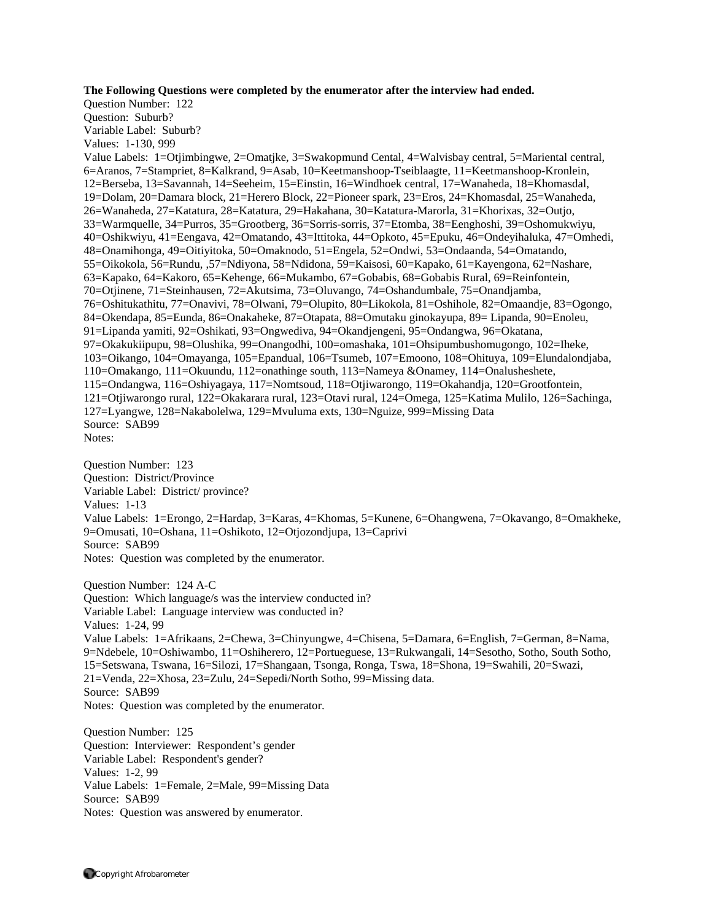**The Following Questions were completed by the enumerator after the interview had ended.**

Question Number: 122
Question: Suburb?
Variable Label: Suburb?
Values: 1-130, 999
Value Labels: 1=Otjimbingwe, 2=Omatjke, 3=Swakopmund Cental, 4=Walvisbay central, 5=Mariental central, 6=Aranos, 7=Stampriet, 8=Kalkrand, 9=Asab, 10=Keetmanshoop-Tseiblaagte, 11=Keetmanshoop-Kronlein, 12=Berseba, 13=Savannah, 14=Seeheim, 15=Einstin, 16=Windhoek central, 17=Wanaheda, 18=Khomasdal, 19=Dolam, 20=Damara block, 21=Herero Block, 22=Pioneer spark, 23=Eros, 24=Khomasdal, 25=Wanaheda, 26=Wanaheda, 27=Katatura, 28=Katatura, 29=Hakahana, 30=Katatura-Marorla, 31=Khorixas, 32=Outjo, 33=Warmquelle, 34=Purros, 35=Grootberg, 36=Sorris-sorris, 37=Etomba, 38=Eenghoshi, 39=Oshomukwiyu, 40=Oshikwiyu, 41=Eengava, 42=Omatando, 43=Ittitoka, 44=Opkoto, 45=Epuku, 46=Ondeyihaluka, 47=Omhedi, 48=Onamihonga, 49=Oitiyitoka, 50=Omaknodo, 51=Engela, 52=Ondwi, 53=Ondaanda, 54=Omatando, 55=Oikokola, 56=Rundu, ,57=Ndiyona, 58=Ndidona, 59=Kaisosi, 60=Kapako, 61=Kayengona, 62=Nashare, 63=Kapako, 64=Kakoro, 65=Kehenge, 66=Mukambo, 67=Gobabis, 68=Gobabis Rural, 69=Reinfontein, 70=Otjinene, 71=Steinhausen, 72=Akutsima, 73=Oluvango, 74=Oshandumbale, 75=Onandjamba, 76=Oshitukathitu, 77=Onavivi, 78=Olwani, 79=Olupito, 80=Likokola, 81=Oshihole, 82=Omaandje, 83=Ogongo, 84=Okendapa, 85=Eunda, 86=Onakaheke, 87=Otapata, 88=Omutaku ginokayupa, 89= Lipanda, 90=Enoleu, 91=Lipanda yamiti, 92=Oshikati, 93=Ongwediva, 94=Okandjengeni, 95=Ondangwa, 96=Okatana, 97=Okakukiipupu, 98=Olushika, 99=Onangodhi, 100=omashaka, 101=Ohsipumbushomugongo, 102=Iheke, 103=Oikango, 104=Omayanga, 105=Epandual, 106=Tsumeb, 107=Emoono, 108=Ohituya, 109=Elundalondjaba, 110=Omakango, 111=Okuundu, 112=onathinge south, 113=Nameya &Onamey, 114=Onalusheshete, 115=Ondangwa, 116=Oshiyagaya, 117=Nomtsoud, 118=Otjiwarongo, 119=Okahandja, 120=Grootfontein, 121=Otjiwarongo rural, 122=Okakarara rural, 123=Otavi rural, 124=Omega, 125=Katima Mulilo, 126=Sachinga, 127=Lyangwe, 128=Nakabolelwa, 129=Mvuluma exts, 130=Nguize, 999=Missing Data
Source: SAB99
Notes:

Question Number: 123
Question: District/Province
Variable Label: District/ province?
Values: 1-13
Value Labels: 1=Erongo, 2=Hardap, 3=Karas, 4=Khomas, 5=Kunene, 6=Ohangwena, 7=Okavango, 8=Omakheke, 9=Omusati, 10=Oshana, 11=Oshikoto, 12=Otjozondjupa, 13=Caprivi
Source: SAB99
Notes: Question was completed by the enumerator.

Question Number: 124 A-C
Question: Which language/s was the interview conducted in?
Variable Label: Language interview was conducted in?
Values: 1-24, 99
Value Labels: 1=Afrikaans, 2=Chewa, 3=Chinyungwe, 4=Chisena, 5=Damara, 6=English, 7=German, 8=Nama, 9=Ndebele, 10=Oshiwambo, 11=Oshiherero, 12=Portueguese, 13=Rukwangali, 14=Sesotho, Sotho, South Sotho, 15=Setswana, Tswana, 16=Silozi, 17=Shangaan, Tsonga, Ronga, Tswa, 18=Shona, 19=Swahili, 20=Swazi, 21=Venda, 22=Xhosa, 23=Zulu, 24=Sepedi/North Sotho, 99=Missing data.
Source: SAB99
Notes: Question was completed by the enumerator.

Question Number: 125
Question: Interviewer: Respondent's gender
Variable Label: Respondent's gender?
Values: 1-2, 99
Value Labels: 1=Female, 2=Male, 99=Missing Data
Source: SAB99
Notes: Question was answered by enumerator.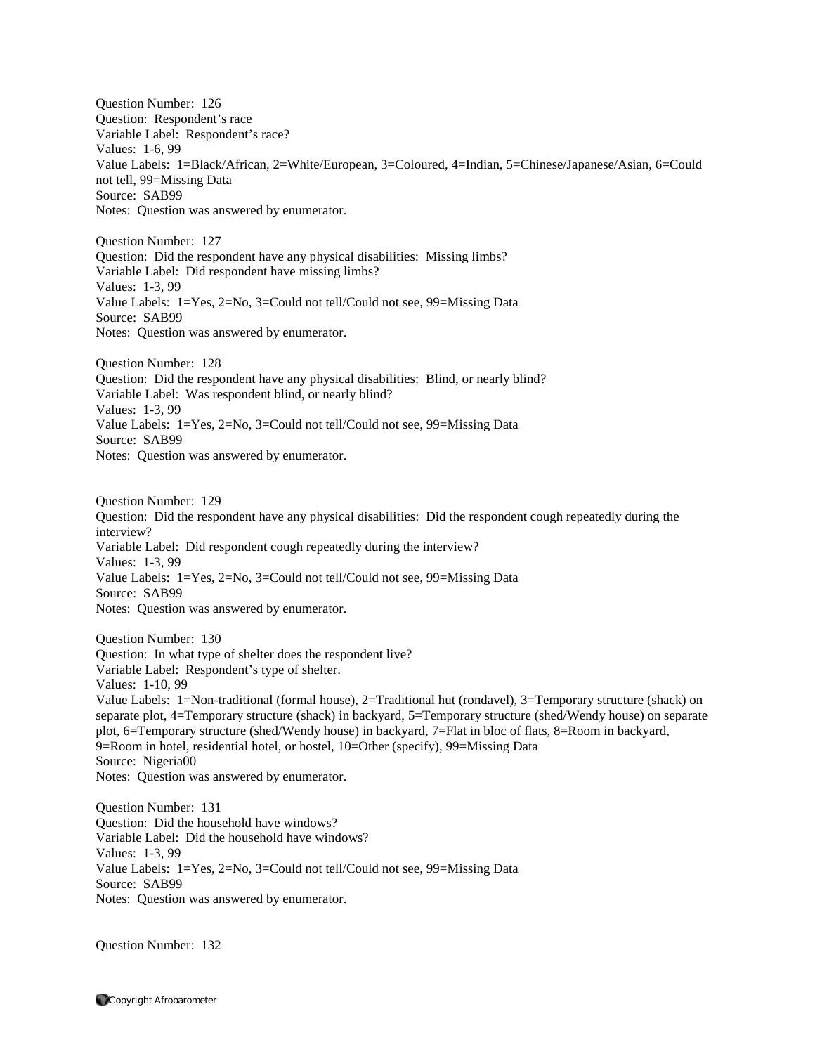Question Number: 126
Question: Respondent's race
Variable Label: Respondent's race?
Values: 1-6, 99
Value Labels: 1=Black/African, 2=White/European, 3=Coloured, 4=Indian, 5=Chinese/Japanese/Asian, 6=Could not tell, 99=Missing Data
Source: SAB99
Notes: Question was answered by enumerator.

Question Number: 127
Question: Did the respondent have any physical disabilities: Missing limbs?
Variable Label: Did respondent have missing limbs?
Values: 1-3, 99
Value Labels: 1=Yes, 2=No, 3=Could not tell/Could not see, 99=Missing Data
Source: SAB99
Notes: Question was answered by enumerator.

Question Number: 128
Question: Did the respondent have any physical disabilities: Blind, or nearly blind?
Variable Label: Was respondent blind, or nearly blind?
Values: 1-3, 99
Value Labels: 1=Yes, 2=No, 3=Could not tell/Could not see, 99=Missing Data
Source: SAB99
Notes: Question was answered by enumerator.

Question Number: 129
Question: Did the respondent have any physical disabilities: Did the respondent cough repeatedly during the interview?
Variable Label: Did respondent cough repeatedly during the interview?
Values: 1-3, 99
Value Labels: 1=Yes, 2=No, 3=Could not tell/Could not see, 99=Missing Data
Source: SAB99
Notes: Question was answered by enumerator.

Question Number: 130
Question: In what type of shelter does the respondent live?
Variable Label: Respondent's type of shelter.
Values: 1-10, 99
Value Labels: 1=Non-traditional (formal house), 2=Traditional hut (rondavel), 3=Temporary structure (shack) on separate plot, 4=Temporary structure (shack) in backyard, 5=Temporary structure (shed/Wendy house) on separate plot, 6=Temporary structure (shed/Wendy house) in backyard, 7=Flat in bloc of flats, 8=Room in backyard, 9=Room in hotel, residential hotel, or hostel, 10=Other (specify), 99=Missing Data
Source: Nigeria00
Notes: Question was answered by enumerator.

Question Number: 131
Question: Did the household have windows?
Variable Label: Did the household have windows?
Values: 1-3, 99
Value Labels: 1=Yes, 2=No, 3=Could not tell/Could not see, 99=Missing Data
Source: SAB99
Notes: Question was answered by enumerator.

Question Number: 132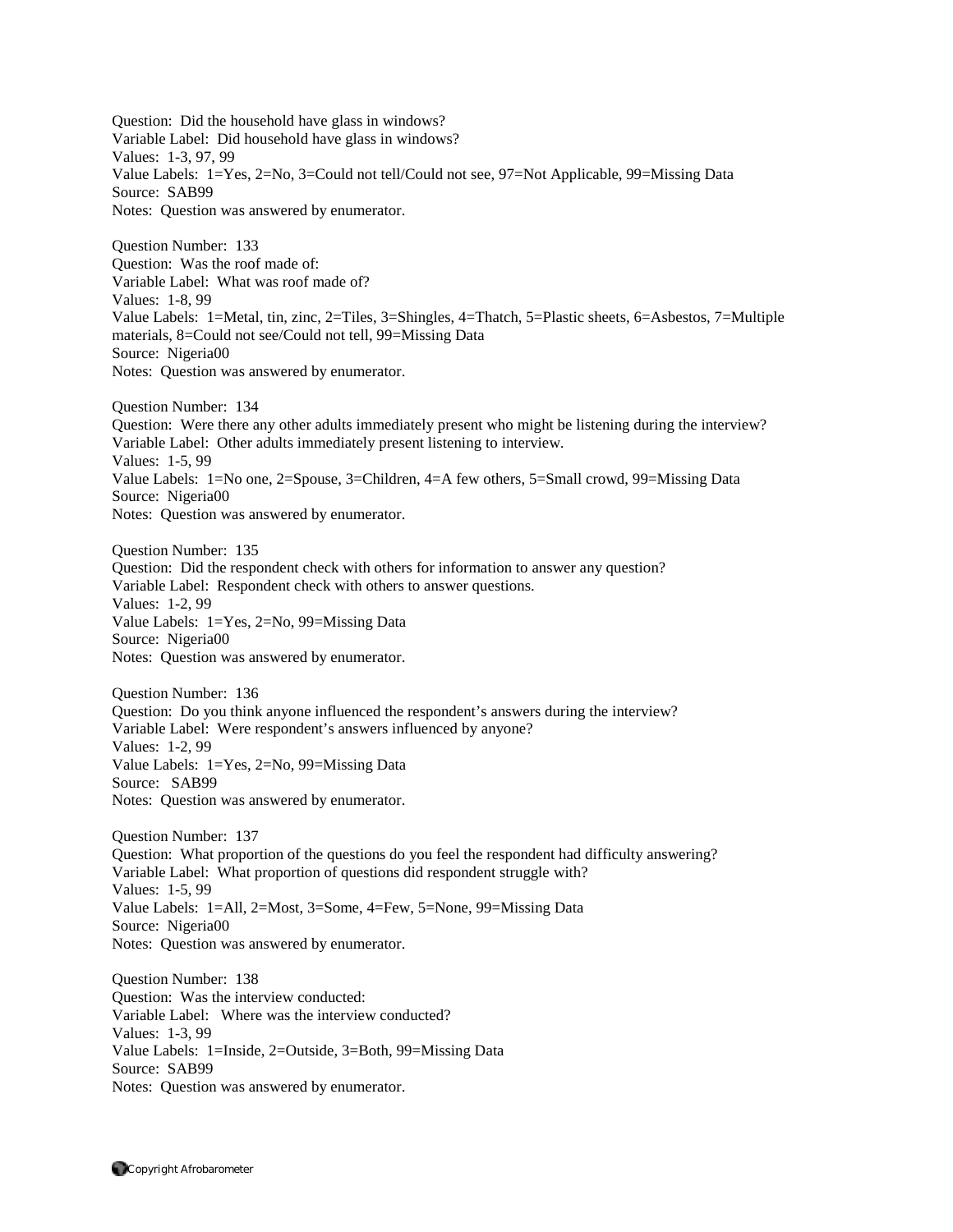Question: Did the household have glass in windows?
Variable Label: Did household have glass in windows?
Values: 1-3, 97, 99
Value Labels: 1=Yes, 2=No, 3=Could not tell/Could not see, 97=Not Applicable, 99=Missing Data
Source: SAB99
Notes: Question was answered by enumerator.

Question Number: 133
Question: Was the roof made of:
Variable Label: What was roof made of?
Values: 1-8, 99
Value Labels: 1=Metal, tin, zinc, 2=Tiles, 3=Shingles, 4=Thatch, 5=Plastic sheets, 6=Asbestos, 7=Multiple materials, 8=Could not see/Could not tell, 99=Missing Data
Source: Nigeria00
Notes: Question was answered by enumerator.

Question Number: 134
Question: Were there any other adults immediately present who might be listening during the interview?
Variable Label: Other adults immediately present listening to interview.
Values: 1-5, 99
Value Labels: 1=No one, 2=Spouse, 3=Children, 4=A few others, 5=Small crowd, 99=Missing Data
Source: Nigeria00
Notes: Question was answered by enumerator.

Question Number: 135
Question: Did the respondent check with others for information to answer any question?
Variable Label: Respondent check with others to answer questions.
Values: 1-2, 99
Value Labels: 1=Yes, 2=No, 99=Missing Data
Source: Nigeria00
Notes: Question was answered by enumerator.

Question Number: 136
Question: Do you think anyone influenced the respondent's answers during the interview?
Variable Label: Were respondent's answers influenced by anyone?
Values: 1-2, 99
Value Labels: 1=Yes, 2=No, 99=Missing Data
Source: SAB99
Notes: Question was answered by enumerator.

Question Number: 137
Question: What proportion of the questions do you feel the respondent had difficulty answering?
Variable Label: What proportion of questions did respondent struggle with?
Values: 1-5, 99
Value Labels: 1=All, 2=Most, 3=Some, 4=Few, 5=None, 99=Missing Data
Source: Nigeria00
Notes: Question was answered by enumerator.

Question Number: 138
Question: Was the interview conducted:
Variable Label: Where was the interview conducted?
Values: 1-3, 99
Value Labels: 1=Inside, 2=Outside, 3=Both, 99=Missing Data
Source: SAB99
Notes: Question was answered by enumerator.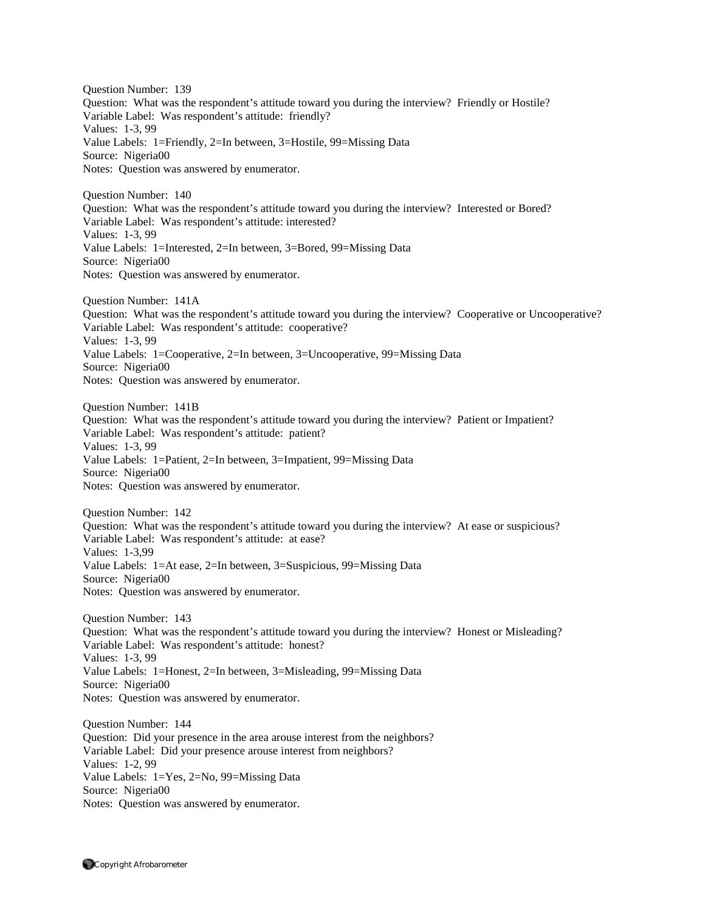Question Number: 139
Question: What was the respondent's attitude toward you during the interview? Friendly or Hostile?
Variable Label: Was respondent's attitude: friendly?
Values: 1-3, 99
Value Labels: 1=Friendly, 2=In between, 3=Hostile, 99=Missing Data
Source: Nigeria00
Notes: Question was answered by enumerator.

Question Number: 140
Question: What was the respondent's attitude toward you during the interview? Interested or Bored?
Variable Label: Was respondent's attitude: interested?
Values: 1-3, 99
Value Labels: 1=Interested, 2=In between, 3=Bored, 99=Missing Data
Source: Nigeria00
Notes: Question was answered by enumerator.

Question Number: 141A
Question: What was the respondent's attitude toward you during the interview? Cooperative or Uncooperative?
Variable Label: Was respondent's attitude: cooperative?
Values: 1-3, 99
Value Labels: 1=Cooperative, 2=In between, 3=Uncooperative, 99=Missing Data
Source: Nigeria00
Notes: Question was answered by enumerator.

Question Number: 141B
Question: What was the respondent's attitude toward you during the interview? Patient or Impatient?
Variable Label: Was respondent's attitude: patient?
Values: 1-3, 99
Value Labels: 1=Patient, 2=In between, 3=Impatient, 99=Missing Data
Source: Nigeria00
Notes: Question was answered by enumerator.

Question Number: 142
Question: What was the respondent's attitude toward you during the interview? At ease or suspicious?
Variable Label: Was respondent's attitude: at ease?
Values: 1-3,99
Value Labels: 1=At ease, 2=In between, 3=Suspicious, 99=Missing Data
Source: Nigeria00
Notes: Question was answered by enumerator.

Question Number: 143
Question: What was the respondent's attitude toward you during the interview? Honest or Misleading?
Variable Label: Was respondent's attitude: honest?
Values: 1-3, 99
Value Labels: 1=Honest, 2=In between, 3=Misleading, 99=Missing Data
Source: Nigeria00
Notes: Question was answered by enumerator.

Question Number: 144
Question: Did your presence in the area arouse interest from the neighbors?
Variable Label: Did your presence arouse interest from neighbors?
Values: 1-2, 99
Value Labels: 1=Yes, 2=No, 99=Missing Data
Source: Nigeria00
Notes: Question was answered by enumerator.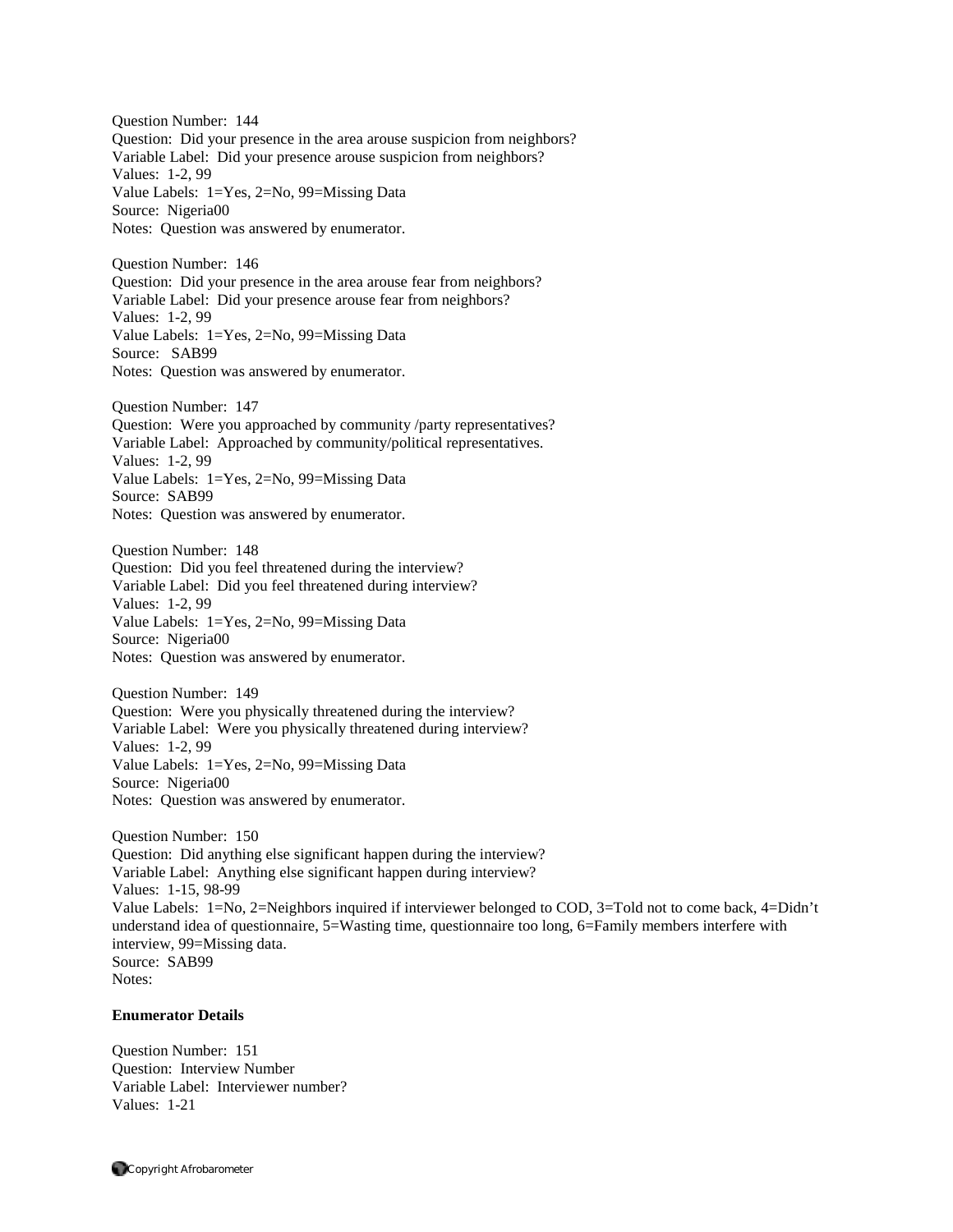Question Number: 144
Question: Did your presence in the area arouse suspicion from neighbors?
Variable Label: Did your presence arouse suspicion from neighbors?
Values: 1-2, 99
Value Labels: 1=Yes, 2=No, 99=Missing Data
Source: Nigeria00
Notes: Question was answered by enumerator.

Question Number: 146
Question: Did your presence in the area arouse fear from neighbors?
Variable Label: Did your presence arouse fear from neighbors?
Values: 1-2, 99
Value Labels: 1=Yes, 2=No, 99=Missing Data
Source: SAB99
Notes: Question was answered by enumerator.

Question Number: 147
Question: Were you approached by community /party representatives?
Variable Label: Approached by community/political representatives.
Values: 1-2, 99
Value Labels: 1=Yes, 2=No, 99=Missing Data
Source: SAB99
Notes: Question was answered by enumerator.

Question Number: 148
Question: Did you feel threatened during the interview?
Variable Label: Did you feel threatened during interview?
Values: 1-2, 99
Value Labels: 1=Yes, 2=No, 99=Missing Data
Source: Nigeria00
Notes: Question was answered by enumerator.

Question Number: 149
Question: Were you physically threatened during the interview?
Variable Label: Were you physically threatened during interview?
Values: 1-2, 99
Value Labels: 1=Yes, 2=No, 99=Missing Data
Source: Nigeria00
Notes: Question was answered by enumerator.

Question Number: 150
Question: Did anything else significant happen during the interview?
Variable Label: Anything else significant happen during interview?
Values: 1-15, 98-99
Value Labels: 1=No, 2=Neighbors inquired if interviewer belonged to COD, 3=Told not to come back, 4=Didn't understand idea of questionnaire, 5=Wasting time, questionnaire too long, 6=Family members interfere with interview, 99=Missing data.
Source: SAB99
Notes:

**Enumerator Details**

Question Number: 151
Question: Interview Number
Variable Label: Interviewer number?
Values: 1-21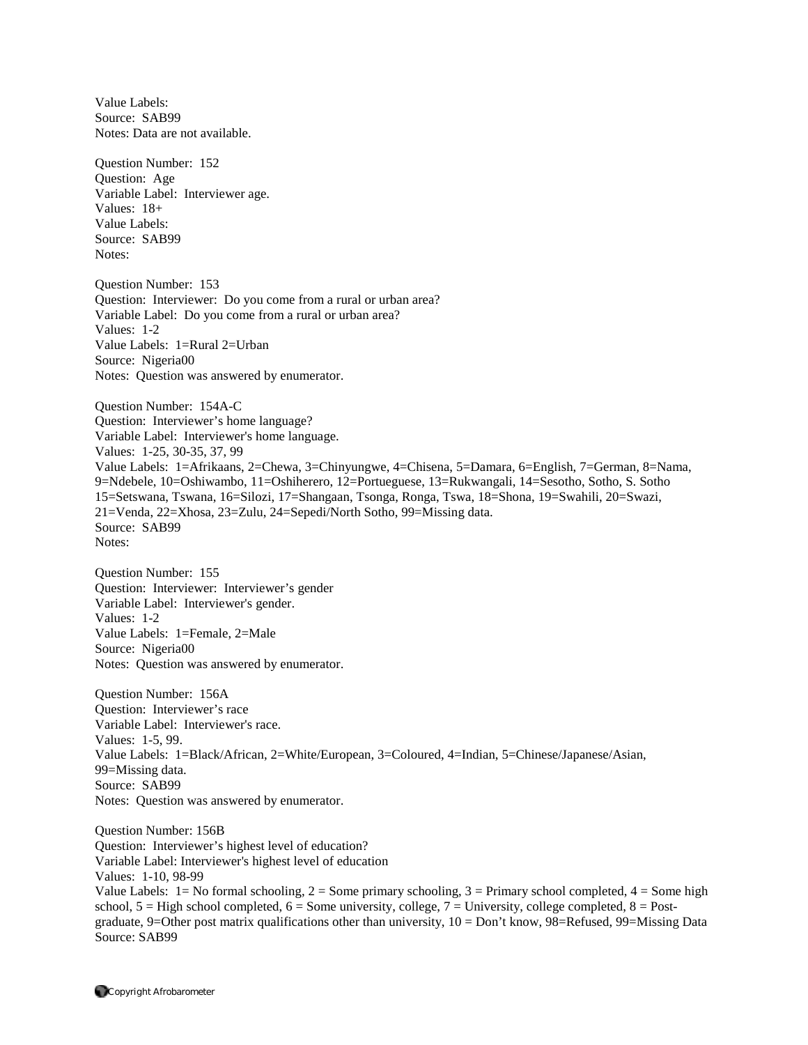Value Labels:
Source: SAB99
Notes: Data are not available.

Question Number: 152
Question: Age
Variable Label: Interviewer age.
Values: 18+
Value Labels:
Source: SAB99
Notes:

Question Number: 153
Question: Interviewer: Do you come from a rural or urban area?
Variable Label: Do you come from a rural or urban area?
Values: 1-2
Value Labels: 1=Rural 2=Urban
Source: Nigeria00
Notes: Question was answered by enumerator.

Question Number: 154A-C
Question: Interviewer's home language?
Variable Label: Interviewer's home language.
Values: 1-25, 30-35, 37, 99
Value Labels: 1=Afrikaans, 2=Chewa, 3=Chinyungwe, 4=Chisena, 5=Damara, 6=English, 7=German, 8=Nama, 9=Ndebele, 10=Oshiwambo, 11=Oshiherero, 12=Portueguese, 13=Rukwangali, 14=Sesotho, Sotho, S. Sotho 15=Setswana, Tswana, 16=Silozi, 17=Shangaan, Tsonga, Ronga, Tswa, 18=Shona, 19=Swahili, 20=Swazi, 21=Venda, 22=Xhosa, 23=Zulu, 24=Sepedi/North Sotho, 99=Missing data.
Source: SAB99
Notes:

Question Number: 155
Question: Interviewer: Interviewer's gender
Variable Label: Interviewer's gender.
Values: 1-2
Value Labels: 1=Female, 2=Male
Source: Nigeria00
Notes: Question was answered by enumerator.

Question Number: 156A
Question: Interviewer's race
Variable Label: Interviewer's race.
Values: 1-5, 99.
Value Labels: 1=Black/African, 2=White/European, 3=Coloured, 4=Indian, 5=Chinese/Japanese/Asian, 99=Missing data.
Source: SAB99
Notes: Question was answered by enumerator.

Question Number: 156B
Question: Interviewer's highest level of education?
Variable Label: Interviewer's highest level of education
Values: 1-10, 98-99
Value Labels: 1= No formal schooling, 2 = Some primary schooling, 3 = Primary school completed, 4 = Some high school, 5 = High school completed, 6 = Some university, college, 7 = University, college completed, 8 = Post-graduate, 9=Other post matrix qualifications other than university, 10 = Don't know, 98=Refused, 99=Missing Data
Source: SAB99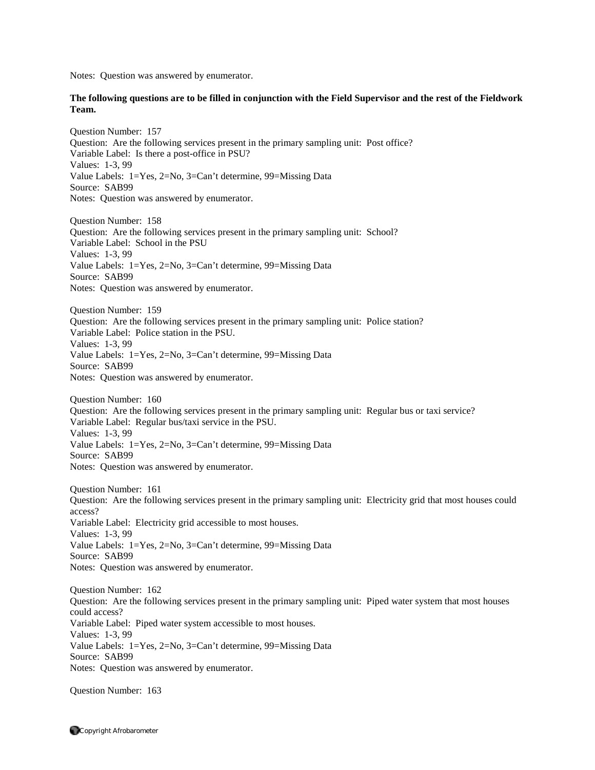Notes: Question was answered by enumerator.

**The following questions are to be filled in conjunction with the Field Supervisor and the rest of the Fieldwork Team.**

Question Number: 157
Question: Are the following services present in the primary sampling unit: Post office?
Variable Label: Is there a post-office in PSU?
Values: 1-3, 99
Value Labels: 1=Yes, 2=No, 3=Can't determine, 99=Missing Data
Source: SAB99
Notes: Question was answered by enumerator.

Question Number: 158
Question: Are the following services present in the primary sampling unit: School?
Variable Label: School in the PSU
Values: 1-3, 99
Value Labels: 1=Yes, 2=No, 3=Can't determine, 99=Missing Data
Source: SAB99
Notes: Question was answered by enumerator.

Question Number: 159
Question: Are the following services present in the primary sampling unit: Police station?
Variable Label: Police station in the PSU.
Values: 1-3, 99
Value Labels: 1=Yes, 2=No, 3=Can't determine, 99=Missing Data
Source: SAB99
Notes: Question was answered by enumerator.

Question Number: 160
Question: Are the following services present in the primary sampling unit: Regular bus or taxi service?
Variable Label: Regular bus/taxi service in the PSU.
Values: 1-3, 99
Value Labels: 1=Yes, 2=No, 3=Can't determine, 99=Missing Data
Source: SAB99
Notes: Question was answered by enumerator.

Question Number: 161
Question: Are the following services present in the primary sampling unit: Electricity grid that most houses could access?
Variable Label: Electricity grid accessible to most houses.
Values: 1-3, 99
Value Labels: 1=Yes, 2=No, 3=Can't determine, 99=Missing Data
Source: SAB99
Notes: Question was answered by enumerator.

Question Number: 162
Question: Are the following services present in the primary sampling unit: Piped water system that most houses could access?
Variable Label: Piped water system accessible to most houses.
Values: 1-3, 99
Value Labels: 1=Yes, 2=No, 3=Can't determine, 99=Missing Data
Source: SAB99
Notes: Question was answered by enumerator.

Question Number: 163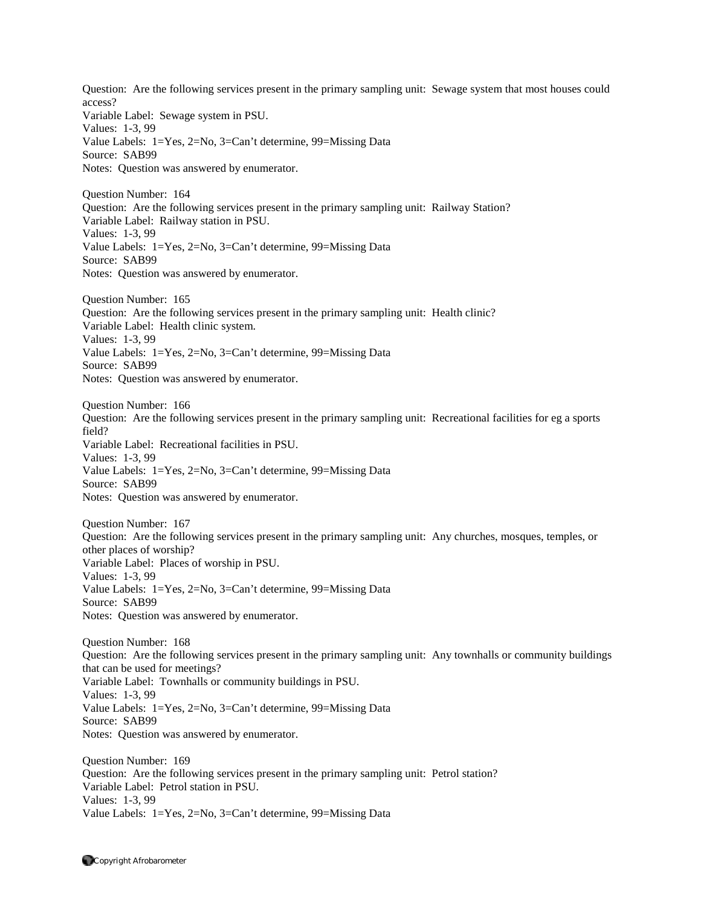Question: Are the following services present in the primary sampling unit: Sewage system that most houses could access?
Variable Label: Sewage system in PSU.
Values: 1-3, 99
Value Labels: 1=Yes, 2=No, 3=Can't determine, 99=Missing Data
Source: SAB99
Notes: Question was answered by enumerator.

Question Number: 164
Question: Are the following services present in the primary sampling unit: Railway Station?
Variable Label: Railway station in PSU.
Values: 1-3, 99
Value Labels: 1=Yes, 2=No, 3=Can't determine, 99=Missing Data
Source: SAB99
Notes: Question was answered by enumerator.

Question Number: 165
Question: Are the following services present in the primary sampling unit: Health clinic?
Variable Label: Health clinic system.
Values: 1-3, 99
Value Labels: 1=Yes, 2=No, 3=Can't determine, 99=Missing Data
Source: SAB99
Notes: Question was answered by enumerator.

Question Number: 166
Question: Are the following services present in the primary sampling unit: Recreational facilities for eg a sports field?
Variable Label: Recreational facilities in PSU.
Values: 1-3, 99
Value Labels: 1=Yes, 2=No, 3=Can't determine, 99=Missing Data
Source: SAB99
Notes: Question was answered by enumerator.

Question Number: 167
Question: Are the following services present in the primary sampling unit: Any churches, mosques, temples, or other places of worship?
Variable Label: Places of worship in PSU.
Values: 1-3, 99
Value Labels: 1=Yes, 2=No, 3=Can't determine, 99=Missing Data
Source: SAB99
Notes: Question was answered by enumerator.

Question Number: 168
Question: Are the following services present in the primary sampling unit: Any townhalls or community buildings that can be used for meetings?
Variable Label: Townhalls or community buildings in PSU.
Values: 1-3, 99
Value Labels: 1=Yes, 2=No, 3=Can't determine, 99=Missing Data
Source: SAB99
Notes: Question was answered by enumerator.

Question Number: 169
Question: Are the following services present in the primary sampling unit: Petrol station?
Variable Label: Petrol station in PSU.
Values: 1-3, 99
Value Labels: 1=Yes, 2=No, 3=Can't determine, 99=Missing Data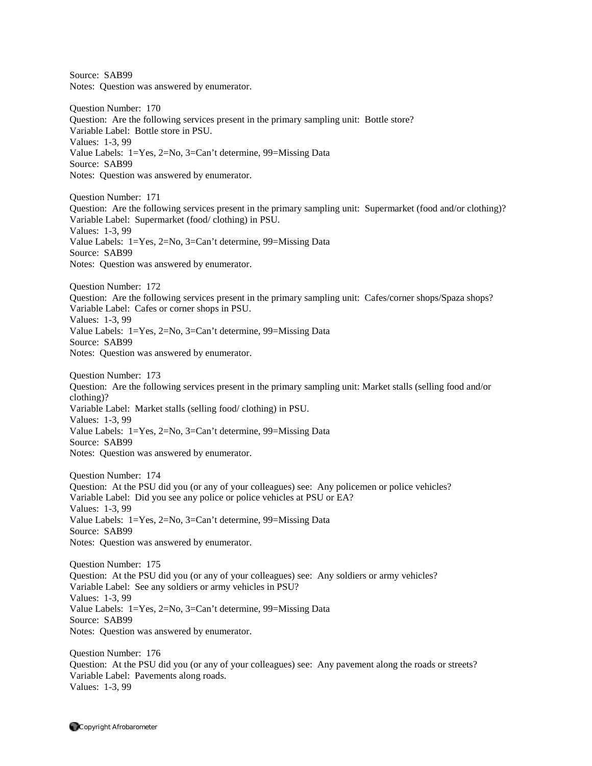Source: SAB99
Notes: Question was answered by enumerator.

Question Number: 170
Question: Are the following services present in the primary sampling unit: Bottle store?
Variable Label: Bottle store in PSU.
Values: 1-3, 99
Value Labels: 1=Yes, 2=No, 3=Can't determine, 99=Missing Data
Source: SAB99
Notes: Question was answered by enumerator.

Question Number: 171
Question: Are the following services present in the primary sampling unit: Supermarket (food and/or clothing)?
Variable Label: Supermarket (food/ clothing) in PSU.
Values: 1-3, 99
Value Labels: 1=Yes, 2=No, 3=Can't determine, 99=Missing Data
Source: SAB99
Notes: Question was answered by enumerator.

Question Number: 172
Question: Are the following services present in the primary sampling unit: Cafes/corner shops/Spaza shops?
Variable Label: Cafes or corner shops in PSU.
Values: 1-3, 99
Value Labels: 1=Yes, 2=No, 3=Can't determine, 99=Missing Data
Source: SAB99
Notes: Question was answered by enumerator.

Question Number: 173
Question: Are the following services present in the primary sampling unit: Market stalls (selling food and/or clothing)?
Variable Label: Market stalls (selling food/ clothing) in PSU.
Values: 1-3, 99
Value Labels: 1=Yes, 2=No, 3=Can't determine, 99=Missing Data
Source: SAB99
Notes: Question was answered by enumerator.

Question Number: 174
Question: At the PSU did you (or any of your colleagues) see: Any policemen or police vehicles?
Variable Label: Did you see any police or police vehicles at PSU or EA?
Values: 1-3, 99
Value Labels: 1=Yes, 2=No, 3=Can't determine, 99=Missing Data
Source: SAB99
Notes: Question was answered by enumerator.

Question Number: 175
Question: At the PSU did you (or any of your colleagues) see: Any soldiers or army vehicles?
Variable Label: See any soldiers or army vehicles in PSU?
Values: 1-3, 99
Value Labels: 1=Yes, 2=No, 3=Can't determine, 99=Missing Data
Source: SAB99
Notes: Question was answered by enumerator.

Question Number: 176
Question: At the PSU did you (or any of your colleagues) see: Any pavement along the roads or streets?
Variable Label: Pavements along roads.
Values: 1-3, 99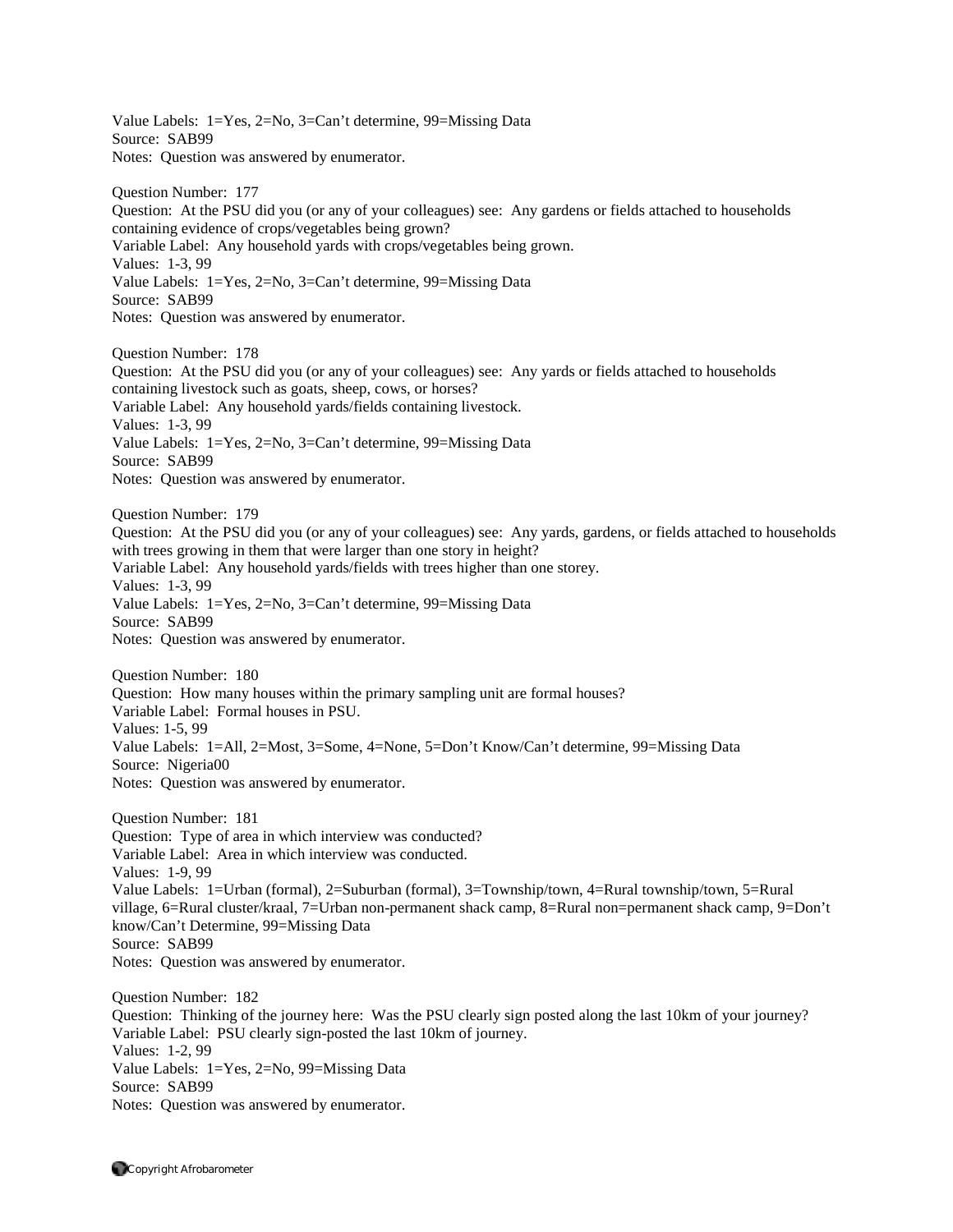Value Labels: 1=Yes, 2=No, 3=Can't determine, 99=Missing Data
Source: SAB99
Notes: Question was answered by enumerator.

Question Number: 177
Question: At the PSU did you (or any of your colleagues) see: Any gardens or fields attached to households containing evidence of crops/vegetables being grown?
Variable Label: Any household yards with crops/vegetables being grown.
Values: 1-3, 99
Value Labels: 1=Yes, 2=No, 3=Can't determine, 99=Missing Data
Source: SAB99
Notes: Question was answered by enumerator.

Question Number: 178
Question: At the PSU did you (or any of your colleagues) see: Any yards or fields attached to households containing livestock such as goats, sheep, cows, or horses?
Variable Label: Any household yards/fields containing livestock.
Values: 1-3, 99
Value Labels: 1=Yes, 2=No, 3=Can't determine, 99=Missing Data
Source: SAB99
Notes: Question was answered by enumerator.

Question Number: 179
Question: At the PSU did you (or any of your colleagues) see: Any yards, gardens, or fields attached to households with trees growing in them that were larger than one story in height?
Variable Label: Any household yards/fields with trees higher than one storey.
Values: 1-3, 99
Value Labels: 1=Yes, 2=No, 3=Can't determine, 99=Missing Data
Source: SAB99
Notes: Question was answered by enumerator.

Question Number: 180
Question: How many houses within the primary sampling unit are formal houses?
Variable Label: Formal houses in PSU.
Values: 1-5, 99
Value Labels: 1=All, 2=Most, 3=Some, 4=None, 5=Don't Know/Can't determine, 99=Missing Data
Source: Nigeria00
Notes: Question was answered by enumerator.

Question Number: 181
Question: Type of area in which interview was conducted?
Variable Label: Area in which interview was conducted.
Values: 1-9, 99
Value Labels: 1=Urban (formal), 2=Suburban (formal), 3=Township/town, 4=Rural township/town, 5=Rural village, 6=Rural cluster/kraal, 7=Urban non-permanent shack camp, 8=Rural non=permanent shack camp, 9=Don't know/Can't Determine, 99=Missing Data
Source: SAB99
Notes: Question was answered by enumerator.

Question Number: 182
Question: Thinking of the journey here: Was the PSU clearly sign posted along the last 10km of your journey?
Variable Label: PSU clearly sign-posted the last 10km of journey.
Values: 1-2, 99
Value Labels: 1=Yes, 2=No, 99=Missing Data
Source: SAB99
Notes: Question was answered by enumerator.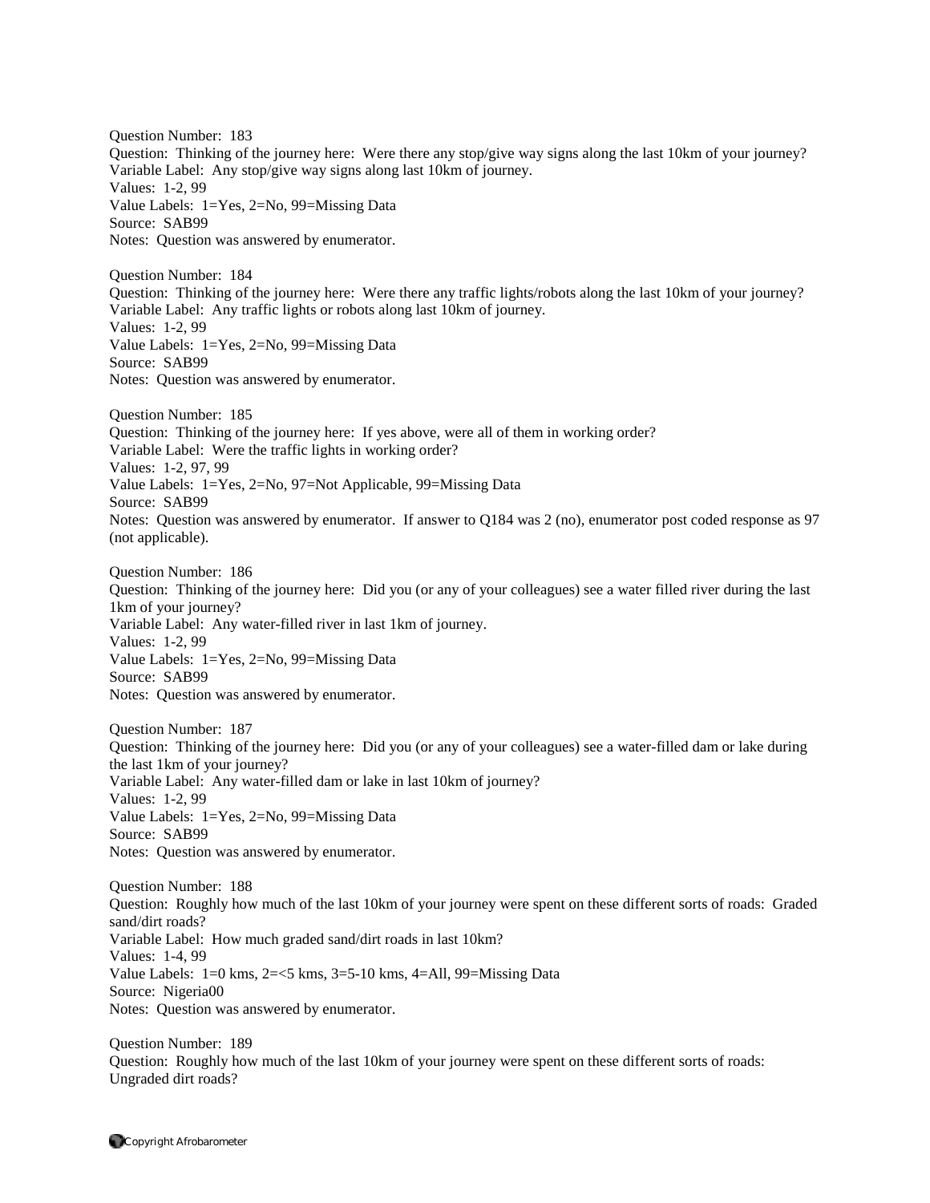Question Number: 183
Question: Thinking of the journey here: Were there any stop/give way signs along the last 10km of your journey?
Variable Label: Any stop/give way signs along last 10km of journey.
Values: 1-2, 99
Value Labels: 1=Yes, 2=No, 99=Missing Data
Source: SAB99
Notes: Question was answered by enumerator.

Question Number: 184
Question: Thinking of the journey here: Were there any traffic lights/robots along the last 10km of your journey?
Variable Label: Any traffic lights or robots along last 10km of journey.
Values: 1-2, 99
Value Labels: 1=Yes, 2=No, 99=Missing Data
Source: SAB99
Notes: Question was answered by enumerator.

Question Number: 185
Question: Thinking of the journey here: If yes above, were all of them in working order?
Variable Label: Were the traffic lights in working order?
Values: 1-2, 97, 99
Value Labels: 1=Yes, 2=No, 97=Not Applicable, 99=Missing Data
Source: SAB99
Notes: Question was answered by enumerator. If answer to Q184 was 2 (no), enumerator post coded response as 97 (not applicable).

Question Number: 186
Question: Thinking of the journey here: Did you (or any of your colleagues) see a water filled river during the last 1km of your journey?
Variable Label: Any water-filled river in last 1km of journey.
Values: 1-2, 99
Value Labels: 1=Yes, 2=No, 99=Missing Data
Source: SAB99
Notes: Question was answered by enumerator.

Question Number: 187
Question: Thinking of the journey here: Did you (or any of your colleagues) see a water-filled dam or lake during the last 1km of your journey?
Variable Label: Any water-filled dam or lake in last 10km of journey?
Values: 1-2, 99
Value Labels: 1=Yes, 2=No, 99=Missing Data
Source: SAB99
Notes: Question was answered by enumerator.

Question Number: 188
Question: Roughly how much of the last 10km of your journey were spent on these different sorts of roads: Graded sand/dirt roads?
Variable Label: How much graded sand/dirt roads in last 10km?
Values: 1-4, 99
Value Labels: 1=0 kms, 2=<5 kms, 3=5-10 kms, 4=All, 99=Missing Data
Source: Nigeria00
Notes: Question was answered by enumerator.

Question Number: 189
Question: Roughly how much of the last 10km of your journey were spent on these different sorts of roads: Ungraded dirt roads?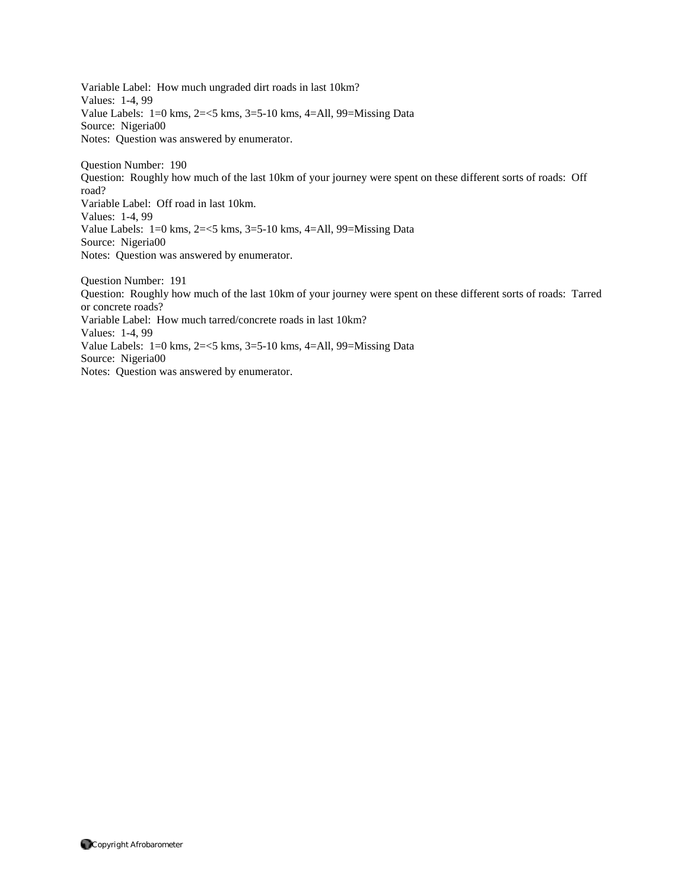Variable Label: How much ungraded dirt roads in last 10km?
Values: 1-4, 99
Value Labels: 1=0 kms, 2=<5 kms, 3=5-10 kms, 4=All, 99=Missing Data
Source: Nigeria00
Notes: Question was answered by enumerator.

Question Number: 190
Question: Roughly how much of the last 10km of your journey were spent on these different sorts of roads: Off road?
Variable Label: Off road in last 10km.
Values: 1-4, 99
Value Labels: 1=0 kms, 2=<5 kms, 3=5-10 kms, 4=All, 99=Missing Data
Source: Nigeria00
Notes: Question was answered by enumerator.

Question Number: 191
Question: Roughly how much of the last 10km of your journey were spent on these different sorts of roads: Tarred or concrete roads?
Variable Label: How much tarred/concrete roads in last 10km?
Values: 1-4, 99
Value Labels: 1=0 kms, 2=<5 kms, 3=5-10 kms, 4=All, 99=Missing Data
Source: Nigeria00
Notes: Question was answered by enumerator.